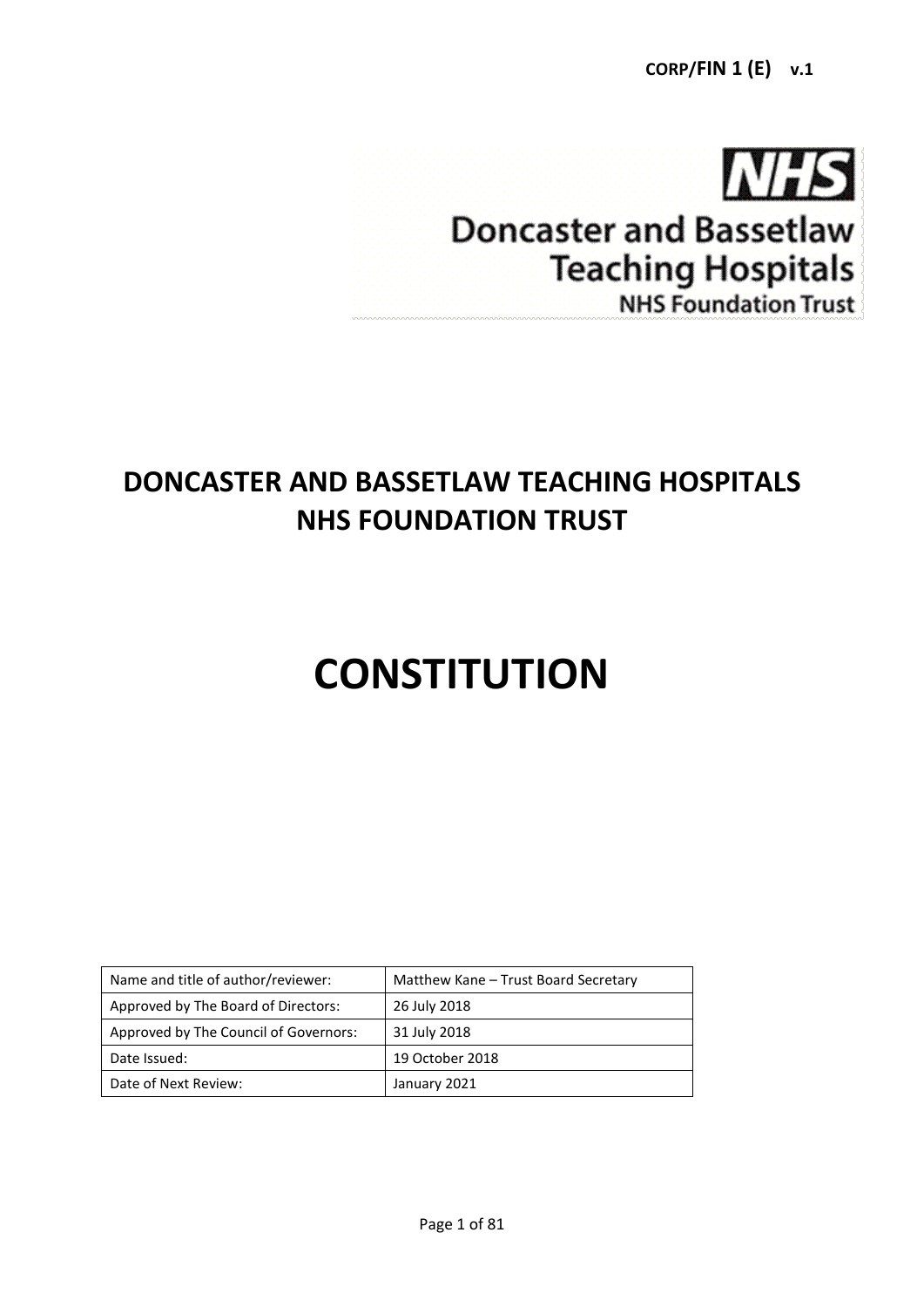CORP/FIN 1 (E) v.1

NHS
Doncaster and Bassetlaw
Teaching Hospitals
NHS Foundation Trust

# DONCASTER AND BASSETLAW TEACHING HOSPITALS NHS FOUNDATION TRUST

# CONSTITUTION

| Name and title of author/reviewer: | Matthew Kane – Trust Board Secretary |
|---|---|
| Approved by The Board of Directors: | 26 July 2018 |
| Approved by The Council of Governors: | 31 July 2018 |
| Date Issued: | 19 October 2018 |
| Date of Next Review: | January 2021 |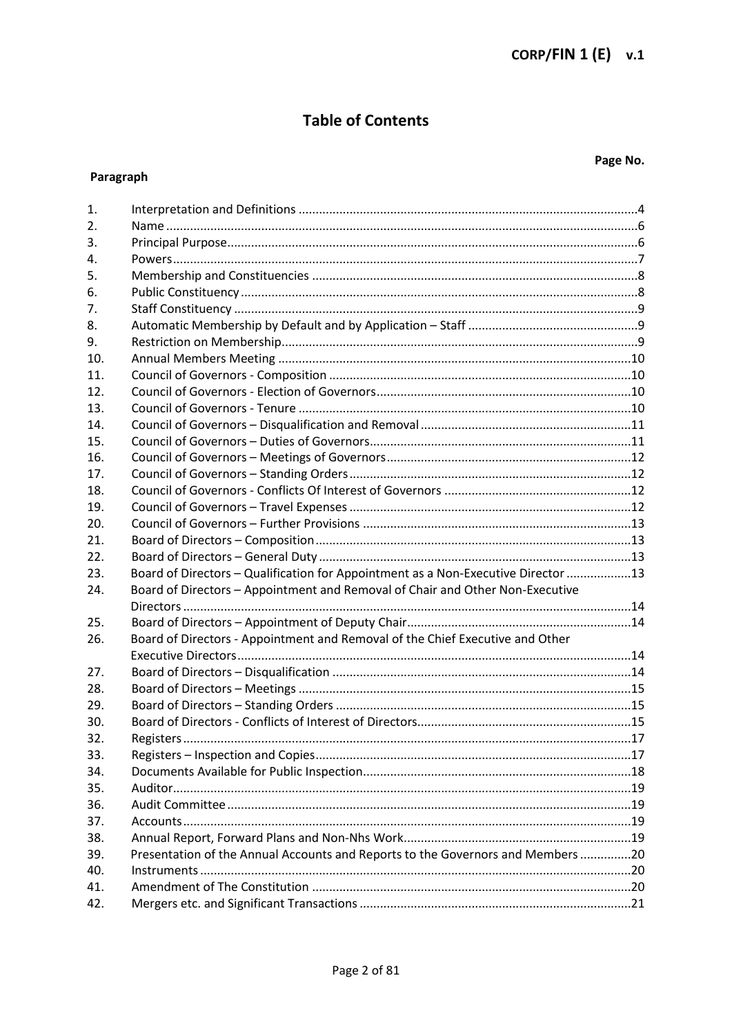# Table of Contents

| Paragraph | | Page No. |
|---|---|---|
| 1. | Interpretation and Definitions | 4 |
| 2. | Name | 6 |
| 3. | Principal Purpose | 6 |
| 4. | Powers | 7 |
| 5. | Membership and Constituencies | 8 |
| 6. | Public Constituency | 8 |
| 7. | Staff Constituency | 9 |
| 8. | Automatic Membership by Default and by Application – Staff | 9 |
| 9. | Restriction on Membership | 9 |
| 10. | Annual Members Meeting | 10 |
| 11. | Council of Governors - Composition | 10 |
| 12. | Council of Governors - Election of Governors | 10 |
| 13. | Council of Governors - Tenure | 10 |
| 14. | Council of Governors – Disqualification and Removal | 11 |
| 15. | Council of Governors – Duties of Governors | 11 |
| 16. | Council of Governors – Meetings of Governors | 12 |
| 17. | Council of Governors – Standing Orders | 12 |
| 18. | Council of Governors - Conflicts Of Interest of Governors | 12 |
| 19. | Council of Governors – Travel Expenses | 12 |
| 20. | Council of Governors – Further Provisions | 13 |
| 21. | Board of Directors – Composition | 13 |
| 22. | Board of Directors – General Duty | 13 |
| 23. | Board of Directors – Qualification for Appointment as a Non-Executive Director | 13 |
| 24. | Board of Directors – Appointment and Removal of Chair and Other Non-Executive Directors | 14 |
| 25. | Board of Directors – Appointment of Deputy Chair | 14 |
| 26. | Board of Directors - Appointment and Removal of the Chief Executive and Other Executive Directors | 14 |
| 27. | Board of Directors – Disqualification | 14 |
| 28. | Board of Directors – Meetings | 15 |
| 29. | Board of Directors – Standing Orders | 15 |
| 30. | Board of Directors - Conflicts of Interest of Directors | 15 |
| 32. | Registers | 17 |
| 33. | Registers – Inspection and Copies | 17 |
| 34. | Documents Available for Public Inspection | 18 |
| 35. | Auditor | 19 |
| 36. | Audit Committee | 19 |
| 37. | Accounts | 19 |
| 38. | Annual Report, Forward Plans and Non-Nhs Work | 19 |
| 39. | Presentation of the Annual Accounts and Reports to the Governors and Members | 20 |
| 40. | Instruments | 20 |
| 41. | Amendment of The Constitution | 20 |
| 42. | Mergers etc. and Significant Transactions | 21 |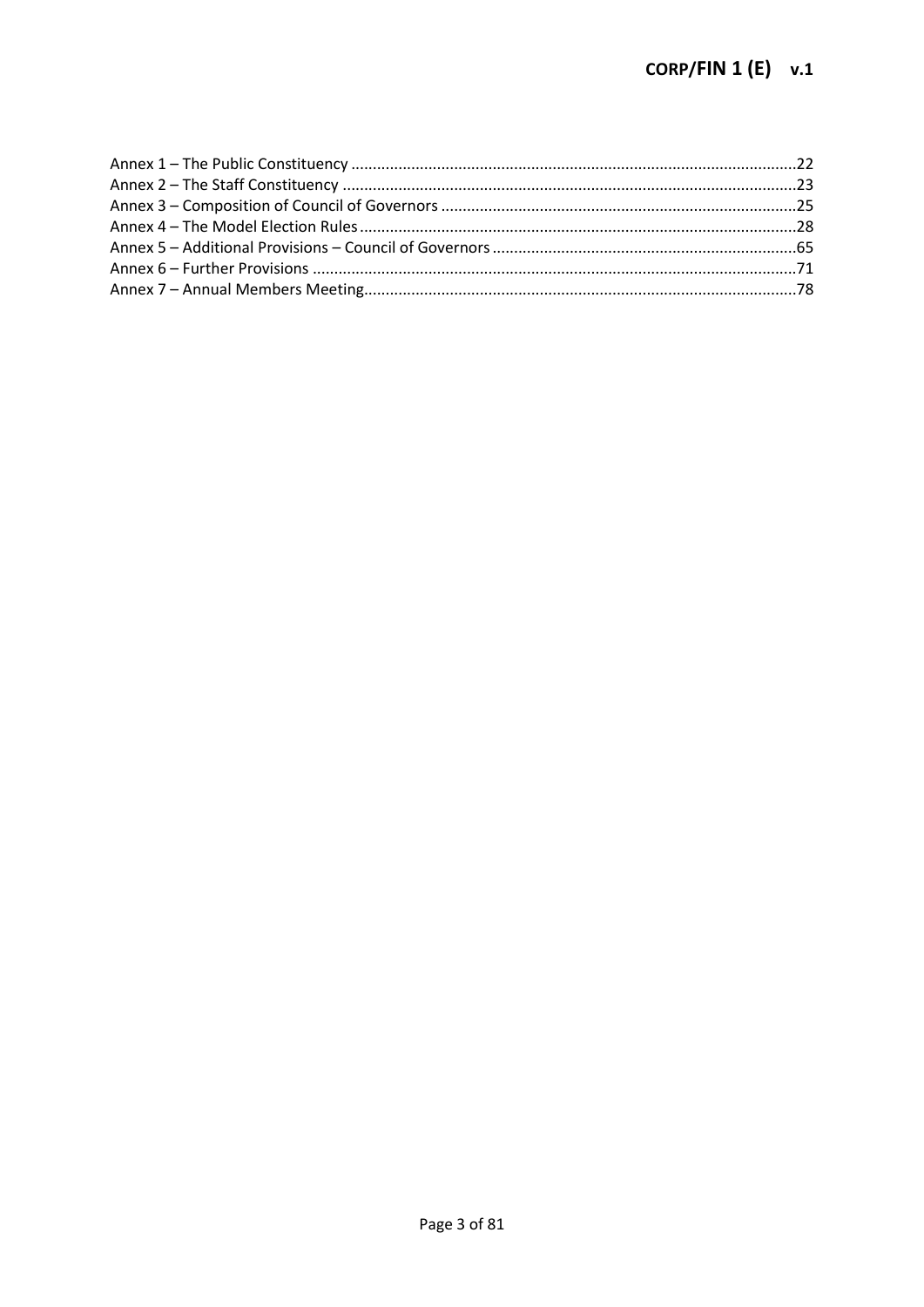Annex 1 – The Public Constituency .....................................................................................................22
Annex 2 – The Staff Constituency .......................................................................................................23
Annex 3 – Composition of Council of Governors .................................................................................25
Annex 4 – The Model Election Rules....................................................................................................28
Annex 5 – Additional Provisions – Council of Governors .....................................................................65
Annex 6 – Further Provisions ...............................................................................................................71
Annex 7 – Annual Members Meeting...................................................................................................78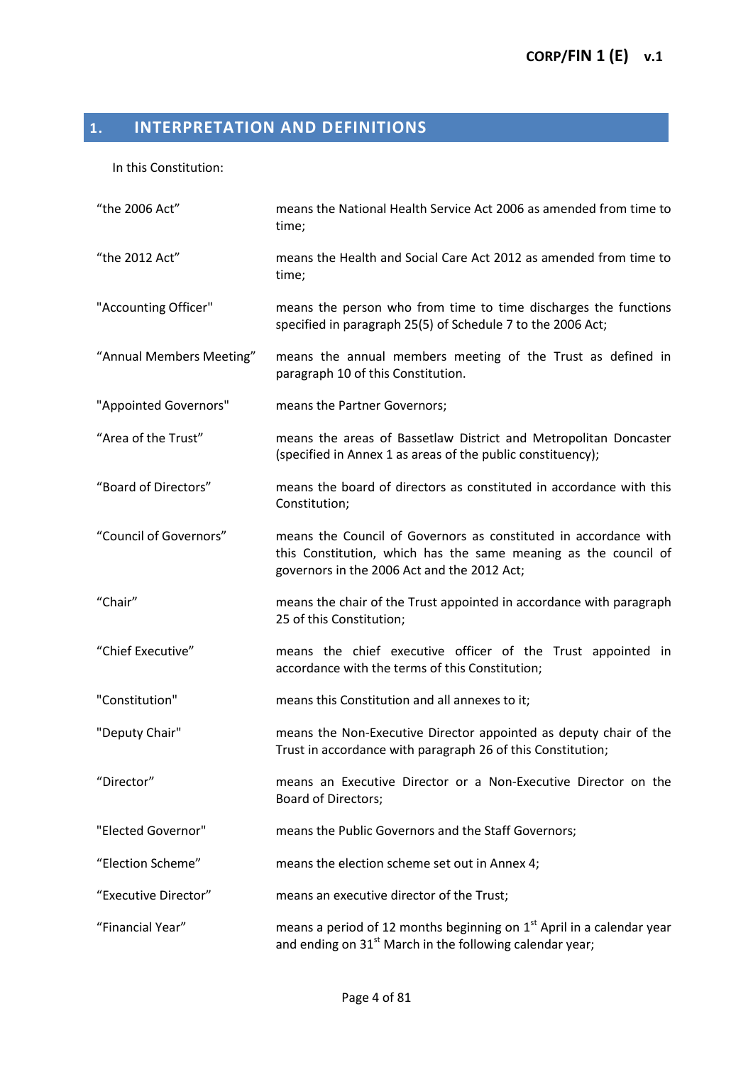## 1. INTERPRETATION AND DEFINITIONS

In this Constitution:

| | |
|---|---|
| "the 2006 Act" | means the National Health Service Act 2006 as amended from time to time; |
| "the 2012 Act" | means the Health and Social Care Act 2012 as amended from time to time; |
| "Accounting Officer" | means the person who from time to time discharges the functions specified in paragraph 25(5) of Schedule 7 to the 2006 Act; |
| "Annual Members Meeting" | means the annual members meeting of the Trust as defined in paragraph 10 of this Constitution. |
| "Appointed Governors" | means the Partner Governors; |
| "Area of the Trust" | means the areas of Bassetlaw District and Metropolitan Doncaster (specified in Annex 1 as areas of the public constituency); |
| "Board of Directors" | means the board of directors as constituted in accordance with this Constitution; |
| "Council of Governors" | means the Council of Governors as constituted in accordance with this Constitution, which has the same meaning as the council of governors in the 2006 Act and the 2012 Act; |
| "Chair" | means the chair of the Trust appointed in accordance with paragraph 25 of this Constitution; |
| "Chief Executive" | means the chief executive officer of the Trust appointed in accordance with the terms of this Constitution; |
| "Constitution" | means this Constitution and all annexes to it; |
| "Deputy Chair" | means the Non-Executive Director appointed as deputy chair of the Trust in accordance with paragraph 26 of this Constitution; |
| "Director" | means an Executive Director or a Non-Executive Director on the Board of Directors; |
| "Elected Governor" | means the Public Governors and the Staff Governors; |
| "Election Scheme" | means the election scheme set out in Annex 4; |
| "Executive Director" | means an executive director of the Trust; |
| "Financial Year" | means a period of 12 months beginning on 1st April in a calendar year and ending on 31st March in the following calendar year; |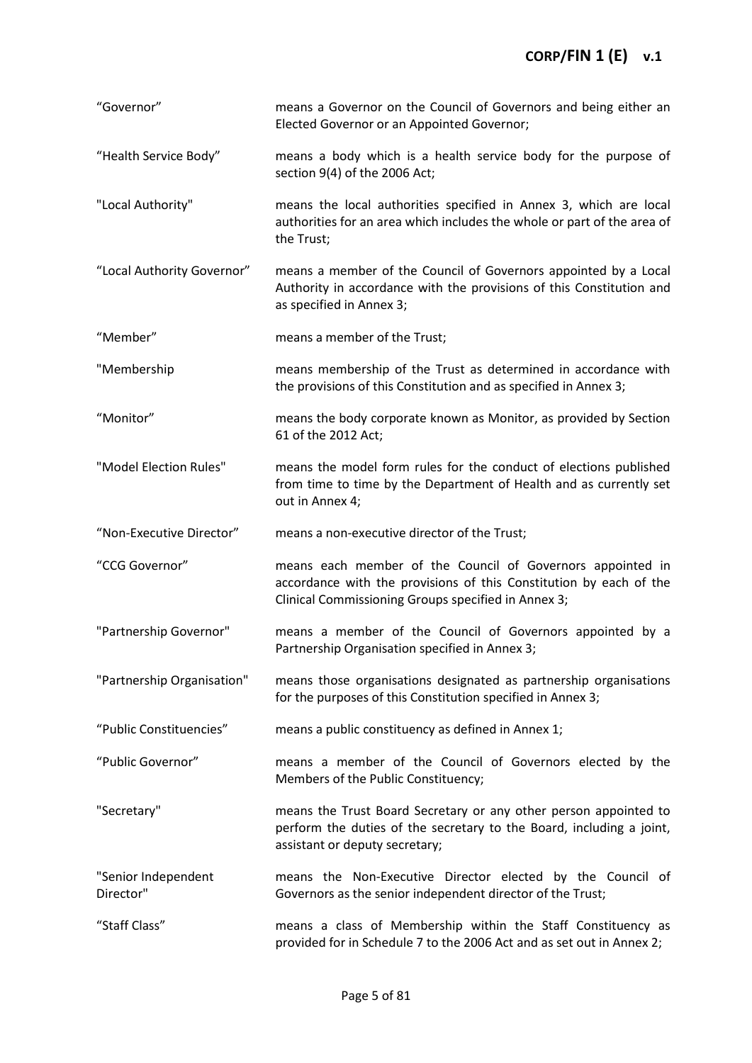| | |
|---|---|
| "Governor" | means a Governor on the Council of Governors and being either an Elected Governor or an Appointed Governor; |
| "Health Service Body" | means a body which is a health service body for the purpose of section 9(4) of the 2006 Act; |
| "Local Authority" | means the local authorities specified in Annex 3, which are local authorities for an area which includes the whole or part of the area of the Trust; |
| "Local Authority Governor" | means a member of the Council of Governors appointed by a Local Authority in accordance with the provisions of this Constitution and as specified in Annex 3; |
| "Member" | means a member of the Trust; |
| "Membership | means membership of the Trust as determined in accordance with the provisions of this Constitution and as specified in Annex 3; |
| "Monitor" | means the body corporate known as Monitor, as provided by Section 61 of the 2012 Act; |
| "Model Election Rules" | means the model form rules for the conduct of elections published from time to time by the Department of Health and as currently set out in Annex 4; |
| "Non-Executive Director" | means a non-executive director of the Trust; |
| "CCG Governor" | means each member of the Council of Governors appointed in accordance with the provisions of this Constitution by each of the Clinical Commissioning Groups specified in Annex 3; |
| "Partnership Governor" | means a member of the Council of Governors appointed by a Partnership Organisation specified in Annex 3; |
| "Partnership Organisation" | means those organisations designated as partnership organisations for the purposes of this Constitution specified in Annex 3; |
| "Public Constituencies" | means a public constituency as defined in Annex 1; |
| "Public Governor" | means a member of the Council of Governors elected by the Members of the Public Constituency; |
| "Secretary" | means the Trust Board Secretary or any other person appointed to perform the duties of the secretary to the Board, including a joint, assistant or deputy secretary; |
| "Senior Independent Director" | means the Non-Executive Director elected by the Council of Governors as the senior independent director of the Trust; |
| "Staff Class" | means a class of Membership within the Staff Constituency as provided for in Schedule 7 to the 2006 Act and as set out in Annex 2; |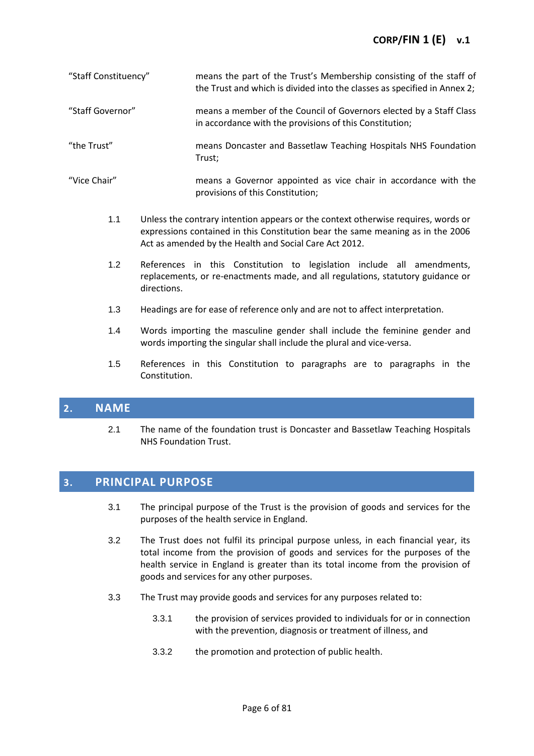| | |
|---|---|
| "Staff Constituency" | means the part of the Trust's Membership consisting of the staff of the Trust and which is divided into the classes as specified in Annex 2; |
| "Staff Governor" | means a member of the Council of Governors elected by a Staff Class in accordance with the provisions of this Constitution; |
| "the Trust" | means Doncaster and Bassetlaw Teaching Hospitals NHS Foundation Trust; |
| "Vice Chair" | means a Governor appointed as vice chair in accordance with the provisions of this Constitution; |

1.1 Unless the contrary intention appears or the context otherwise requires, words or expressions contained in this Constitution bear the same meaning as in the 2006 Act as amended by the Health and Social Care Act 2012.

1.2 References in this Constitution to legislation include all amendments, replacements, or re-enactments made, and all regulations, statutory guidance or directions.

1.3 Headings are for ease of reference only and are not to affect interpretation.

1.4 Words importing the masculine gender shall include the feminine gender and words importing the singular shall include the plural and vice-versa.

1.5 References in this Constitution to paragraphs are to paragraphs in the Constitution.

## 2. NAME

2.1 The name of the foundation trust is Doncaster and Bassetlaw Teaching Hospitals NHS Foundation Trust.

## 3. PRINCIPAL PURPOSE

3.1 The principal purpose of the Trust is the provision of goods and services for the purposes of the health service in England.

3.2 The Trust does not fulfil its principal purpose unless, in each financial year, its total income from the provision of goods and services for the purposes of the health service in England is greater than its total income from the provision of goods and services for any other purposes.

3.3 The Trust may provide goods and services for any purposes related to:

3.3.1 the provision of services provided to individuals for or in connection with the prevention, diagnosis or treatment of illness, and

3.3.2 the promotion and protection of public health.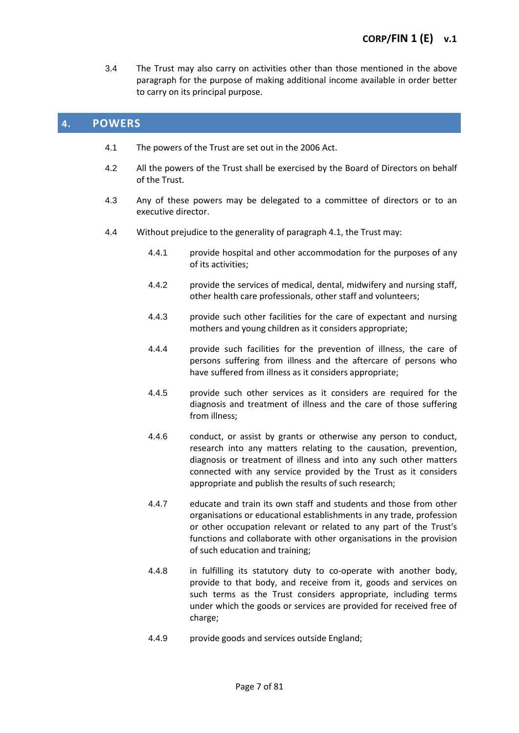3.4 The Trust may also carry on activities other than those mentioned in the above paragraph for the purpose of making additional income available in order better to carry on its principal purpose.

## 4. POWERS

4.1 The powers of the Trust are set out in the 2006 Act.

4.2 All the powers of the Trust shall be exercised by the Board of Directors on behalf of the Trust.

4.3 Any of these powers may be delegated to a committee of directors or to an executive director.

4.4 Without prejudice to the generality of paragraph 4.1, the Trust may:

4.4.1 provide hospital and other accommodation for the purposes of any of its activities;

4.4.2 provide the services of medical, dental, midwifery and nursing staff, other health care professionals, other staff and volunteers;

4.4.3 provide such other facilities for the care of expectant and nursing mothers and young children as it considers appropriate;

4.4.4 provide such facilities for the prevention of illness, the care of persons suffering from illness and the aftercare of persons who have suffered from illness as it considers appropriate;

4.4.5 provide such other services as it considers are required for the diagnosis and treatment of illness and the care of those suffering from illness;

4.4.6 conduct, or assist by grants or otherwise any person to conduct, research into any matters relating to the causation, prevention, diagnosis or treatment of illness and into any such other matters connected with any service provided by the Trust as it considers appropriate and publish the results of such research;

4.4.7 educate and train its own staff and students and those from other organisations or educational establishments in any trade, profession or other occupation relevant or related to any part of the Trust's functions and collaborate with other organisations in the provision of such education and training;

4.4.8 in fulfilling its statutory duty to co-operate with another body, provide to that body, and receive from it, goods and services on such terms as the Trust considers appropriate, including terms under which the goods or services are provided for received free of charge;

4.4.9 provide goods and services outside England;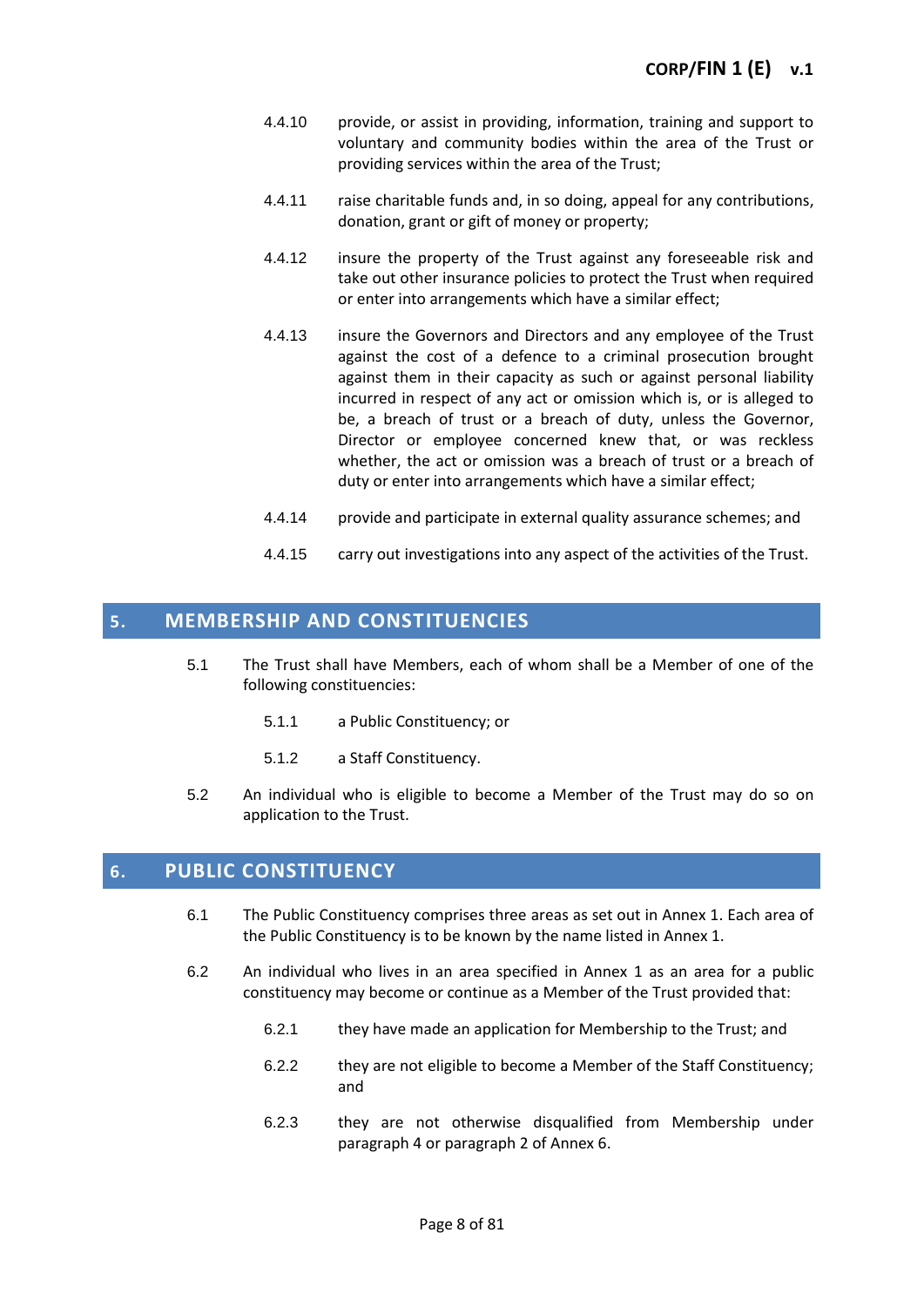4.4.10 provide, or assist in providing, information, training and support to voluntary and community bodies within the area of the Trust or providing services within the area of the Trust;

4.4.11 raise charitable funds and, in so doing, appeal for any contributions, donation, grant or gift of money or property;

4.4.12 insure the property of the Trust against any foreseeable risk and take out other insurance policies to protect the Trust when required or enter into arrangements which have a similar effect;

4.4.13 insure the Governors and Directors and any employee of the Trust against the cost of a defence to a criminal prosecution brought against them in their capacity as such or against personal liability incurred in respect of any act or omission which is, or is alleged to be, a breach of trust or a breach of duty, unless the Governor, Director or employee concerned knew that, or was reckless whether, the act or omission was a breach of trust or a breach of duty or enter into arrangements which have a similar effect;

4.4.14 provide and participate in external quality assurance schemes; and

4.4.15 carry out investigations into any aspect of the activities of the Trust.

## 5. MEMBERSHIP AND CONSTITUENCIES

5.1 The Trust shall have Members, each of whom shall be a Member of one of the following constituencies:

5.1.1 a Public Constituency; or

5.1.2 a Staff Constituency.

5.2 An individual who is eligible to become a Member of the Trust may do so on application to the Trust.

## 6. PUBLIC CONSTITUENCY

6.1 The Public Constituency comprises three areas as set out in Annex 1. Each area of the Public Constituency is to be known by the name listed in Annex 1.

6.2 An individual who lives in an area specified in Annex 1 as an area for a public constituency may become or continue as a Member of the Trust provided that:

6.2.1 they have made an application for Membership to the Trust; and

6.2.2 they are not eligible to become a Member of the Staff Constituency; and

6.2.3 they are not otherwise disqualified from Membership under paragraph 4 or paragraph 2 of Annex 6.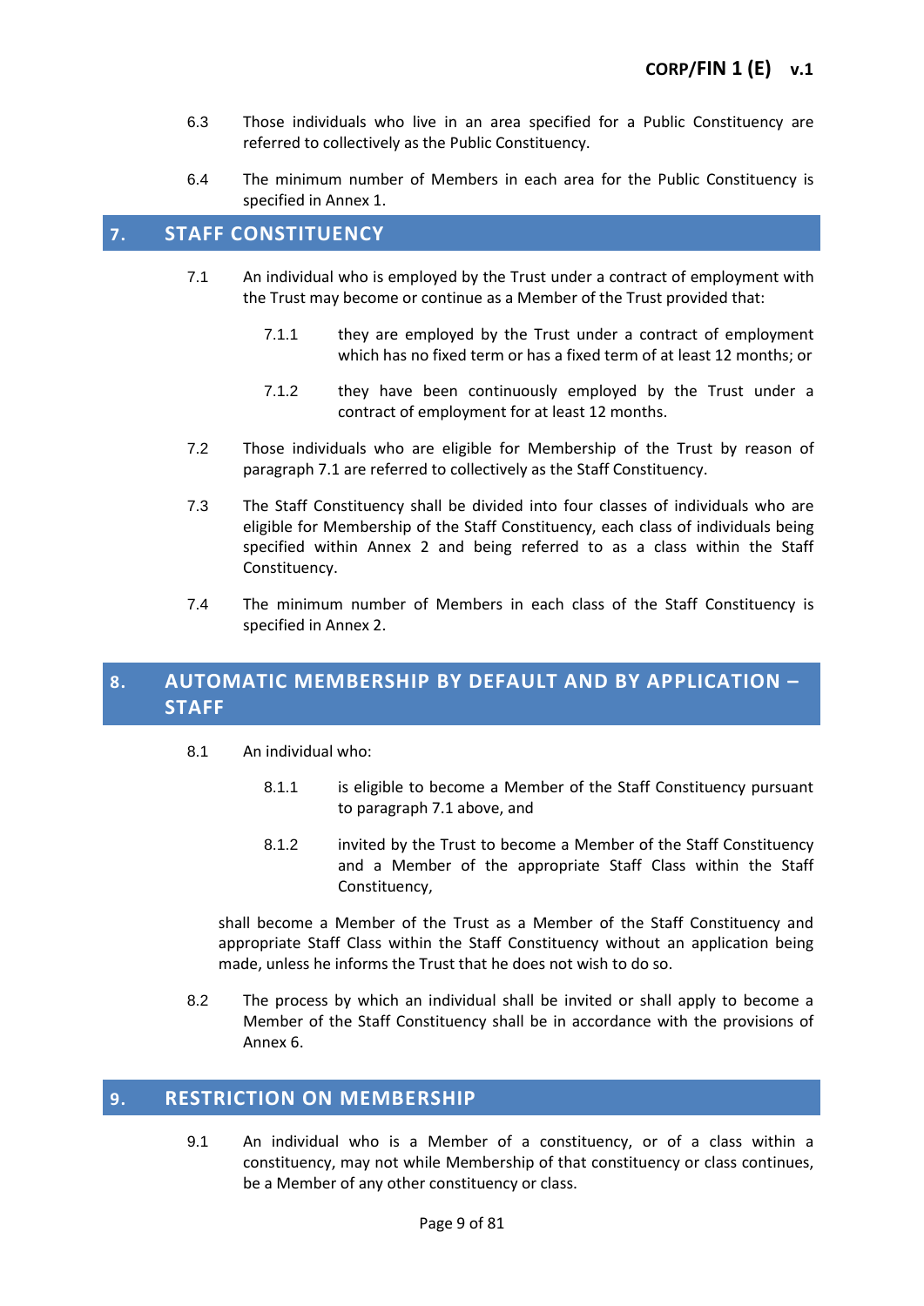6.3 Those individuals who live in an area specified for a Public Constituency are referred to collectively as the Public Constituency.

6.4 The minimum number of Members in each area for the Public Constituency is specified in Annex 1.

## 7. STAFF CONSTITUENCY

7.1 An individual who is employed by the Trust under a contract of employment with the Trust may become or continue as a Member of the Trust provided that:

7.1.1 they are employed by the Trust under a contract of employment which has no fixed term or has a fixed term of at least 12 months; or

7.1.2 they have been continuously employed by the Trust under a contract of employment for at least 12 months.

7.2 Those individuals who are eligible for Membership of the Trust by reason of paragraph 7.1 are referred to collectively as the Staff Constituency.

7.3 The Staff Constituency shall be divided into four classes of individuals who are eligible for Membership of the Staff Constituency, each class of individuals being specified within Annex 2 and being referred to as a class within the Staff Constituency.

7.4 The minimum number of Members in each class of the Staff Constituency is specified in Annex 2.

## 8. AUTOMATIC MEMBERSHIP BY DEFAULT AND BY APPLICATION – STAFF

8.1 An individual who:

8.1.1 is eligible to become a Member of the Staff Constituency pursuant to paragraph 7.1 above, and

8.1.2 invited by the Trust to become a Member of the Staff Constituency and a Member of the appropriate Staff Class within the Staff Constituency,

shall become a Member of the Trust as a Member of the Staff Constituency and appropriate Staff Class within the Staff Constituency without an application being made, unless he informs the Trust that he does not wish to do so.

8.2 The process by which an individual shall be invited or shall apply to become a Member of the Staff Constituency shall be in accordance with the provisions of Annex 6.

## 9. RESTRICTION ON MEMBERSHIP

9.1 An individual who is a Member of a constituency, or of a class within a constituency, may not while Membership of that constituency or class continues, be a Member of any other constituency or class.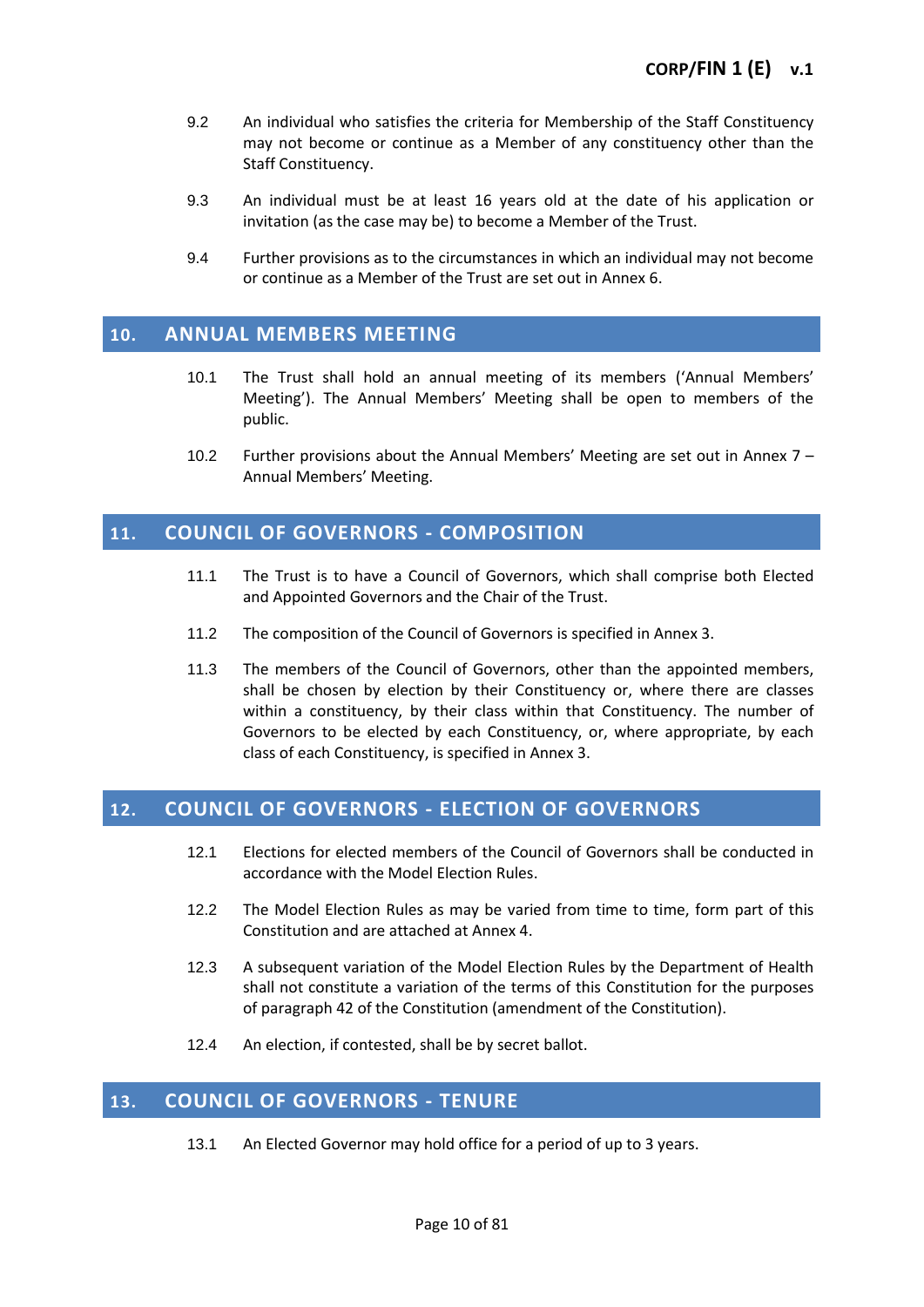9.2 An individual who satisfies the criteria for Membership of the Staff Constituency may not become or continue as a Member of any constituency other than the Staff Constituency.

9.3 An individual must be at least 16 years old at the date of his application or invitation (as the case may be) to become a Member of the Trust.

9.4 Further provisions as to the circumstances in which an individual may not become or continue as a Member of the Trust are set out in Annex 6.

## 10. ANNUAL MEMBERS MEETING

10.1 The Trust shall hold an annual meeting of its members ('Annual Members' Meeting'). The Annual Members' Meeting shall be open to members of the public.

10.2 Further provisions about the Annual Members' Meeting are set out in Annex 7 – Annual Members' Meeting.

## 11. COUNCIL OF GOVERNORS - COMPOSITION

11.1 The Trust is to have a Council of Governors, which shall comprise both Elected and Appointed Governors and the Chair of the Trust.

11.2 The composition of the Council of Governors is specified in Annex 3.

11.3 The members of the Council of Governors, other than the appointed members, shall be chosen by election by their Constituency or, where there are classes within a constituency, by their class within that Constituency. The number of Governors to be elected by each Constituency, or, where appropriate, by each class of each Constituency, is specified in Annex 3.

## 12. COUNCIL OF GOVERNORS - ELECTION OF GOVERNORS

12.1 Elections for elected members of the Council of Governors shall be conducted in accordance with the Model Election Rules.

12.2 The Model Election Rules as may be varied from time to time, form part of this Constitution and are attached at Annex 4.

12.3 A subsequent variation of the Model Election Rules by the Department of Health shall not constitute a variation of the terms of this Constitution for the purposes of paragraph 42 of the Constitution (amendment of the Constitution).

12.4 An election, if contested, shall be by secret ballot.

## 13. COUNCIL OF GOVERNORS - TENURE

13.1 An Elected Governor may hold office for a period of up to 3 years.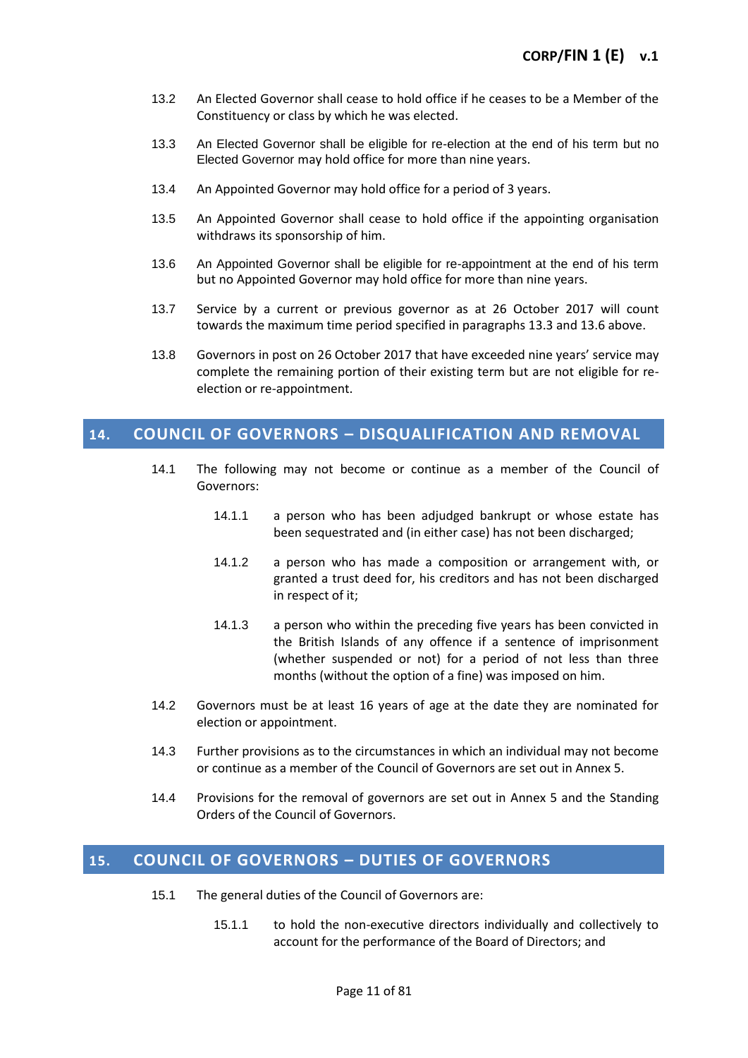13.2 An Elected Governor shall cease to hold office if he ceases to be a Member of the Constituency or class by which he was elected.

13.3 An Elected Governor shall be eligible for re-election at the end of his term but no Elected Governor may hold office for more than nine years.

13.4 An Appointed Governor may hold office for a period of 3 years.

13.5 An Appointed Governor shall cease to hold office if the appointing organisation withdraws its sponsorship of him.

13.6 An Appointed Governor shall be eligible for re-appointment at the end of his term but no Appointed Governor may hold office for more than nine years.

13.7 Service by a current or previous governor as at 26 October 2017 will count towards the maximum time period specified in paragraphs 13.3 and 13.6 above.

13.8 Governors in post on 26 October 2017 that have exceeded nine years' service may complete the remaining portion of their existing term but are not eligible for re-election or re-appointment.

## 14. COUNCIL OF GOVERNORS – DISQUALIFICATION AND REMOVAL

14.1 The following may not become or continue as a member of the Council of Governors:

14.1.1 a person who has been adjudged bankrupt or whose estate has been sequestrated and (in either case) has not been discharged;

14.1.2 a person who has made a composition or arrangement with, or granted a trust deed for, his creditors and has not been discharged in respect of it;

14.1.3 a person who within the preceding five years has been convicted in the British Islands of any offence if a sentence of imprisonment (whether suspended or not) for a period of not less than three months (without the option of a fine) was imposed on him.

14.2 Governors must be at least 16 years of age at the date they are nominated for election or appointment.

14.3 Further provisions as to the circumstances in which an individual may not become or continue as a member of the Council of Governors are set out in Annex 5.

14.4 Provisions for the removal of governors are set out in Annex 5 and the Standing Orders of the Council of Governors.

## 15. COUNCIL OF GOVERNORS – DUTIES OF GOVERNORS

15.1 The general duties of the Council of Governors are:

15.1.1 to hold the non-executive directors individually and collectively to account for the performance of the Board of Directors; and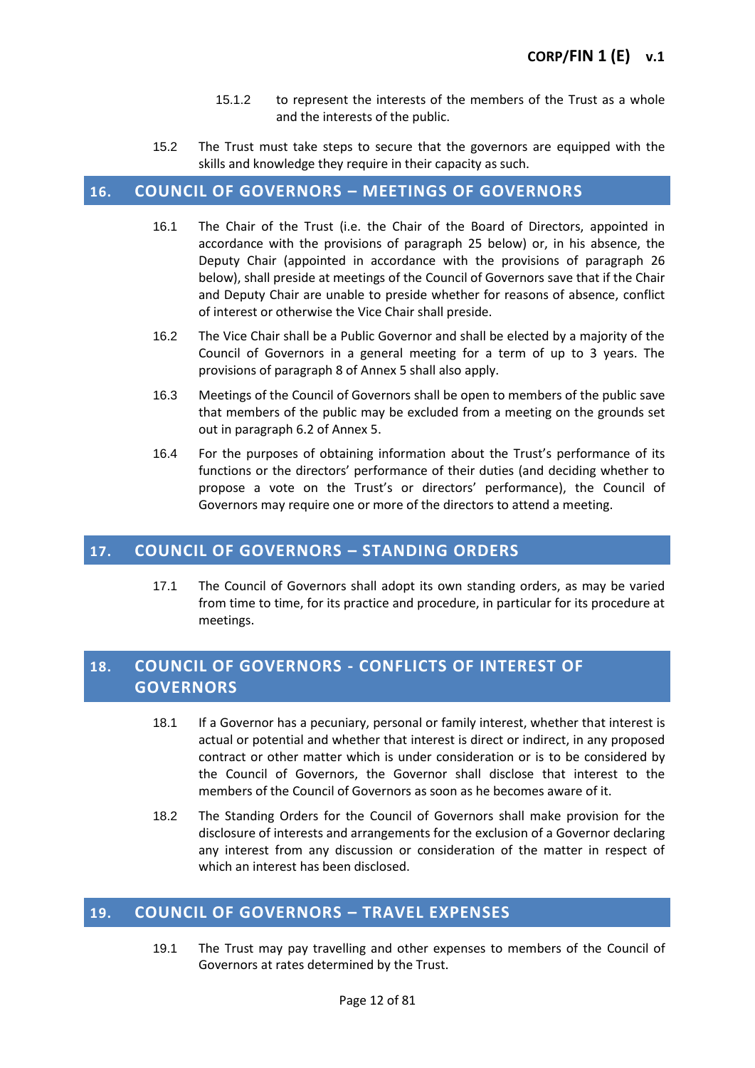15.1.2 to represent the interests of the members of the Trust as a whole and the interests of the public.

15.2 The Trust must take steps to secure that the governors are equipped with the skills and knowledge they require in their capacity as such.

## 16. COUNCIL OF GOVERNORS – MEETINGS OF GOVERNORS

16.1 The Chair of the Trust (i.e. the Chair of the Board of Directors, appointed in accordance with the provisions of paragraph 25 below) or, in his absence, the Deputy Chair (appointed in accordance with the provisions of paragraph 26 below), shall preside at meetings of the Council of Governors save that if the Chair and Deputy Chair are unable to preside whether for reasons of absence, conflict of interest or otherwise the Vice Chair shall preside.

16.2 The Vice Chair shall be a Public Governor and shall be elected by a majority of the Council of Governors in a general meeting for a term of up to 3 years. The provisions of paragraph 8 of Annex 5 shall also apply.

16.3 Meetings of the Council of Governors shall be open to members of the public save that members of the public may be excluded from a meeting on the grounds set out in paragraph 6.2 of Annex 5.

16.4 For the purposes of obtaining information about the Trust's performance of its functions or the directors' performance of their duties (and deciding whether to propose a vote on the Trust's or directors' performance), the Council of Governors may require one or more of the directors to attend a meeting.

## 17. COUNCIL OF GOVERNORS – STANDING ORDERS

17.1 The Council of Governors shall adopt its own standing orders, as may be varied from time to time, for its practice and procedure, in particular for its procedure at meetings.

## 18. COUNCIL OF GOVERNORS - CONFLICTS OF INTEREST OF GOVERNORS

18.1 If a Governor has a pecuniary, personal or family interest, whether that interest is actual or potential and whether that interest is direct or indirect, in any proposed contract or other matter which is under consideration or is to be considered by the Council of Governors, the Governor shall disclose that interest to the members of the Council of Governors as soon as he becomes aware of it.

18.2 The Standing Orders for the Council of Governors shall make provision for the disclosure of interests and arrangements for the exclusion of a Governor declaring any interest from any discussion or consideration of the matter in respect of which an interest has been disclosed.

## 19. COUNCIL OF GOVERNORS – TRAVEL EXPENSES

19.1 The Trust may pay travelling and other expenses to members of the Council of Governors at rates determined by the Trust.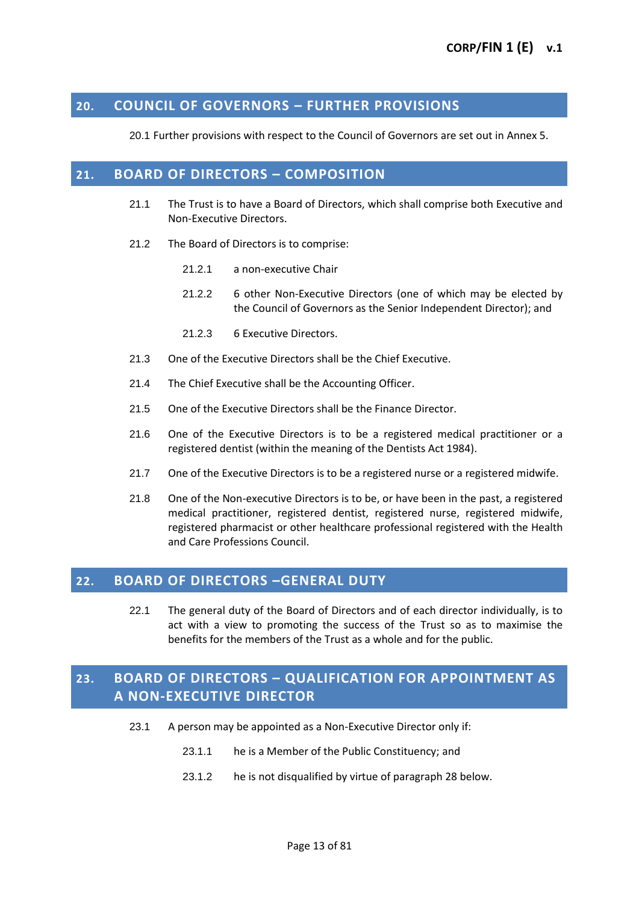## 20. COUNCIL OF GOVERNORS – FURTHER PROVISIONS

20.1 Further provisions with respect to the Council of Governors are set out in Annex 5.

## 21. BOARD OF DIRECTORS – COMPOSITION

21.1 The Trust is to have a Board of Directors, which shall comprise both Executive and Non-Executive Directors.

21.2 The Board of Directors is to comprise:

21.2.1 a non-executive Chair

21.2.2 6 other Non-Executive Directors (one of which may be elected by the Council of Governors as the Senior Independent Director); and

21.2.3 6 Executive Directors.

21.3 One of the Executive Directors shall be the Chief Executive.

21.4 The Chief Executive shall be the Accounting Officer.

21.5 One of the Executive Directors shall be the Finance Director.

21.6 One of the Executive Directors is to be a registered medical practitioner or a registered dentist (within the meaning of the Dentists Act 1984).

21.7 One of the Executive Directors is to be a registered nurse or a registered midwife.

21.8 One of the Non-executive Directors is to be, or have been in the past, a registered medical practitioner, registered dentist, registered nurse, registered midwife, registered pharmacist or other healthcare professional registered with the Health and Care Professions Council.

## 22. BOARD OF DIRECTORS –GENERAL DUTY

22.1 The general duty of the Board of Directors and of each director individually, is to act with a view to promoting the success of the Trust so as to maximise the benefits for the members of the Trust as a whole and for the public.

## 23. BOARD OF DIRECTORS – QUALIFICATION FOR APPOINTMENT AS A NON-EXECUTIVE DIRECTOR

23.1 A person may be appointed as a Non-Executive Director only if:

23.1.1 he is a Member of the Public Constituency; and

23.1.2 he is not disqualified by virtue of paragraph 28 below.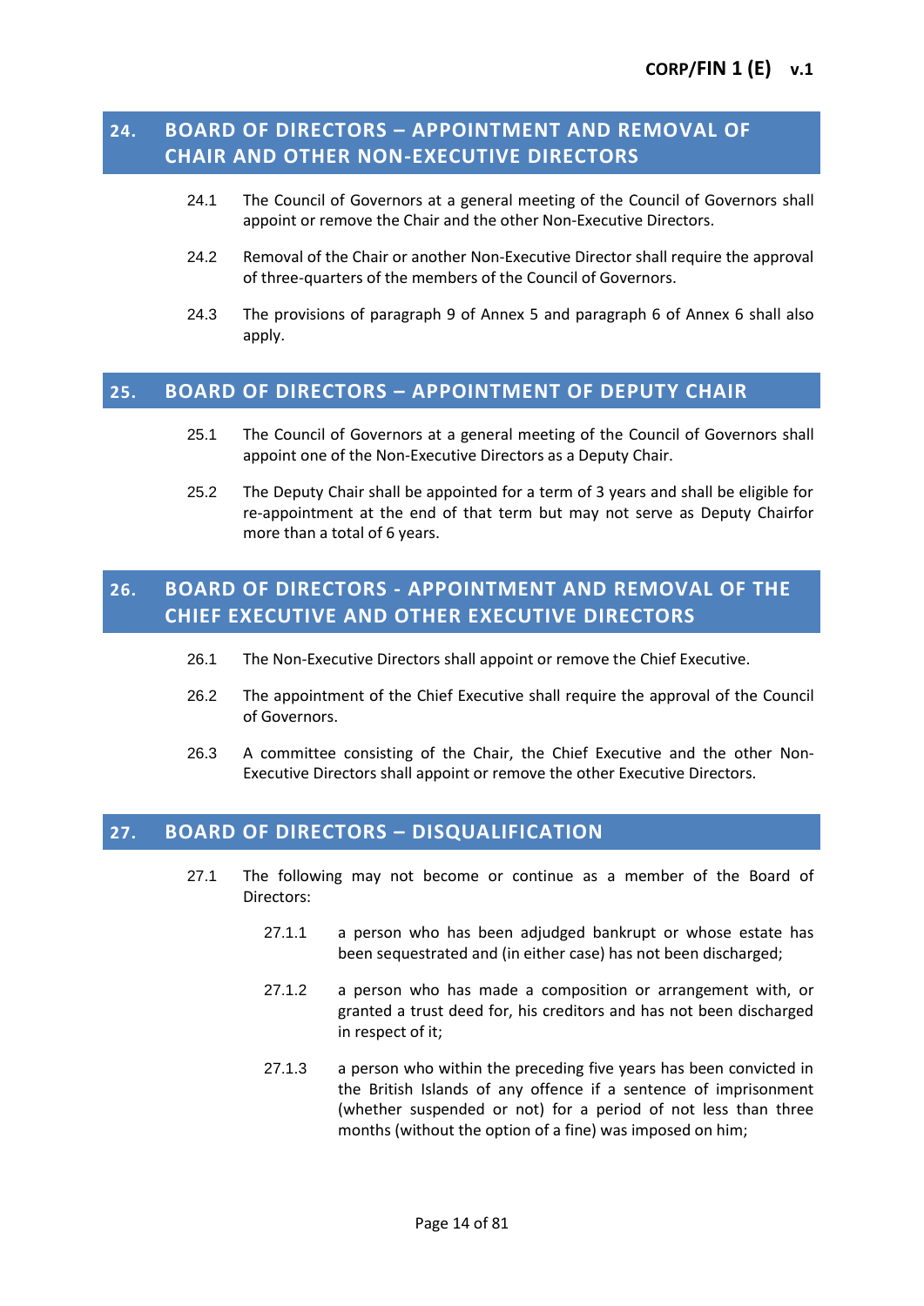## 24. BOARD OF DIRECTORS – APPOINTMENT AND REMOVAL OF CHAIR AND OTHER NON-EXECUTIVE DIRECTORS

24.1 The Council of Governors at a general meeting of the Council of Governors shall appoint or remove the Chair and the other Non-Executive Directors.

24.2 Removal of the Chair or another Non-Executive Director shall require the approval of three-quarters of the members of the Council of Governors.

24.3 The provisions of paragraph 9 of Annex 5 and paragraph 6 of Annex 6 shall also apply.

## 25. BOARD OF DIRECTORS – APPOINTMENT OF DEPUTY CHAIR

25.1 The Council of Governors at a general meeting of the Council of Governors shall appoint one of the Non-Executive Directors as a Deputy Chair.

25.2 The Deputy Chair shall be appointed for a term of 3 years and shall be eligible for re-appointment at the end of that term but may not serve as Deputy Chairfor more than a total of 6 years.

## 26. BOARD OF DIRECTORS - APPOINTMENT AND REMOVAL OF THE CHIEF EXECUTIVE AND OTHER EXECUTIVE DIRECTORS

26.1 The Non-Executive Directors shall appoint or remove the Chief Executive.

26.2 The appointment of the Chief Executive shall require the approval of the Council of Governors.

26.3 A committee consisting of the Chair, the Chief Executive and the other Non-Executive Directors shall appoint or remove the other Executive Directors.

## 27. BOARD OF DIRECTORS – DISQUALIFICATION

27.1 The following may not become or continue as a member of the Board of Directors:

27.1.1 a person who has been adjudged bankrupt or whose estate has been sequestrated and (in either case) has not been discharged;

27.1.2 a person who has made a composition or arrangement with, or granted a trust deed for, his creditors and has not been discharged in respect of it;

27.1.3 a person who within the preceding five years has been convicted in the British Islands of any offence if a sentence of imprisonment (whether suspended or not) for a period of not less than three months (without the option of a fine) was imposed on him;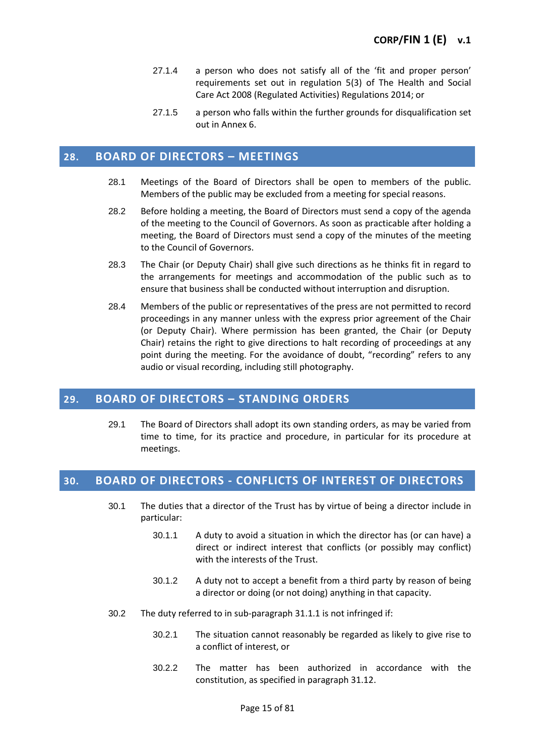27.1.4 a person who does not satisfy all of the 'fit and proper person' requirements set out in regulation 5(3) of The Health and Social Care Act 2008 (Regulated Activities) Regulations 2014; or

27.1.5 a person who falls within the further grounds for disqualification set out in Annex 6.

## 28. BOARD OF DIRECTORS – MEETINGS

28.1 Meetings of the Board of Directors shall be open to members of the public. Members of the public may be excluded from a meeting for special reasons.

28.2 Before holding a meeting, the Board of Directors must send a copy of the agenda of the meeting to the Council of Governors. As soon as practicable after holding a meeting, the Board of Directors must send a copy of the minutes of the meeting to the Council of Governors.

28.3 The Chair (or Deputy Chair) shall give such directions as he thinks fit in regard to the arrangements for meetings and accommodation of the public such as to ensure that business shall be conducted without interruption and disruption.

28.4 Members of the public or representatives of the press are not permitted to record proceedings in any manner unless with the express prior agreement of the Chair (or Deputy Chair). Where permission has been granted, the Chair (or Deputy Chair) retains the right to give directions to halt recording of proceedings at any point during the meeting. For the avoidance of doubt, "recording" refers to any audio or visual recording, including still photography.

## 29. BOARD OF DIRECTORS – STANDING ORDERS

29.1 The Board of Directors shall adopt its own standing orders, as may be varied from time to time, for its practice and procedure, in particular for its procedure at meetings.

## 30. BOARD OF DIRECTORS - CONFLICTS OF INTEREST OF DIRECTORS

30.1 The duties that a director of the Trust has by virtue of being a director include in particular:

30.1.1 A duty to avoid a situation in which the director has (or can have) a direct or indirect interest that conflicts (or possibly may conflict) with the interests of the Trust.

30.1.2 A duty not to accept a benefit from a third party by reason of being a director or doing (or not doing) anything in that capacity.

30.2 The duty referred to in sub-paragraph 31.1.1 is not infringed if:

30.2.1 The situation cannot reasonably be regarded as likely to give rise to a conflict of interest, or

30.2.2 The matter has been authorized in accordance with the constitution, as specified in paragraph 31.12.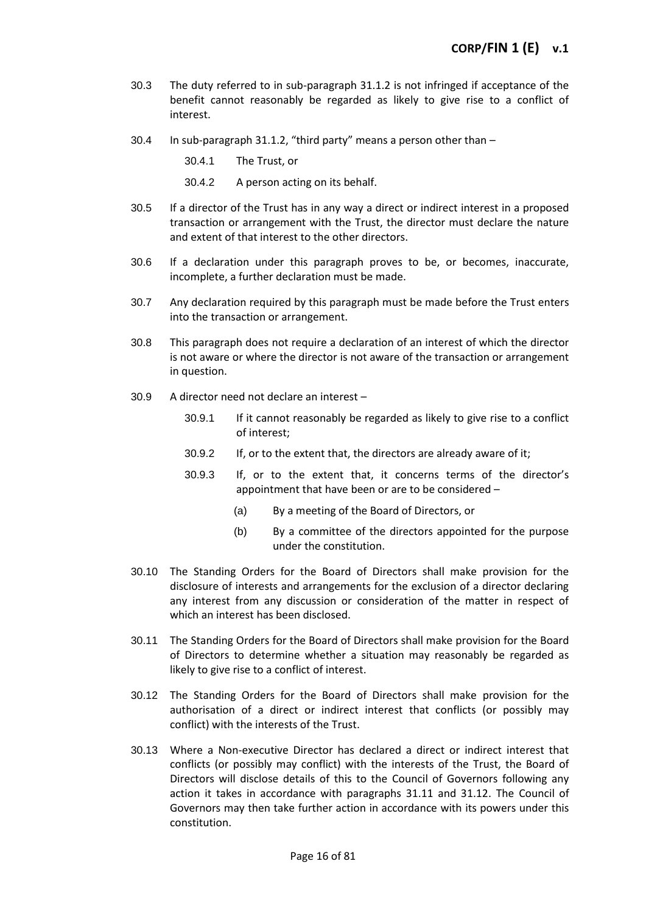30.3 The duty referred to in sub-paragraph 31.1.2 is not infringed if acceptance of the benefit cannot reasonably be regarded as likely to give rise to a conflict of interest.

30.4 In sub-paragraph 31.1.2, "third party" means a person other than –

30.4.1 The Trust, or

30.4.2 A person acting on its behalf.

30.5 If a director of the Trust has in any way a direct or indirect interest in a proposed transaction or arrangement with the Trust, the director must declare the nature and extent of that interest to the other directors.

30.6 If a declaration under this paragraph proves to be, or becomes, inaccurate, incomplete, a further declaration must be made.

30.7 Any declaration required by this paragraph must be made before the Trust enters into the transaction or arrangement.

30.8 This paragraph does not require a declaration of an interest of which the director is not aware or where the director is not aware of the transaction or arrangement in question.

30.9 A director need not declare an interest –

30.9.1 If it cannot reasonably be regarded as likely to give rise to a conflict of interest;

30.9.2 If, or to the extent that, the directors are already aware of it;

30.9.3 If, or to the extent that, it concerns terms of the director's appointment that have been or are to be considered –

(a) By a meeting of the Board of Directors, or

(b) By a committee of the directors appointed for the purpose under the constitution.

30.10 The Standing Orders for the Board of Directors shall make provision for the disclosure of interests and arrangements for the exclusion of a director declaring any interest from any discussion or consideration of the matter in respect of which an interest has been disclosed.

30.11 The Standing Orders for the Board of Directors shall make provision for the Board of Directors to determine whether a situation may reasonably be regarded as likely to give rise to a conflict of interest.

30.12 The Standing Orders for the Board of Directors shall make provision for the authorisation of a direct or indirect interest that conflicts (or possibly may conflict) with the interests of the Trust.

30.13 Where a Non-executive Director has declared a direct or indirect interest that conflicts (or possibly may conflict) with the interests of the Trust, the Board of Directors will disclose details of this to the Council of Governors following any action it takes in accordance with paragraphs 31.11 and 31.12. The Council of Governors may then take further action in accordance with its powers under this constitution.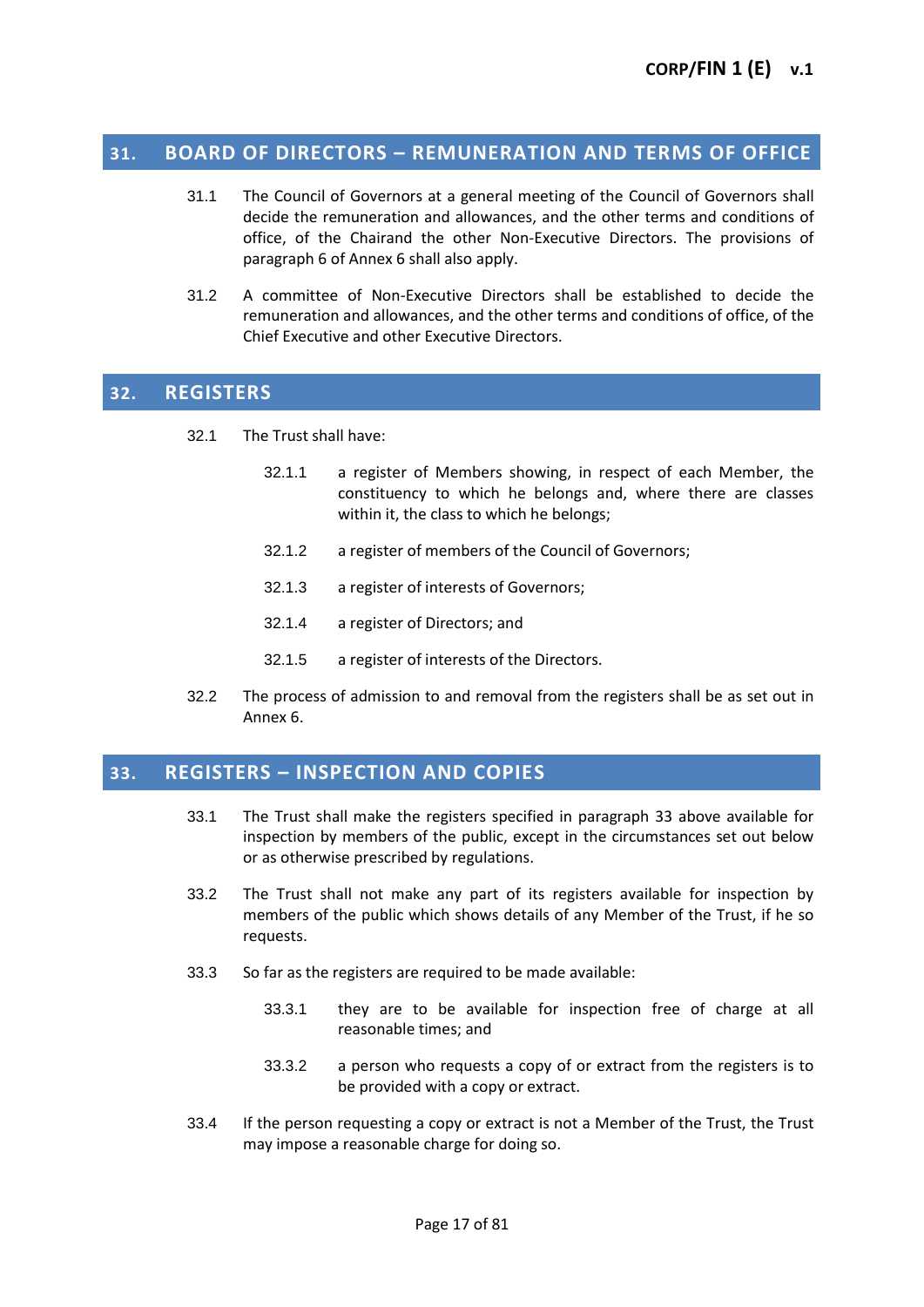## 31. BOARD OF DIRECTORS – REMUNERATION AND TERMS OF OFFICE

31.1 The Council of Governors at a general meeting of the Council of Governors shall decide the remuneration and allowances, and the other terms and conditions of office, of the Chairand the other Non-Executive Directors. The provisions of paragraph 6 of Annex 6 shall also apply.

31.2 A committee of Non-Executive Directors shall be established to decide the remuneration and allowances, and the other terms and conditions of office, of the Chief Executive and other Executive Directors.

## 32. REGISTERS

32.1 The Trust shall have:

32.1.1 a register of Members showing, in respect of each Member, the constituency to which he belongs and, where there are classes within it, the class to which he belongs;

32.1.2 a register of members of the Council of Governors;

32.1.3 a register of interests of Governors;

32.1.4 a register of Directors; and

32.1.5 a register of interests of the Directors.

32.2 The process of admission to and removal from the registers shall be as set out in Annex 6.

## 33. REGISTERS – INSPECTION AND COPIES

33.1 The Trust shall make the registers specified in paragraph 33 above available for inspection by members of the public, except in the circumstances set out below or as otherwise prescribed by regulations.

33.2 The Trust shall not make any part of its registers available for inspection by members of the public which shows details of any Member of the Trust, if he so requests.

33.3 So far as the registers are required to be made available:

33.3.1 they are to be available for inspection free of charge at all reasonable times; and

33.3.2 a person who requests a copy of or extract from the registers is to be provided with a copy or extract.

33.4 If the person requesting a copy or extract is not a Member of the Trust, the Trust may impose a reasonable charge for doing so.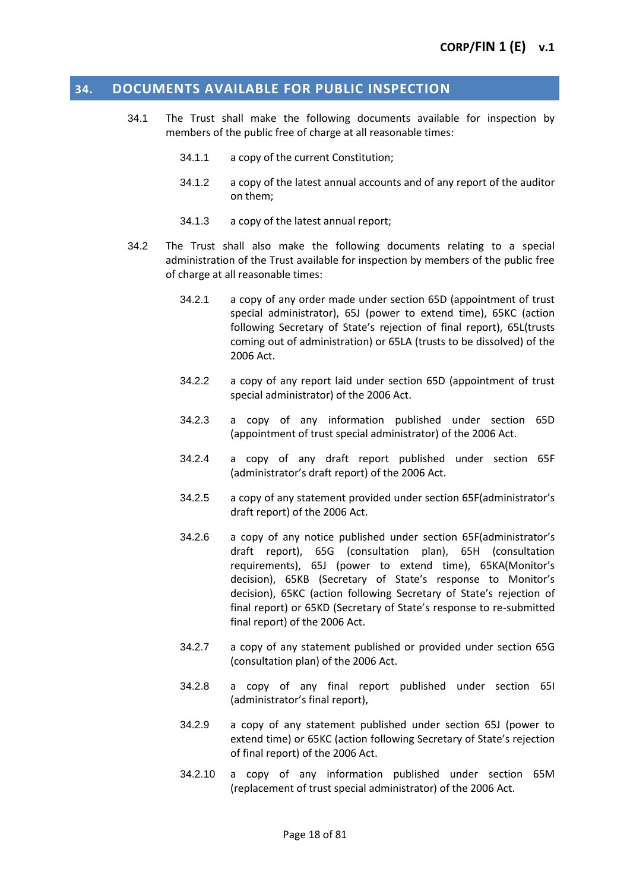## 34. DOCUMENTS AVAILABLE FOR PUBLIC INSPECTION

34.1 The Trust shall make the following documents available for inspection by members of the public free of charge at all reasonable times:

34.1.1 a copy of the current Constitution;

34.1.2 a copy of the latest annual accounts and of any report of the auditor on them;

34.1.3 a copy of the latest annual report;

34.2 The Trust shall also make the following documents relating to a special administration of the Trust available for inspection by members of the public free of charge at all reasonable times:

34.2.1 a copy of any order made under section 65D (appointment of trust special administrator), 65J (power to extend time), 65KC (action following Secretary of State's rejection of final report), 65L(trusts coming out of administration) or 65LA (trusts to be dissolved) of the 2006 Act.

34.2.2 a copy of any report laid under section 65D (appointment of trust special administrator) of the 2006 Act.

34.2.3 a copy of any information published under section 65D (appointment of trust special administrator) of the 2006 Act.

34.2.4 a copy of any draft report published under section 65F (administrator's draft report) of the 2006 Act.

34.2.5 a copy of any statement provided under section 65F(administrator's draft report) of the 2006 Act.

34.2.6 a copy of any notice published under section 65F(administrator's draft report), 65G (consultation plan), 65H (consultation requirements), 65J (power to extend time), 65KA(Monitor's decision), 65KB (Secretary of State's response to Monitor's decision), 65KC (action following Secretary of State's rejection of final report) or 65KD (Secretary of State's response to re-submitted final report) of the 2006 Act.

34.2.7 a copy of any statement published or provided under section 65G (consultation plan) of the 2006 Act.

34.2.8 a copy of any final report published under section 65I (administrator's final report),

34.2.9 a copy of any statement published under section 65J (power to extend time) or 65KC (action following Secretary of State's rejection of final report) of the 2006 Act.

34.2.10 a copy of any information published under section 65M (replacement of trust special administrator) of the 2006 Act.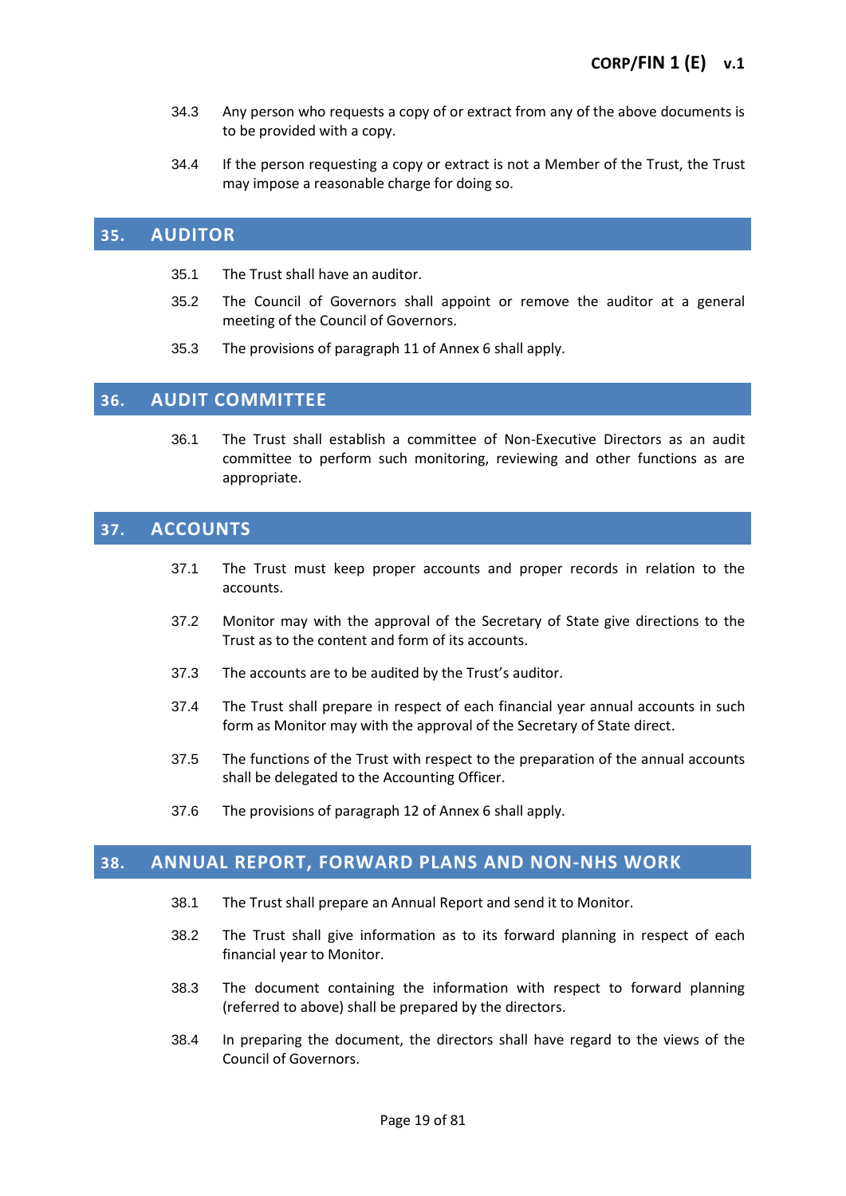34.3 Any person who requests a copy of or extract from any of the above documents is to be provided with a copy.

34.4 If the person requesting a copy or extract is not a Member of the Trust, the Trust may impose a reasonable charge for doing so.

## 35. AUDITOR

35.1 The Trust shall have an auditor.

35.2 The Council of Governors shall appoint or remove the auditor at a general meeting of the Council of Governors.

35.3 The provisions of paragraph 11 of Annex 6 shall apply.

## 36. AUDIT COMMITTEE

36.1 The Trust shall establish a committee of Non-Executive Directors as an audit committee to perform such monitoring, reviewing and other functions as are appropriate.

## 37. ACCOUNTS

37.1 The Trust must keep proper accounts and proper records in relation to the accounts.

37.2 Monitor may with the approval of the Secretary of State give directions to the Trust as to the content and form of its accounts.

37.3 The accounts are to be audited by the Trust's auditor.

37.4 The Trust shall prepare in respect of each financial year annual accounts in such form as Monitor may with the approval of the Secretary of State direct.

37.5 The functions of the Trust with respect to the preparation of the annual accounts shall be delegated to the Accounting Officer.

37.6 The provisions of paragraph 12 of Annex 6 shall apply.

## 38. ANNUAL REPORT, FORWARD PLANS AND NON-NHS WORK

38.1 The Trust shall prepare an Annual Report and send it to Monitor.

38.2 The Trust shall give information as to its forward planning in respect of each financial year to Monitor.

38.3 The document containing the information with respect to forward planning (referred to above) shall be prepared by the directors.

38.4 In preparing the document, the directors shall have regard to the views of the Council of Governors.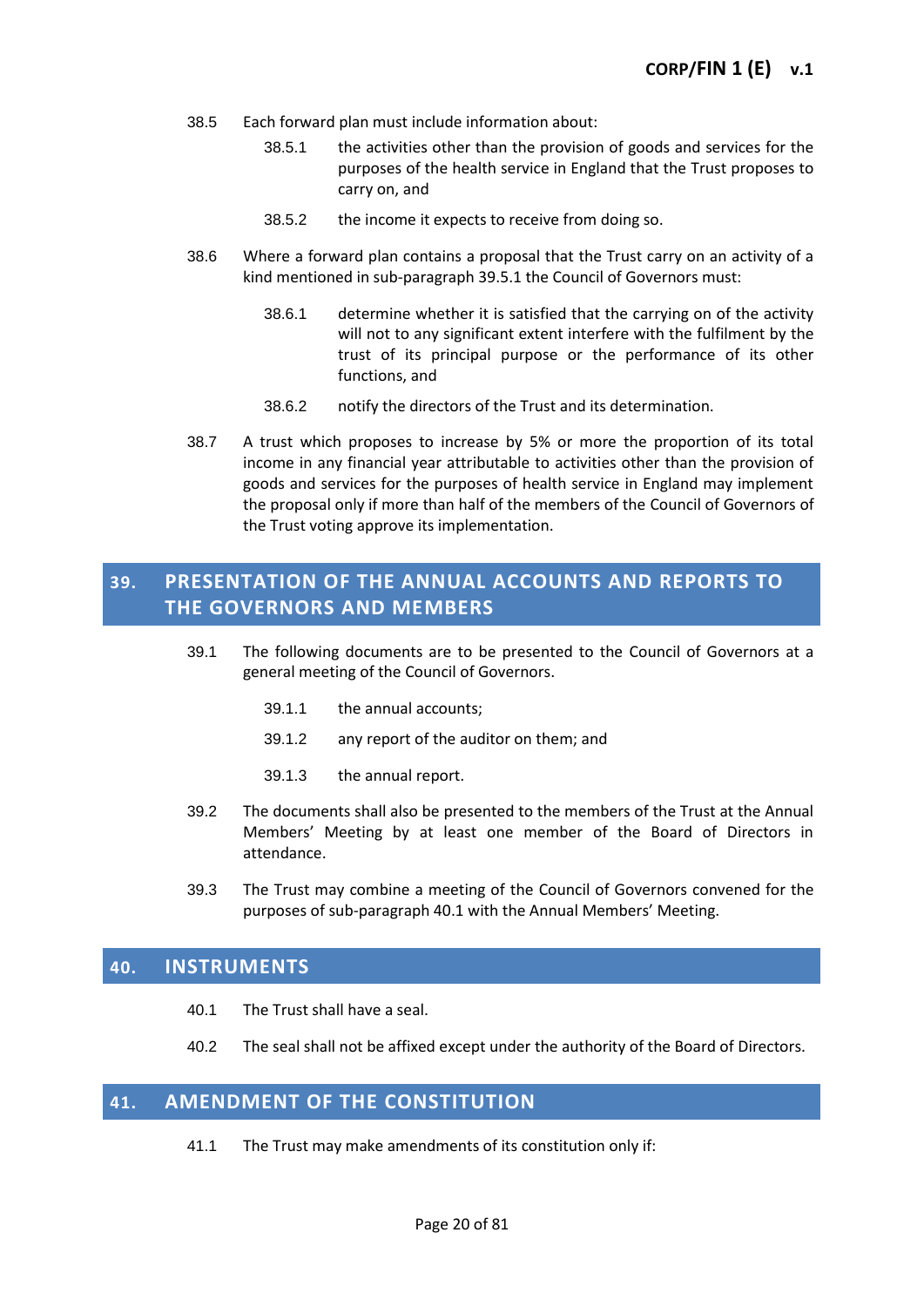38.5 Each forward plan must include information about:

- 38.5.1 the activities other than the provision of goods and services for the purposes of the health service in England that the Trust proposes to carry on, and
- 38.5.2 the income it expects to receive from doing so.

38.6 Where a forward plan contains a proposal that the Trust carry on an activity of a kind mentioned in sub-paragraph 39.5.1 the Council of Governors must:

- 38.6.1 determine whether it is satisfied that the carrying on of the activity will not to any significant extent interfere with the fulfilment by the trust of its principal purpose or the performance of its other functions, and
- 38.6.2 notify the directors of the Trust and its determination.

38.7 A trust which proposes to increase by 5% or more the proportion of its total income in any financial year attributable to activities other than the provision of goods and services for the purposes of health service in England may implement the proposal only if more than half of the members of the Council of Governors of the Trust voting approve its implementation.

## 39. PRESENTATION OF THE ANNUAL ACCOUNTS AND REPORTS TO THE GOVERNORS AND MEMBERS

39.1 The following documents are to be presented to the Council of Governors at a general meeting of the Council of Governors.

- 39.1.1 the annual accounts;
- 39.1.2 any report of the auditor on them; and
- 39.1.3 the annual report.

39.2 The documents shall also be presented to the members of the Trust at the Annual Members' Meeting by at least one member of the Board of Directors in attendance.

39.3 The Trust may combine a meeting of the Council of Governors convened for the purposes of sub-paragraph 40.1 with the Annual Members' Meeting.

## 40. INSTRUMENTS

40.1 The Trust shall have a seal.

40.2 The seal shall not be affixed except under the authority of the Board of Directors.

## 41. AMENDMENT OF THE CONSTITUTION

41.1 The Trust may make amendments of its constitution only if: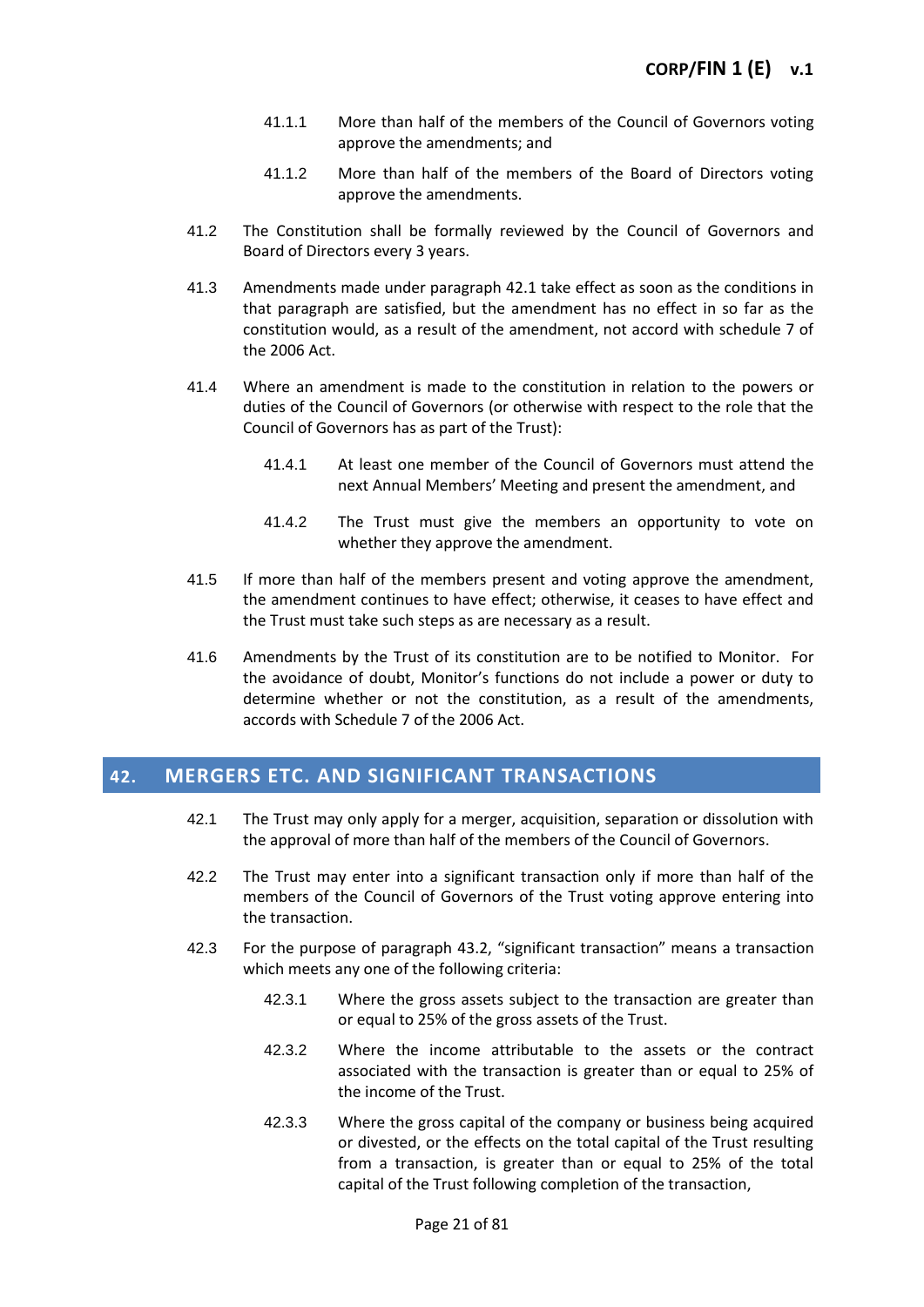41.1.1 More than half of the members of the Council of Governors voting approve the amendments; and

41.1.2 More than half of the members of the Board of Directors voting approve the amendments.

41.2 The Constitution shall be formally reviewed by the Council of Governors and Board of Directors every 3 years.

41.3 Amendments made under paragraph 42.1 take effect as soon as the conditions in that paragraph are satisfied, but the amendment has no effect in so far as the constitution would, as a result of the amendment, not accord with schedule 7 of the 2006 Act.

41.4 Where an amendment is made to the constitution in relation to the powers or duties of the Council of Governors (or otherwise with respect to the role that the Council of Governors has as part of the Trust):

41.4.1 At least one member of the Council of Governors must attend the next Annual Members' Meeting and present the amendment, and

41.4.2 The Trust must give the members an opportunity to vote on whether they approve the amendment.

41.5 If more than half of the members present and voting approve the amendment, the amendment continues to have effect; otherwise, it ceases to have effect and the Trust must take such steps as are necessary as a result.

41.6 Amendments by the Trust of its constitution are to be notified to Monitor. For the avoidance of doubt, Monitor's functions do not include a power or duty to determine whether or not the constitution, as a result of the amendments, accords with Schedule 7 of the 2006 Act.

## 42. MERGERS ETC. AND SIGNIFICANT TRANSACTIONS

42.1 The Trust may only apply for a merger, acquisition, separation or dissolution with the approval of more than half of the members of the Council of Governors.

42.2 The Trust may enter into a significant transaction only if more than half of the members of the Council of Governors of the Trust voting approve entering into the transaction.

42.3 For the purpose of paragraph 43.2, "significant transaction" means a transaction which meets any one of the following criteria:

42.3.1 Where the gross assets subject to the transaction are greater than or equal to 25% of the gross assets of the Trust.

42.3.2 Where the income attributable to the assets or the contract associated with the transaction is greater than or equal to 25% of the income of the Trust.

42.3.3 Where the gross capital of the company or business being acquired or divested, or the effects on the total capital of the Trust resulting from a transaction, is greater than or equal to 25% of the total capital of the Trust following completion of the transaction,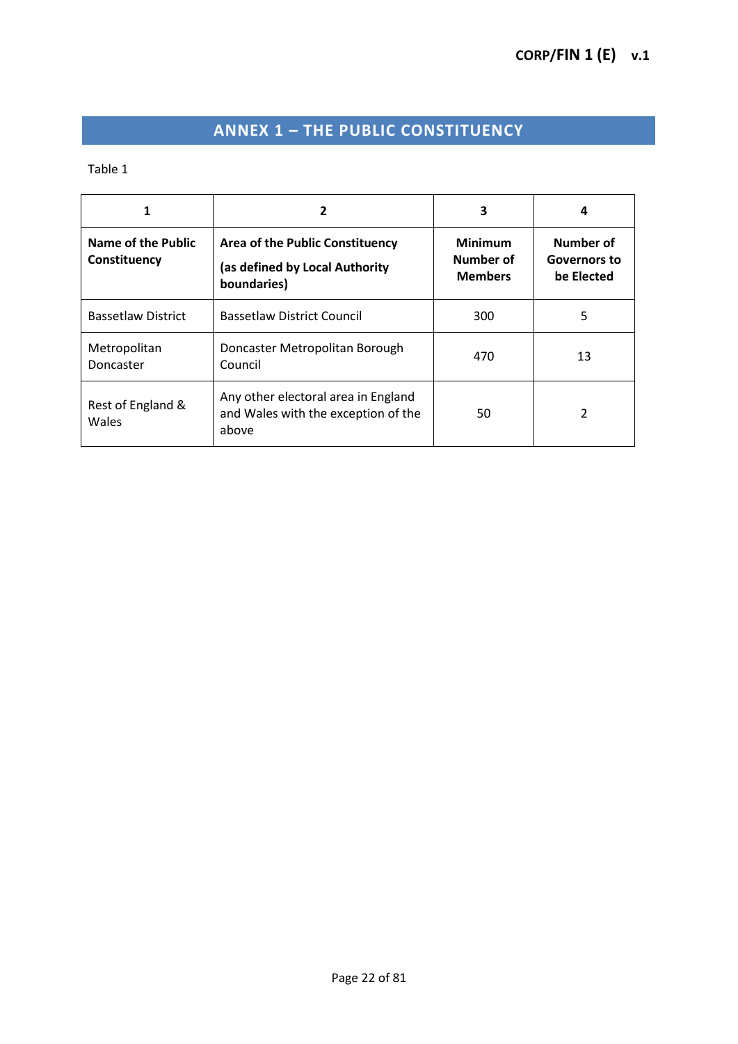## ANNEX 1 – THE PUBLIC CONSTITUENCY

Table 1

| 1 | 2 | 3 | 4 |
|---|---|---|---|
| **Name of the Public Constituency** | **Area of the Public Constituency (as defined by Local Authority boundaries)** | **Minimum Number of Members** | **Number of Governors to be Elected** |
| Bassetlaw District | Bassetlaw District Council | 300 | 5 |
| Metropolitan Doncaster | Doncaster Metropolitan Borough Council | 470 | 13 |
| Rest of England & Wales | Any other electoral area in England and Wales with the exception of the above | 50 | 2 |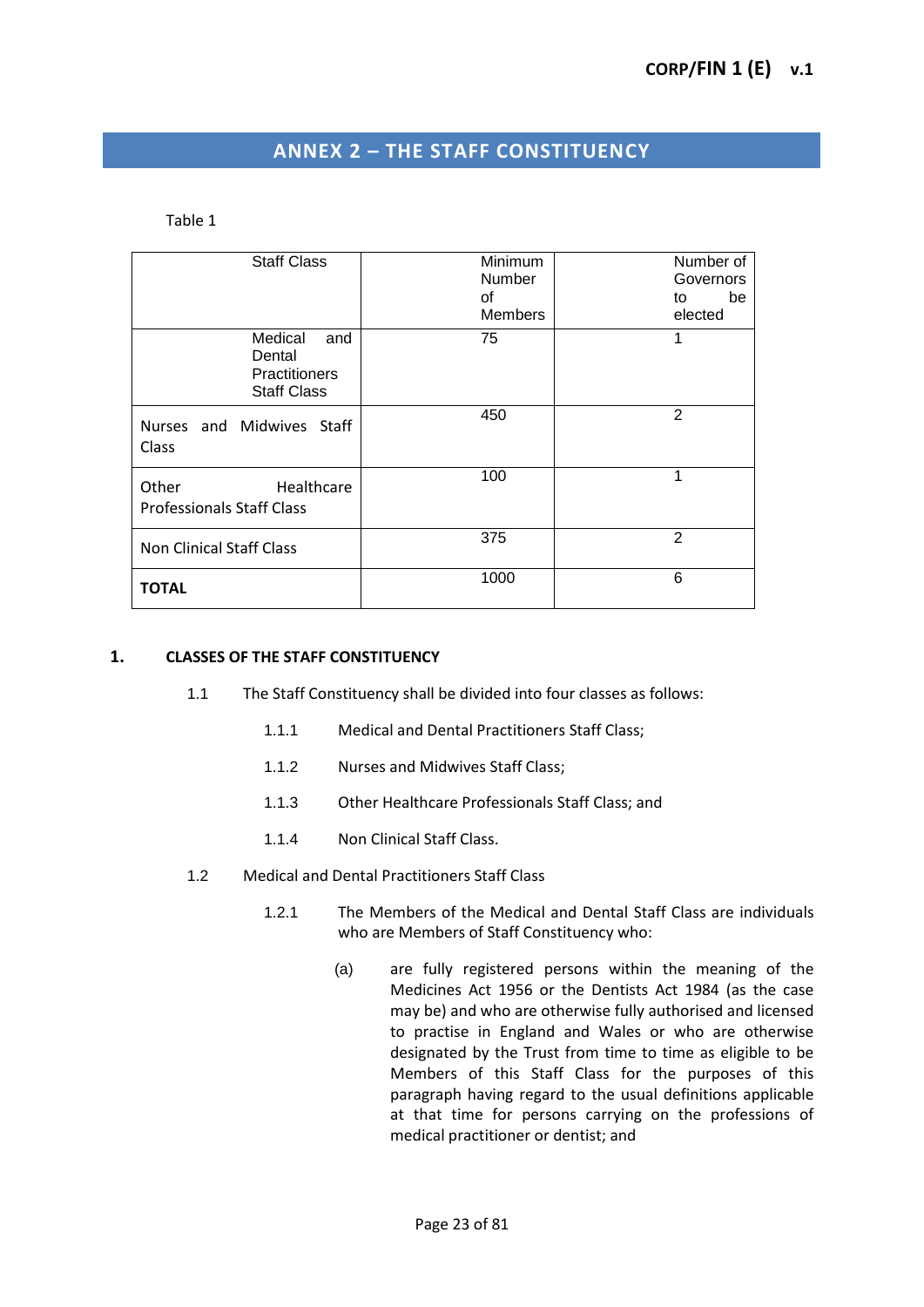## ANNEX 2 – THE STAFF CONSTITUENCY

Table 1

| Staff Class | Minimum Number of Members | Number of Governors to be elected |
|---|---|---|
| Medical and Dental Practitioners Staff Class | 75 | 1 |
| Nurses and Midwives Staff Class | 450 | 2 |
| Other Healthcare Professionals Staff Class | 100 | 1 |
| Non Clinical Staff Class | 375 | 2 |
| **TOTAL** | 1000 | 6 |

**1. CLASSES OF THE STAFF CONSTITUENCY**

1.1 The Staff Constituency shall be divided into four classes as follows:

1.1.1 Medical and Dental Practitioners Staff Class;

1.1.2 Nurses and Midwives Staff Class;

1.1.3 Other Healthcare Professionals Staff Class; and

1.1.4 Non Clinical Staff Class.

1.2 Medical and Dental Practitioners Staff Class

1.2.1 The Members of the Medical and Dental Staff Class are individuals who are Members of Staff Constituency who:

(a) are fully registered persons within the meaning of the Medicines Act 1956 or the Dentists Act 1984 (as the case may be) and who are otherwise fully authorised and licensed to practise in England and Wales or who are otherwise designated by the Trust from time to time as eligible to be Members of this Staff Class for the purposes of this paragraph having regard to the usual definitions applicable at that time for persons carrying on the professions of medical practitioner or dentist; and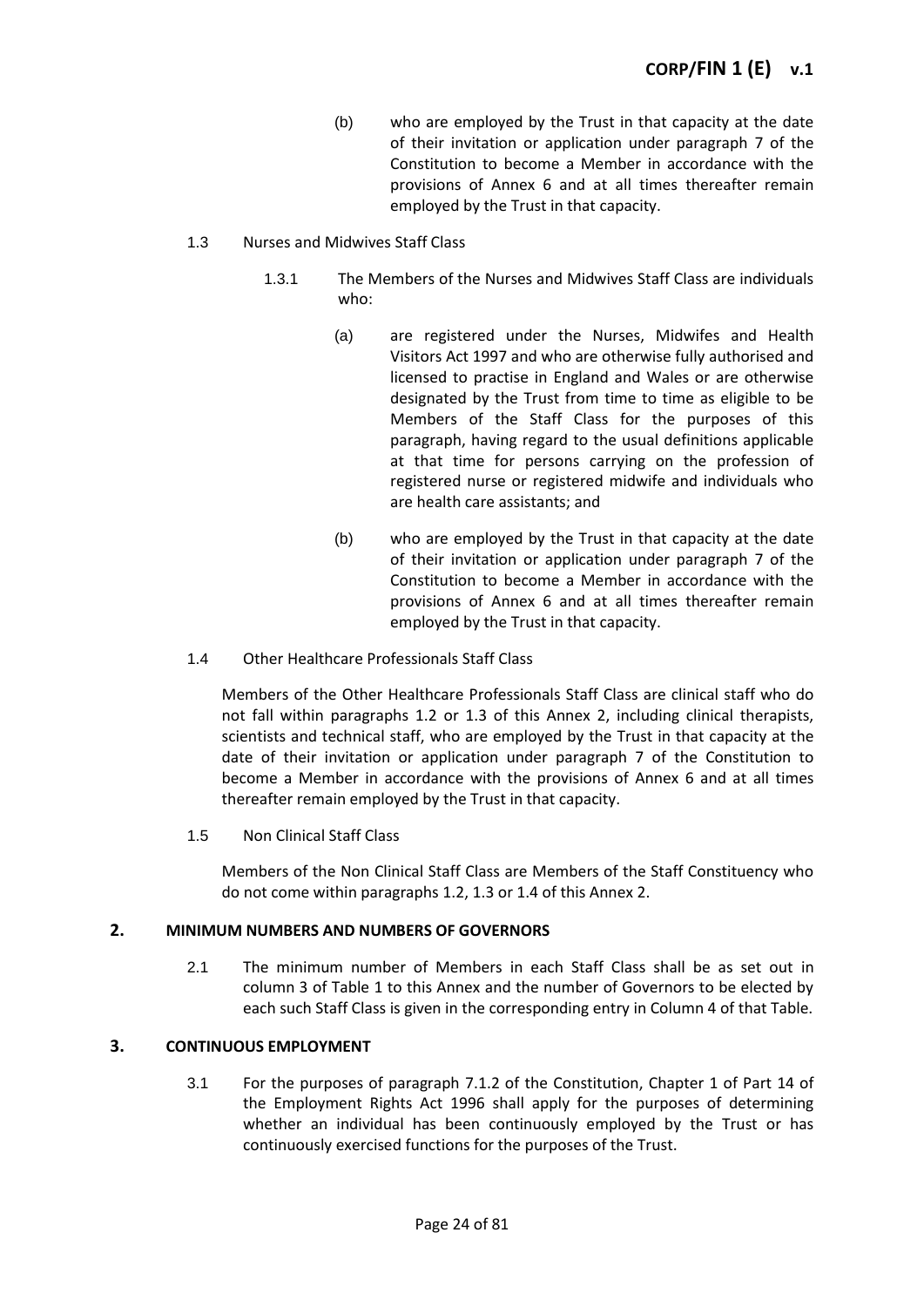(b) who are employed by the Trust in that capacity at the date of their invitation or application under paragraph 7 of the Constitution to become a Member in accordance with the provisions of Annex 6 and at all times thereafter remain employed by the Trust in that capacity.

1.3 Nurses and Midwives Staff Class

1.3.1 The Members of the Nurses and Midwives Staff Class are individuals who:

(a) are registered under the Nurses, Midwifes and Health Visitors Act 1997 and who are otherwise fully authorised and licensed to practise in England and Wales or are otherwise designated by the Trust from time to time as eligible to be Members of the Staff Class for the purposes of this paragraph, having regard to the usual definitions applicable at that time for persons carrying on the profession of registered nurse or registered midwife and individuals who are health care assistants; and

(b) who are employed by the Trust in that capacity at the date of their invitation or application under paragraph 7 of the Constitution to become a Member in accordance with the provisions of Annex 6 and at all times thereafter remain employed by the Trust in that capacity.

1.4 Other Healthcare Professionals Staff Class

Members of the Other Healthcare Professionals Staff Class are clinical staff who do not fall within paragraphs 1.2 or 1.3 of this Annex 2, including clinical therapists, scientists and technical staff, who are employed by the Trust in that capacity at the date of their invitation or application under paragraph 7 of the Constitution to become a Member in accordance with the provisions of Annex 6 and at all times thereafter remain employed by the Trust in that capacity.

1.5 Non Clinical Staff Class

Members of the Non Clinical Staff Class are Members of the Staff Constituency who do not come within paragraphs 1.2, 1.3 or 1.4 of this Annex 2.

## 2. MINIMUM NUMBERS AND NUMBERS OF GOVERNORS

2.1 The minimum number of Members in each Staff Class shall be as set out in column 3 of Table 1 to this Annex and the number of Governors to be elected by each such Staff Class is given in the corresponding entry in Column 4 of that Table.

## 3. CONTINUOUS EMPLOYMENT

3.1 For the purposes of paragraph 7.1.2 of the Constitution, Chapter 1 of Part 14 of the Employment Rights Act 1996 shall apply for the purposes of determining whether an individual has been continuously employed by the Trust or has continuously exercised functions for the purposes of the Trust.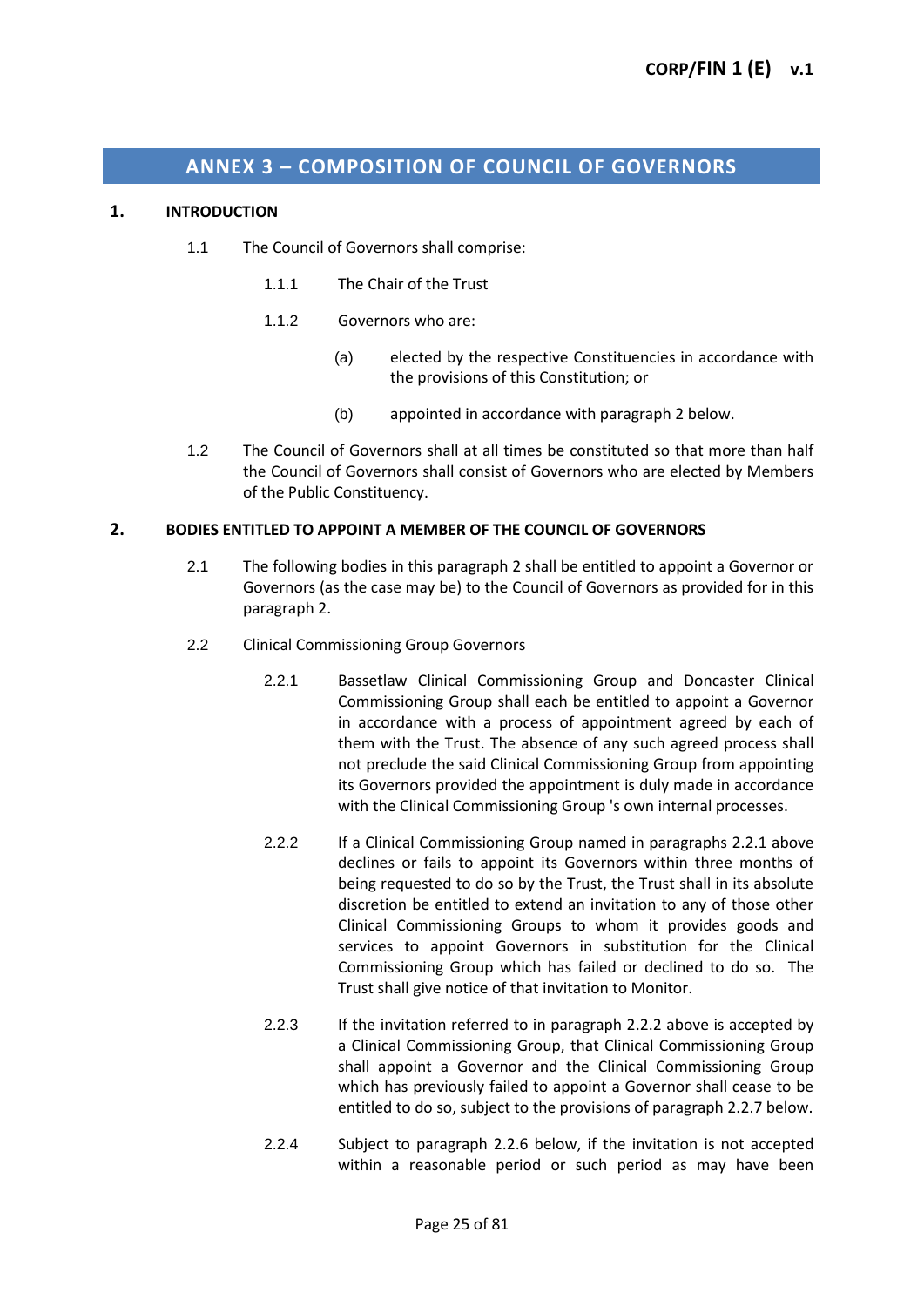## ANNEX 3 – COMPOSITION OF COUNCIL OF GOVERNORS

### 1. INTRODUCTION

1.1 The Council of Governors shall comprise:

1.1.1 The Chair of the Trust

1.1.2 Governors who are:

(a) elected by the respective Constituencies in accordance with the provisions of this Constitution; or

(b) appointed in accordance with paragraph 2 below.

1.2 The Council of Governors shall at all times be constituted so that more than half the Council of Governors shall consist of Governors who are elected by Members of the Public Constituency.

### 2. BODIES ENTITLED TO APPOINT A MEMBER OF THE COUNCIL OF GOVERNORS

2.1 The following bodies in this paragraph 2 shall be entitled to appoint a Governor or Governors (as the case may be) to the Council of Governors as provided for in this paragraph 2.

2.2 Clinical Commissioning Group Governors

2.2.1 Bassetlaw Clinical Commissioning Group and Doncaster Clinical Commissioning Group shall each be entitled to appoint a Governor in accordance with a process of appointment agreed by each of them with the Trust. The absence of any such agreed process shall not preclude the said Clinical Commissioning Group from appointing its Governors provided the appointment is duly made in accordance with the Clinical Commissioning Group 's own internal processes.

2.2.2 If a Clinical Commissioning Group named in paragraphs 2.2.1 above declines or fails to appoint its Governors within three months of being requested to do so by the Trust, the Trust shall in its absolute discretion be entitled to extend an invitation to any of those other Clinical Commissioning Groups to whom it provides goods and services to appoint Governors in substitution for the Clinical Commissioning Group which has failed or declined to do so. The Trust shall give notice of that invitation to Monitor.

2.2.3 If the invitation referred to in paragraph 2.2.2 above is accepted by a Clinical Commissioning Group, that Clinical Commissioning Group shall appoint a Governor and the Clinical Commissioning Group which has previously failed to appoint a Governor shall cease to be entitled to do so, subject to the provisions of paragraph 2.2.7 below.

2.2.4 Subject to paragraph 2.2.6 below, if the invitation is not accepted within a reasonable period or such period as may have been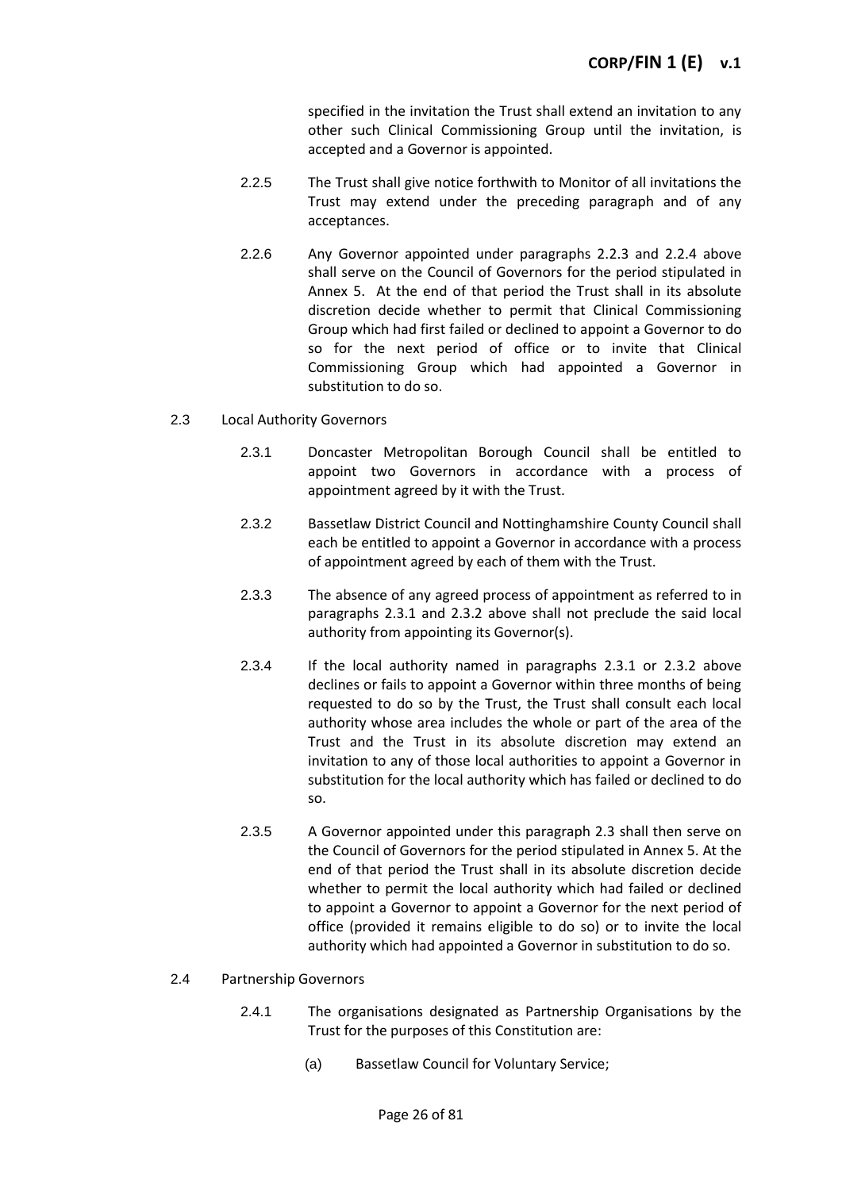specified in the invitation the Trust shall extend an invitation to any other such Clinical Commissioning Group until the invitation, is accepted and a Governor is appointed.

2.2.5 The Trust shall give notice forthwith to Monitor of all invitations the Trust may extend under the preceding paragraph and of any acceptances.

2.2.6 Any Governor appointed under paragraphs 2.2.3 and 2.2.4 above shall serve on the Council of Governors for the period stipulated in Annex 5. At the end of that period the Trust shall in its absolute discretion decide whether to permit that Clinical Commissioning Group which had first failed or declined to appoint a Governor to do so for the next period of office or to invite that Clinical Commissioning Group which had appointed a Governor in substitution to do so.

2.3 Local Authority Governors

2.3.1 Doncaster Metropolitan Borough Council shall be entitled to appoint two Governors in accordance with a process of appointment agreed by it with the Trust.

2.3.2 Bassetlaw District Council and Nottinghamshire County Council shall each be entitled to appoint a Governor in accordance with a process of appointment agreed by each of them with the Trust.

2.3.3 The absence of any agreed process of appointment as referred to in paragraphs 2.3.1 and 2.3.2 above shall not preclude the said local authority from appointing its Governor(s).

2.3.4 If the local authority named in paragraphs 2.3.1 or 2.3.2 above declines or fails to appoint a Governor within three months of being requested to do so by the Trust, the Trust shall consult each local authority whose area includes the whole or part of the area of the Trust and the Trust in its absolute discretion may extend an invitation to any of those local authorities to appoint a Governor in substitution for the local authority which has failed or declined to do so.

2.3.5 A Governor appointed under this paragraph 2.3 shall then serve on the Council of Governors for the period stipulated in Annex 5. At the end of that period the Trust shall in its absolute discretion decide whether to permit the local authority which had failed or declined to appoint a Governor to appoint a Governor for the next period of office (provided it remains eligible to do so) or to invite the local authority which had appointed a Governor in substitution to do so.

2.4 Partnership Governors

2.4.1 The organisations designated as Partnership Organisations by the Trust for the purposes of this Constitution are:

(a) Bassetlaw Council for Voluntary Service;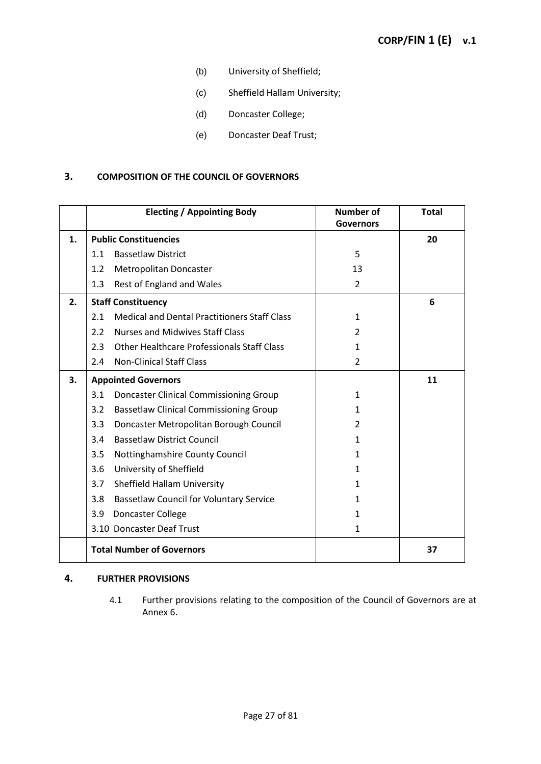(b) University of Sheffield;

(c) Sheffield Hallam University;

(d) Doncaster College;

(e) Doncaster Deaf Trust;

### 3. COMPOSITION OF THE COUNCIL OF GOVERNORS

| | Electing / Appointing Body | Number of Governors | Total |
|---|---|---|---|
| **1.** | **Public Constituencies** | | **20** |
| | 1.1 Bassetlaw District | 5 | |
| | 1.2 Metropolitan Doncaster | 13 | |
| | 1.3 Rest of England and Wales | 2 | |
| **2.** | **Staff Constituency** | | **6** |
| | 2.1 Medical and Dental Practitioners Staff Class | 1 | |
| | 2.2 Nurses and Midwives Staff Class | 2 | |
| | 2.3 Other Healthcare Professionals Staff Class | 1 | |
| | 2.4 Non-Clinical Staff Class | 2 | |
| **3.** | **Appointed Governors** | | **11** |
| | 3.1 Doncaster Clinical Commissioning Group | 1 | |
| | 3.2 Bassetlaw Clinical Commissioning Group | 1 | |
| | 3.3 Doncaster Metropolitan Borough Council | 2 | |
| | 3.4 Bassetlaw District Council | 1 | |
| | 3.5 Nottinghamshire County Council | 1 | |
| | 3.6 University of Sheffield | 1 | |
| | 3.7 Sheffield Hallam University | 1 | |
| | 3.8 Bassetlaw Council for Voluntary Service | 1 | |
| | 3.9 Doncaster College | 1 | |
| | 3.10 Doncaster Deaf Trust | 1 | |
| | **Total Number of Governors** | | **37** |

### 4. FURTHER PROVISIONS

4.1 Further provisions relating to the composition of the Council of Governors are at Annex 6.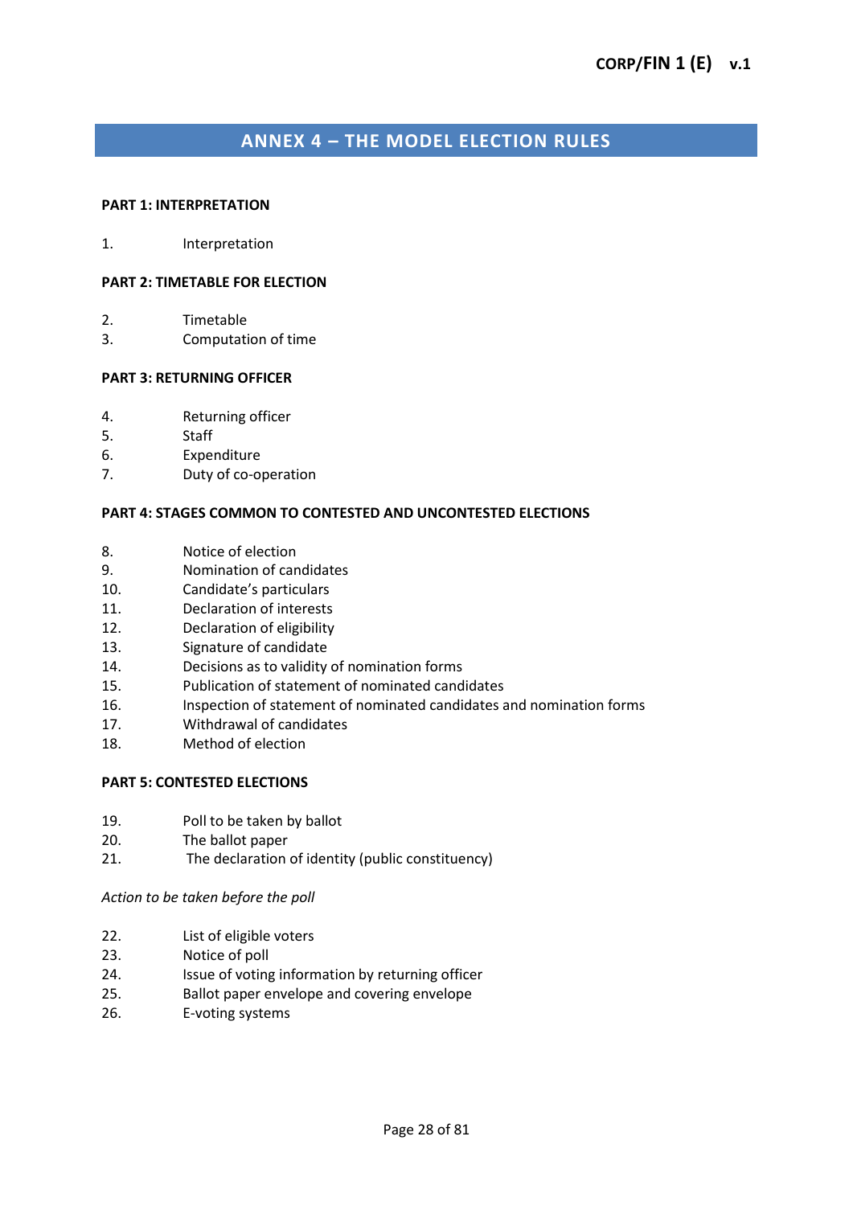## ANNEX 4 – THE MODEL ELECTION RULES

**PART 1: INTERPRETATION**

1. Interpretation

**PART 2: TIMETABLE FOR ELECTION**

2. Timetable
3. Computation of time

**PART 3: RETURNING OFFICER**

4. Returning officer
5. Staff
6. Expenditure
7. Duty of co-operation

**PART 4: STAGES COMMON TO CONTESTED AND UNCONTESTED ELECTIONS**

8. Notice of election
9. Nomination of candidates
10. Candidate's particulars
11. Declaration of interests
12. Declaration of eligibility
13. Signature of candidate
14. Decisions as to validity of nomination forms
15. Publication of statement of nominated candidates
16. Inspection of statement of nominated candidates and nomination forms
17. Withdrawal of candidates
18. Method of election

**PART 5: CONTESTED ELECTIONS**

19. Poll to be taken by ballot
20. The ballot paper
21. The declaration of identity (public constituency)

*Action to be taken before the poll*

22. List of eligible voters
23. Notice of poll
24. Issue of voting information by returning officer
25. Ballot paper envelope and covering envelope
26. E-voting systems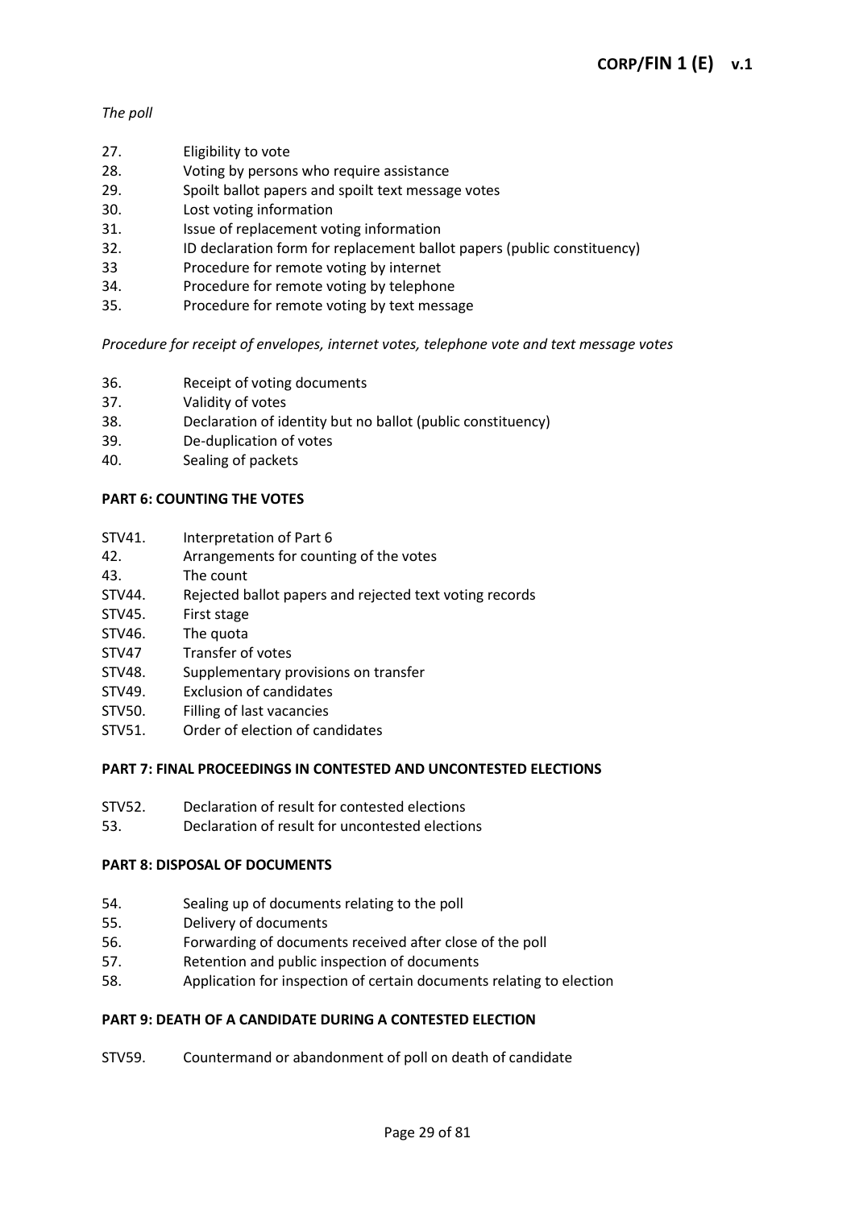*The poll*

27. Eligibility to vote
28. Voting by persons who require assistance
29. Spoilt ballot papers and spoilt text message votes
30. Lost voting information
31. Issue of replacement voting information
32. ID declaration form for replacement ballot papers (public constituency)
33 Procedure for remote voting by internet
34. Procedure for remote voting by telephone
35. Procedure for remote voting by text message

*Procedure for receipt of envelopes, internet votes, telephone vote and text message votes*

36. Receipt of voting documents
37. Validity of votes
38. Declaration of identity but no ballot (public constituency)
39. De-duplication of votes
40. Sealing of packets

**PART 6: COUNTING THE VOTES**

STV41. Interpretation of Part 6
42. Arrangements for counting of the votes
43. The count
STV44. Rejected ballot papers and rejected text voting records
STV45. First stage
STV46. The quota
STV47 Transfer of votes
STV48. Supplementary provisions on transfer
STV49. Exclusion of candidates
STV50. Filling of last vacancies
STV51. Order of election of candidates

**PART 7: FINAL PROCEEDINGS IN CONTESTED AND UNCONTESTED ELECTIONS**

STV52. Declaration of result for contested elections
53. Declaration of result for uncontested elections

**PART 8: DISPOSAL OF DOCUMENTS**

54. Sealing up of documents relating to the poll
55. Delivery of documents
56. Forwarding of documents received after close of the poll
57. Retention and public inspection of documents
58. Application for inspection of certain documents relating to election

**PART 9: DEATH OF A CANDIDATE DURING A CONTESTED ELECTION**

STV59. Countermand or abandonment of poll on death of candidate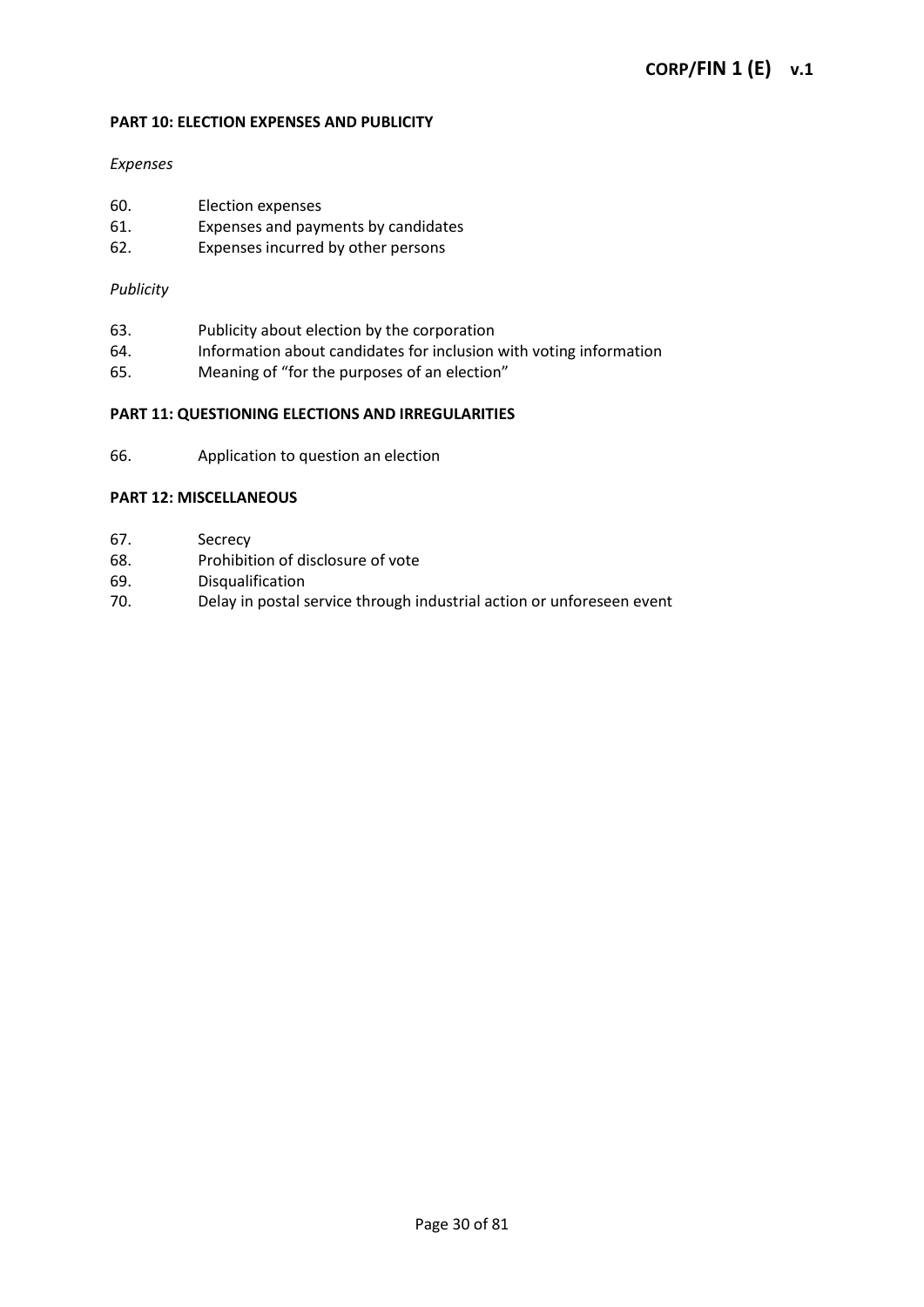**PART 10: ELECTION EXPENSES AND PUBLICITY**

*Expenses*

60. Election expenses
61. Expenses and payments by candidates
62. Expenses incurred by other persons

*Publicity*

63. Publicity about election by the corporation
64. Information about candidates for inclusion with voting information
65. Meaning of "for the purposes of an election"

**PART 11: QUESTIONING ELECTIONS AND IRREGULARITIES**

66. Application to question an election

**PART 12: MISCELLANEOUS**

67. Secrecy
68. Prohibition of disclosure of vote
69. Disqualification
70. Delay in postal service through industrial action or unforeseen event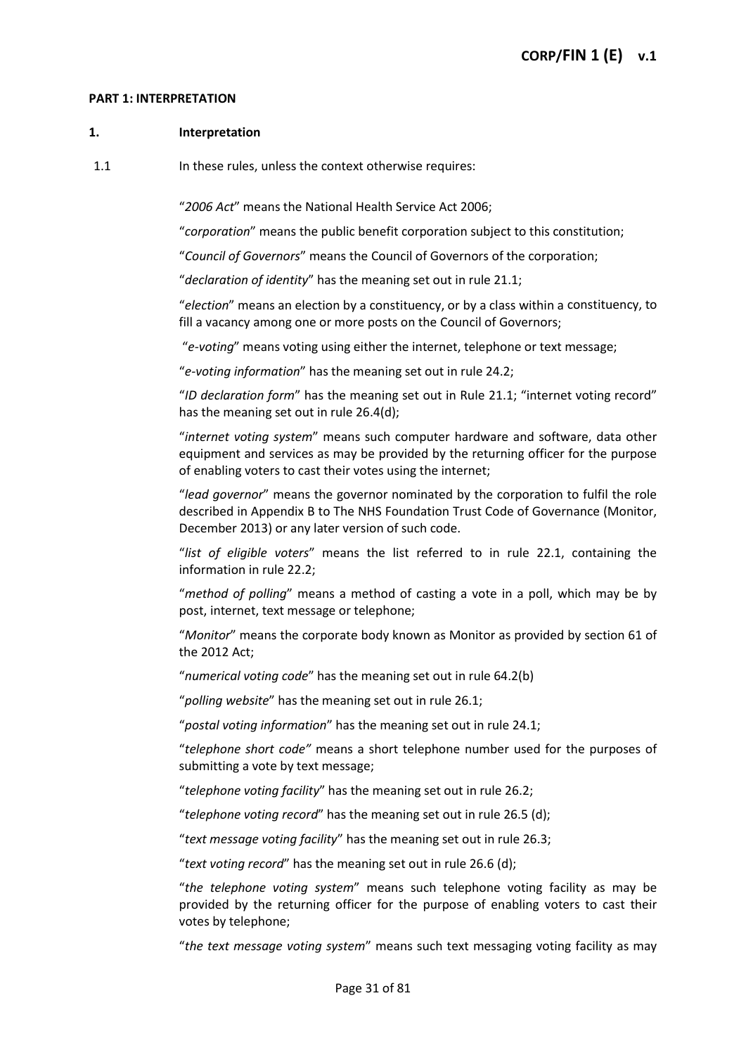**PART 1: INTERPRETATION**

**1. Interpretation**

1.1 In these rules, unless the context otherwise requires:

"*2006 Act*" means the National Health Service Act 2006;

"*corporation*" means the public benefit corporation subject to this constitution;

"*Council of Governors*" means the Council of Governors of the corporation;

"*declaration of identity*" has the meaning set out in rule 21.1;

"*election*" means an election by a constituency, or by a class within a constituency, to fill a vacancy among one or more posts on the Council of Governors;

"*e-voting*" means voting using either the internet, telephone or text message;

"*e-voting information*" has the meaning set out in rule 24.2;

"*ID declaration form*" has the meaning set out in Rule 21.1; "internet voting record" has the meaning set out in rule 26.4(d);

"*internet voting system*" means such computer hardware and software, data other equipment and services as may be provided by the returning officer for the purpose of enabling voters to cast their votes using the internet;

"*lead governor*" means the governor nominated by the corporation to fulfil the role described in Appendix B to The NHS Foundation Trust Code of Governance (Monitor, December 2013) or any later version of such code.

"*list of eligible voters*" means the list referred to in rule 22.1, containing the information in rule 22.2;

"*method of polling*" means a method of casting a vote in a poll, which may be by post, internet, text message or telephone;

"*Monitor*" means the corporate body known as Monitor as provided by section 61 of the 2012 Act;

"*numerical voting code*" has the meaning set out in rule 64.2(b)

"*polling website*" has the meaning set out in rule 26.1;

"*postal voting information*" has the meaning set out in rule 24.1;

"*telephone short code"* means a short telephone number used for the purposes of submitting a vote by text message;

"*telephone voting facility*" has the meaning set out in rule 26.2;

"*telephone voting record*" has the meaning set out in rule 26.5 (d);

"*text message voting facility*" has the meaning set out in rule 26.3;

"*text voting record*" has the meaning set out in rule 26.6 (d);

"*the telephone voting system*" means such telephone voting facility as may be provided by the returning officer for the purpose of enabling voters to cast their votes by telephone;

"*the text message voting system*" means such text messaging voting facility as may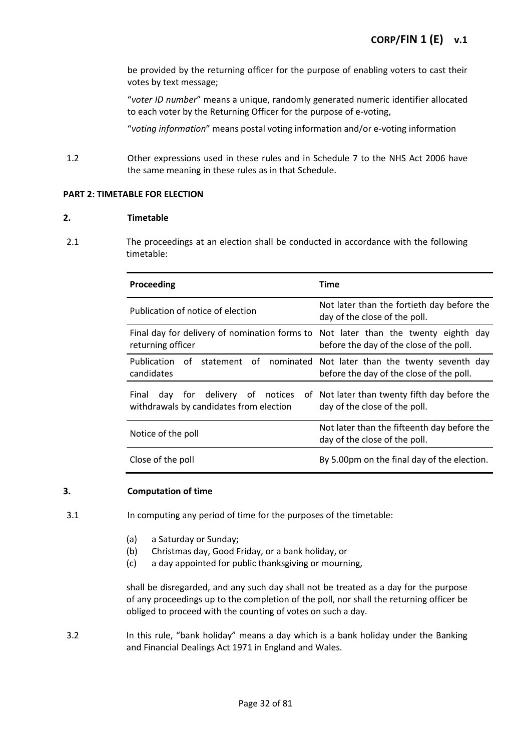be provided by the returning officer for the purpose of enabling voters to cast their votes by text message;

"*voter ID number*" means a unique, randomly generated numeric identifier allocated to each voter by the Returning Officer for the purpose of e-voting,

"*voting information*" means postal voting information and/or e-voting information

1.2 Other expressions used in these rules and in Schedule 7 to the NHS Act 2006 have the same meaning in these rules as in that Schedule.

**PART 2: TIMETABLE FOR ELECTION**

**2. Timetable**

2.1 The proceedings at an election shall be conducted in accordance with the following timetable:

| Proceeding | Time |
| --- | --- |
| Publication of notice of election | Not later than the fortieth day before the day of the close of the poll. |
| Final day for delivery of nomination forms to returning officer | Not later than the twenty eighth day before the day of the close of the poll. |
| Publication of statement of nominated candidates | Not later than the twenty seventh day before the day of the close of the poll. |
| Final day for delivery of notices of withdrawals by candidates from election | Not later than twenty fifth day before the day of the close of the poll. |
| Notice of the poll | Not later than the fifteenth day before the day of the close of the poll. |
| Close of the poll | By 5.00pm on the final day of the election. |

**3. Computation of time**

3.1 In computing any period of time for the purposes of the timetable:

(a) a Saturday or Sunday;
(b) Christmas day, Good Friday, or a bank holiday, or
(c) a day appointed for public thanksgiving or mourning,

shall be disregarded, and any such day shall not be treated as a day for the purpose of any proceedings up to the completion of the poll, nor shall the returning officer be obliged to proceed with the counting of votes on such a day.

3.2 In this rule, "bank holiday" means a day which is a bank holiday under the Banking and Financial Dealings Act 1971 in England and Wales.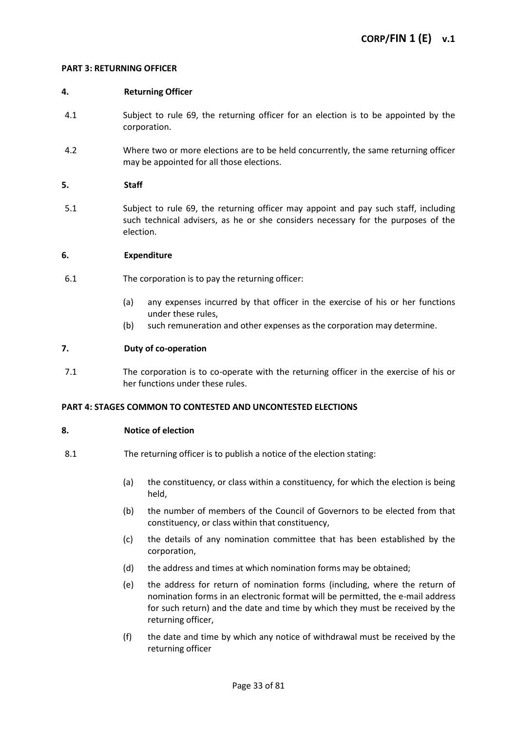## PART 3: RETURNING OFFICER

### 4. Returning Officer

4.1 Subject to rule 69, the returning officer for an election is to be appointed by the corporation.

4.2 Where two or more elections are to be held concurrently, the same returning officer may be appointed for all those elections.

### 5. Staff

5.1 Subject to rule 69, the returning officer may appoint and pay such staff, including such technical advisers, as he or she considers necessary for the purposes of the election.

### 6. Expenditure

6.1 The corporation is to pay the returning officer:

- (a) any expenses incurred by that officer in the exercise of his or her functions under these rules,
- (b) such remuneration and other expenses as the corporation may determine.

### 7. Duty of co-operation

7.1 The corporation is to co-operate with the returning officer in the exercise of his or her functions under these rules.

## PART 4: STAGES COMMON TO CONTESTED AND UNCONTESTED ELECTIONS

### 8. Notice of election

8.1 The returning officer is to publish a notice of the election stating:

- (a) the constituency, or class within a constituency, for which the election is being held,
- (b) the number of members of the Council of Governors to be elected from that constituency, or class within that constituency,
- (c) the details of any nomination committee that has been established by the corporation,
- (d) the address and times at which nomination forms may be obtained;
- (e) the address for return of nomination forms (including, where the return of nomination forms in an electronic format will be permitted, the e-mail address for such return) and the date and time by which they must be received by the returning officer,
- (f) the date and time by which any notice of withdrawal must be received by the returning officer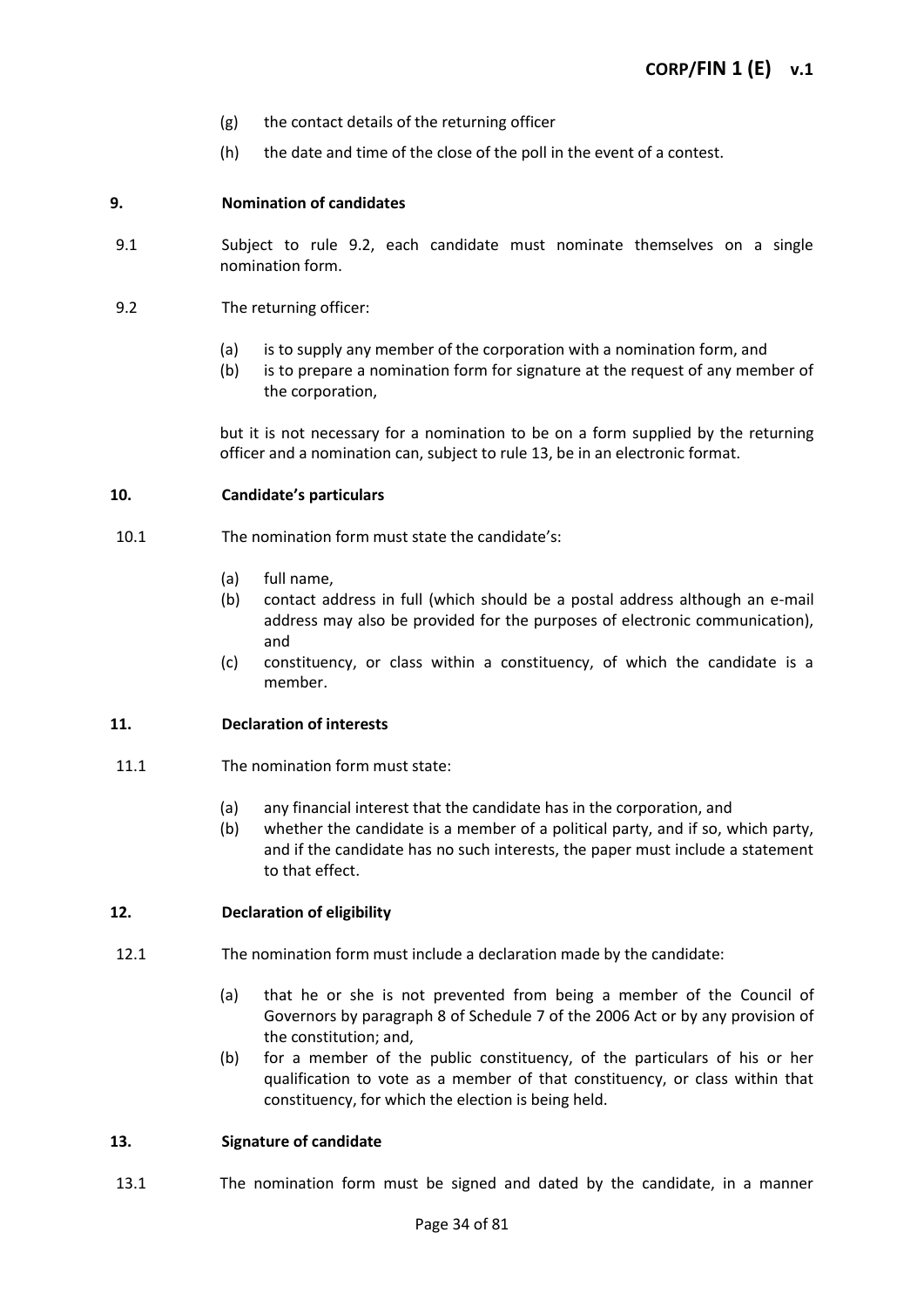(g) the contact details of the returning officer

(h) the date and time of the close of the poll in the event of a contest.

**9. Nomination of candidates**

9.1 Subject to rule 9.2, each candidate must nominate themselves on a single nomination form.

9.2 The returning officer:

(a) is to supply any member of the corporation with a nomination form, and
(b) is to prepare a nomination form for signature at the request of any member of the corporation,

but it is not necessary for a nomination to be on a form supplied by the returning officer and a nomination can, subject to rule 13, be in an electronic format.

**10. Candidate's particulars**

10.1 The nomination form must state the candidate's:

(a) full name,
(b) contact address in full (which should be a postal address although an e-mail address may also be provided for the purposes of electronic communication), and
(c) constituency, or class within a constituency, of which the candidate is a member.

**11. Declaration of interests**

11.1 The nomination form must state:

(a) any financial interest that the candidate has in the corporation, and
(b) whether the candidate is a member of a political party, and if so, which party, and if the candidate has no such interests, the paper must include a statement to that effect.

**12. Declaration of eligibility**

12.1 The nomination form must include a declaration made by the candidate:

(a) that he or she is not prevented from being a member of the Council of Governors by paragraph 8 of Schedule 7 of the 2006 Act or by any provision of the constitution; and,
(b) for a member of the public constituency, of the particulars of his or her qualification to vote as a member of that constituency, or class within that constituency, for which the election is being held.

**13. Signature of candidate**

13.1 The nomination form must be signed and dated by the candidate, in a manner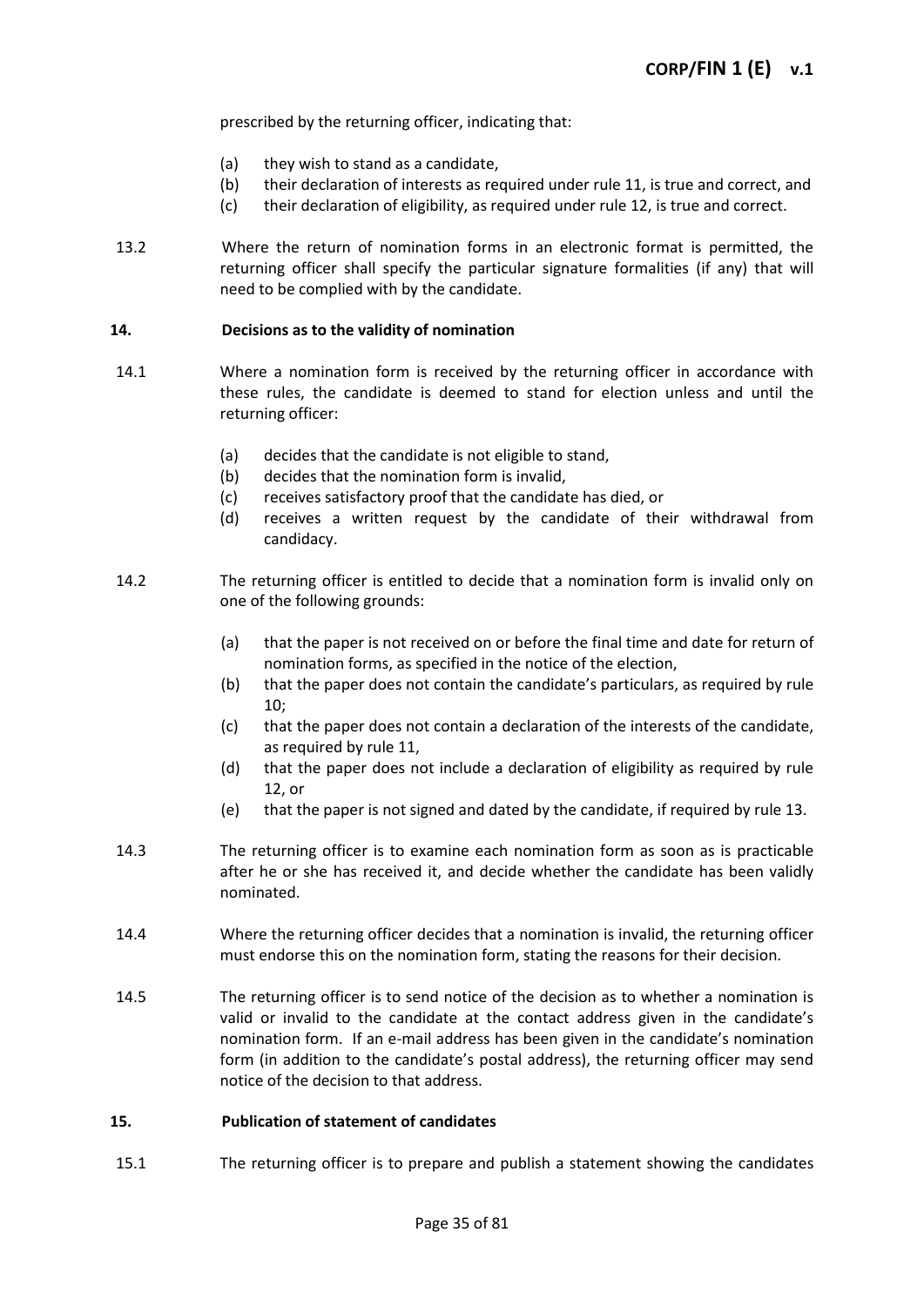prescribed by the returning officer, indicating that:

- (a) they wish to stand as a candidate,
- (b) their declaration of interests as required under rule 11, is true and correct, and
- (c) their declaration of eligibility, as required under rule 12, is true and correct.

13.2 Where the return of nomination forms in an electronic format is permitted, the returning officer shall specify the particular signature formalities (if any) that will need to be complied with by the candidate.

**14. Decisions as to the validity of nomination**

14.1 Where a nomination form is received by the returning officer in accordance with these rules, the candidate is deemed to stand for election unless and until the returning officer:

- (a) decides that the candidate is not eligible to stand,
- (b) decides that the nomination form is invalid,
- (c) receives satisfactory proof that the candidate has died, or
- (d) receives a written request by the candidate of their withdrawal from candidacy.

14.2 The returning officer is entitled to decide that a nomination form is invalid only on one of the following grounds:

- (a) that the paper is not received on or before the final time and date for return of nomination forms, as specified in the notice of the election,
- (b) that the paper does not contain the candidate's particulars, as required by rule 10;
- (c) that the paper does not contain a declaration of the interests of the candidate, as required by rule 11,
- (d) that the paper does not include a declaration of eligibility as required by rule 12, or
- (e) that the paper is not signed and dated by the candidate, if required by rule 13.

14.3 The returning officer is to examine each nomination form as soon as is practicable after he or she has received it, and decide whether the candidate has been validly nominated.

14.4 Where the returning officer decides that a nomination is invalid, the returning officer must endorse this on the nomination form, stating the reasons for their decision.

14.5 The returning officer is to send notice of the decision as to whether a nomination is valid or invalid to the candidate at the contact address given in the candidate's nomination form. If an e-mail address has been given in the candidate's nomination form (in addition to the candidate's postal address), the returning officer may send notice of the decision to that address.

**15. Publication of statement of candidates**

15.1 The returning officer is to prepare and publish a statement showing the candidates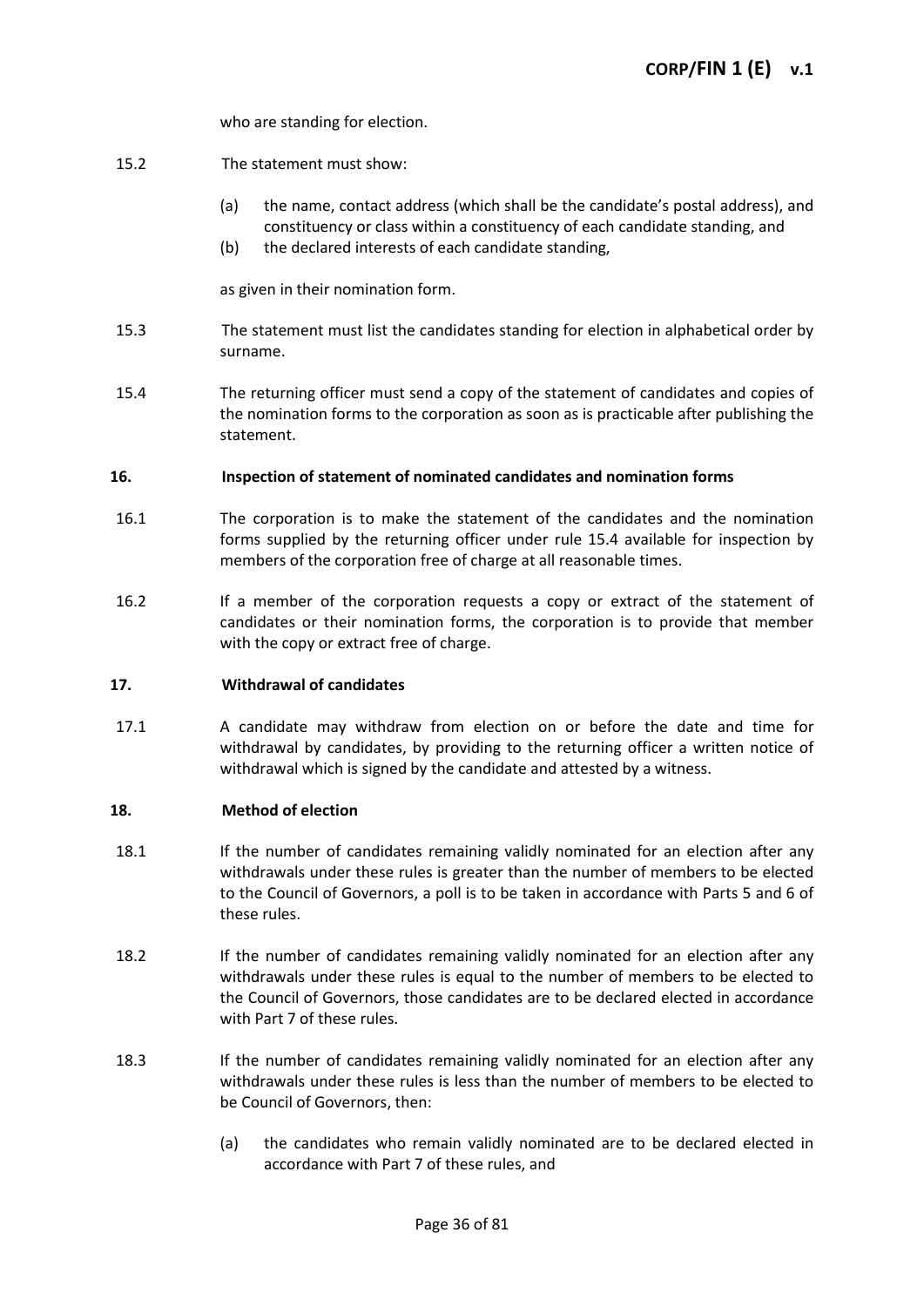who are standing for election.

15.2 The statement must show:

(a) the name, contact address (which shall be the candidate's postal address), and constituency or class within a constituency of each candidate standing, and
(b) the declared interests of each candidate standing,

as given in their nomination form.

15.3 The statement must list the candidates standing for election in alphabetical order by surname.

15.4 The returning officer must send a copy of the statement of candidates and copies of the nomination forms to the corporation as soon as is practicable after publishing the statement.

**16. Inspection of statement of nominated candidates and nomination forms**

16.1 The corporation is to make the statement of the candidates and the nomination forms supplied by the returning officer under rule 15.4 available for inspection by members of the corporation free of charge at all reasonable times.

16.2 If a member of the corporation requests a copy or extract of the statement of candidates or their nomination forms, the corporation is to provide that member with the copy or extract free of charge.

**17. Withdrawal of candidates**

17.1 A candidate may withdraw from election on or before the date and time for withdrawal by candidates, by providing to the returning officer a written notice of withdrawal which is signed by the candidate and attested by a witness.

**18. Method of election**

18.1 If the number of candidates remaining validly nominated for an election after any withdrawals under these rules is greater than the number of members to be elected to the Council of Governors, a poll is to be taken in accordance with Parts 5 and 6 of these rules.

18.2 If the number of candidates remaining validly nominated for an election after any withdrawals under these rules is equal to the number of members to be elected to the Council of Governors, those candidates are to be declared elected in accordance with Part 7 of these rules.

18.3 If the number of candidates remaining validly nominated for an election after any withdrawals under these rules is less than the number of members to be elected to be Council of Governors, then:

(a) the candidates who remain validly nominated are to be declared elected in accordance with Part 7 of these rules, and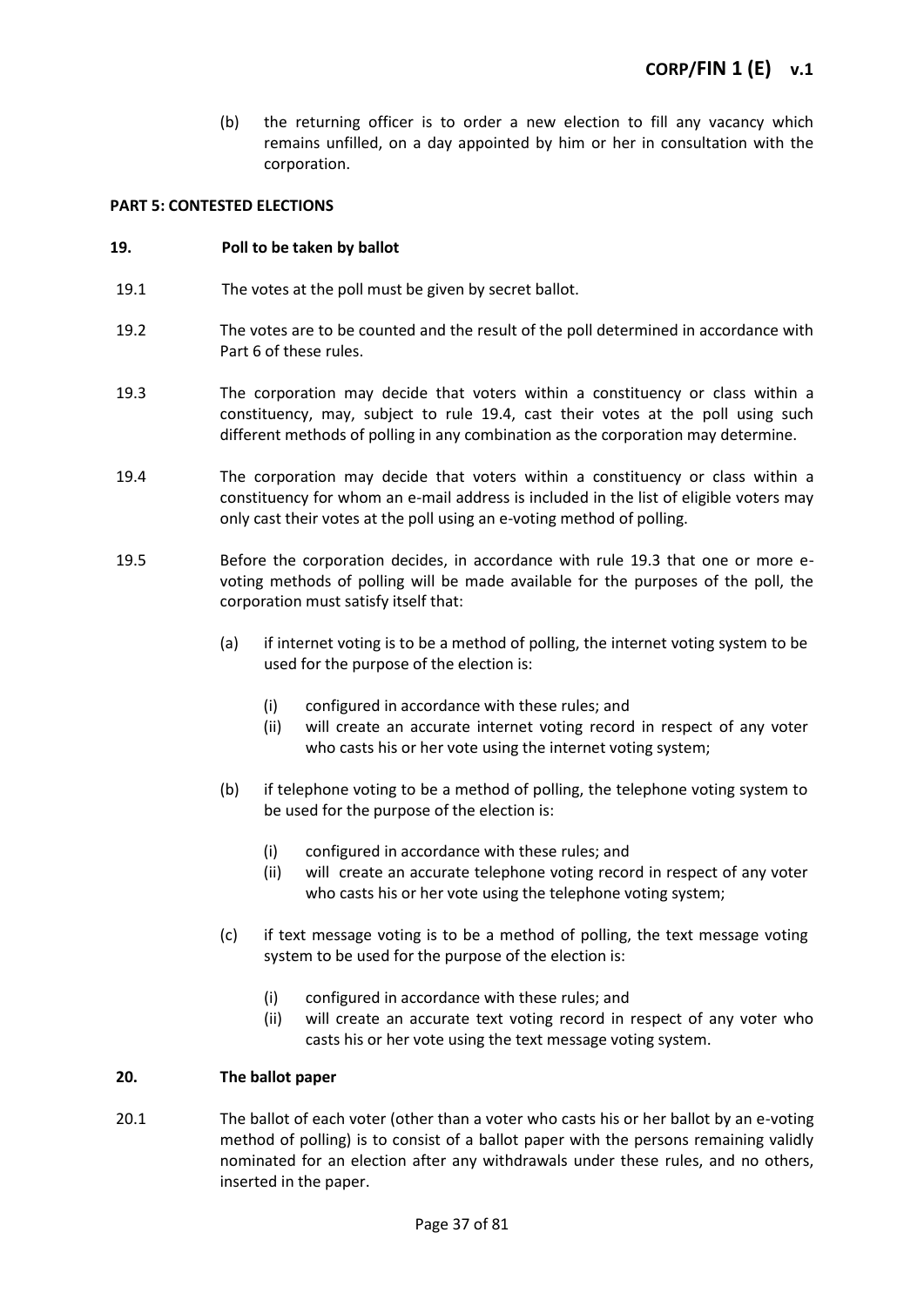(b) the returning officer is to order a new election to fill any vacancy which remains unfilled, on a day appointed by him or her in consultation with the corporation.

**PART 5: CONTESTED ELECTIONS**

**19. Poll to be taken by ballot**

19.1 The votes at the poll must be given by secret ballot.

19.2 The votes are to be counted and the result of the poll determined in accordance with Part 6 of these rules.

19.3 The corporation may decide that voters within a constituency or class within a constituency, may, subject to rule 19.4, cast their votes at the poll using such different methods of polling in any combination as the corporation may determine.

19.4 The corporation may decide that voters within a constituency or class within a constituency for whom an e-mail address is included in the list of eligible voters may only cast their votes at the poll using an e-voting method of polling.

19.5 Before the corporation decides, in accordance with rule 19.3 that one or more e-voting methods of polling will be made available for the purposes of the poll, the corporation must satisfy itself that:

- (a) if internet voting is to be a method of polling, the internet voting system to be used for the purpose of the election is:
  - (i) configured in accordance with these rules; and
  - (ii) will create an accurate internet voting record in respect of any voter who casts his or her vote using the internet voting system;
- (b) if telephone voting to be a method of polling, the telephone voting system to be used for the purpose of the election is:
  - (i) configured in accordance with these rules; and
  - (ii) will create an accurate telephone voting record in respect of any voter who casts his or her vote using the telephone voting system;
- (c) if text message voting is to be a method of polling, the text message voting system to be used for the purpose of the election is:
  - (i) configured in accordance with these rules; and
  - (ii) will create an accurate text voting record in respect of any voter who casts his or her vote using the text message voting system.

**20. The ballot paper**

20.1 The ballot of each voter (other than a voter who casts his or her ballot by an e-voting method of polling) is to consist of a ballot paper with the persons remaining validly nominated for an election after any withdrawals under these rules, and no others, inserted in the paper.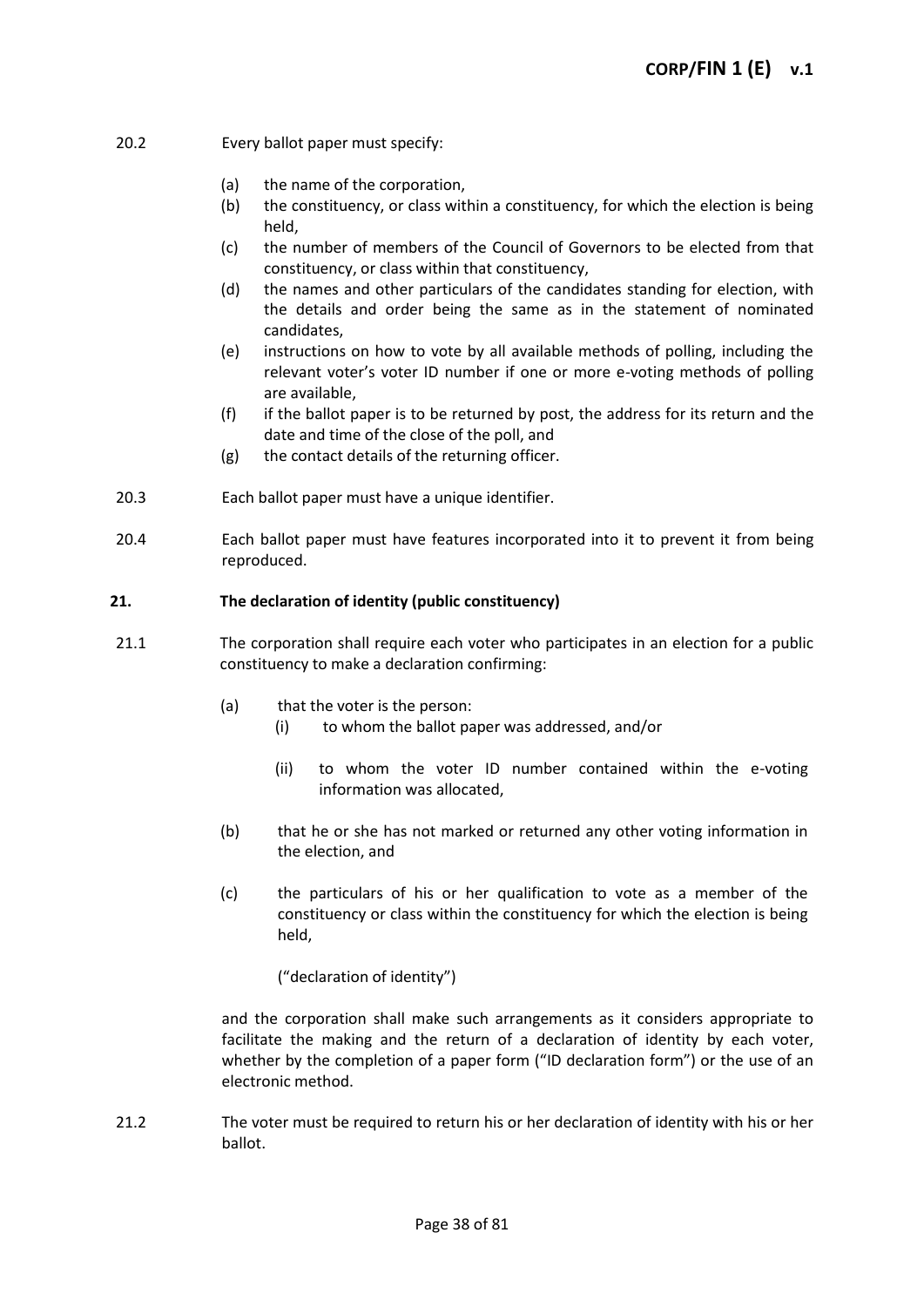20.2 Every ballot paper must specify:

- (a) the name of the corporation,
- (b) the constituency, or class within a constituency, for which the election is being held,
- (c) the number of members of the Council of Governors to be elected from that constituency, or class within that constituency,
- (d) the names and other particulars of the candidates standing for election, with the details and order being the same as in the statement of nominated candidates,
- (e) instructions on how to vote by all available methods of polling, including the relevant voter's voter ID number if one or more e-voting methods of polling are available,
- (f) if the ballot paper is to be returned by post, the address for its return and the date and time of the close of the poll, and
- (g) the contact details of the returning officer.

20.3 Each ballot paper must have a unique identifier.

20.4 Each ballot paper must have features incorporated into it to prevent it from being reproduced.

**21. The declaration of identity (public constituency)**

21.1 The corporation shall require each voter who participates in an election for a public constituency to make a declaration confirming:

- (a) that the voter is the person:
  - (i) to whom the ballot paper was addressed, and/or
  - (ii) to whom the voter ID number contained within the e-voting information was allocated,
- (b) that he or she has not marked or returned any other voting information in the election, and
- (c) the particulars of his or her qualification to vote as a member of the constituency or class within the constituency for which the election is being held,

("declaration of identity")

and the corporation shall make such arrangements as it considers appropriate to facilitate the making and the return of a declaration of identity by each voter, whether by the completion of a paper form ("ID declaration form") or the use of an electronic method.

21.2 The voter must be required to return his or her declaration of identity with his or her ballot.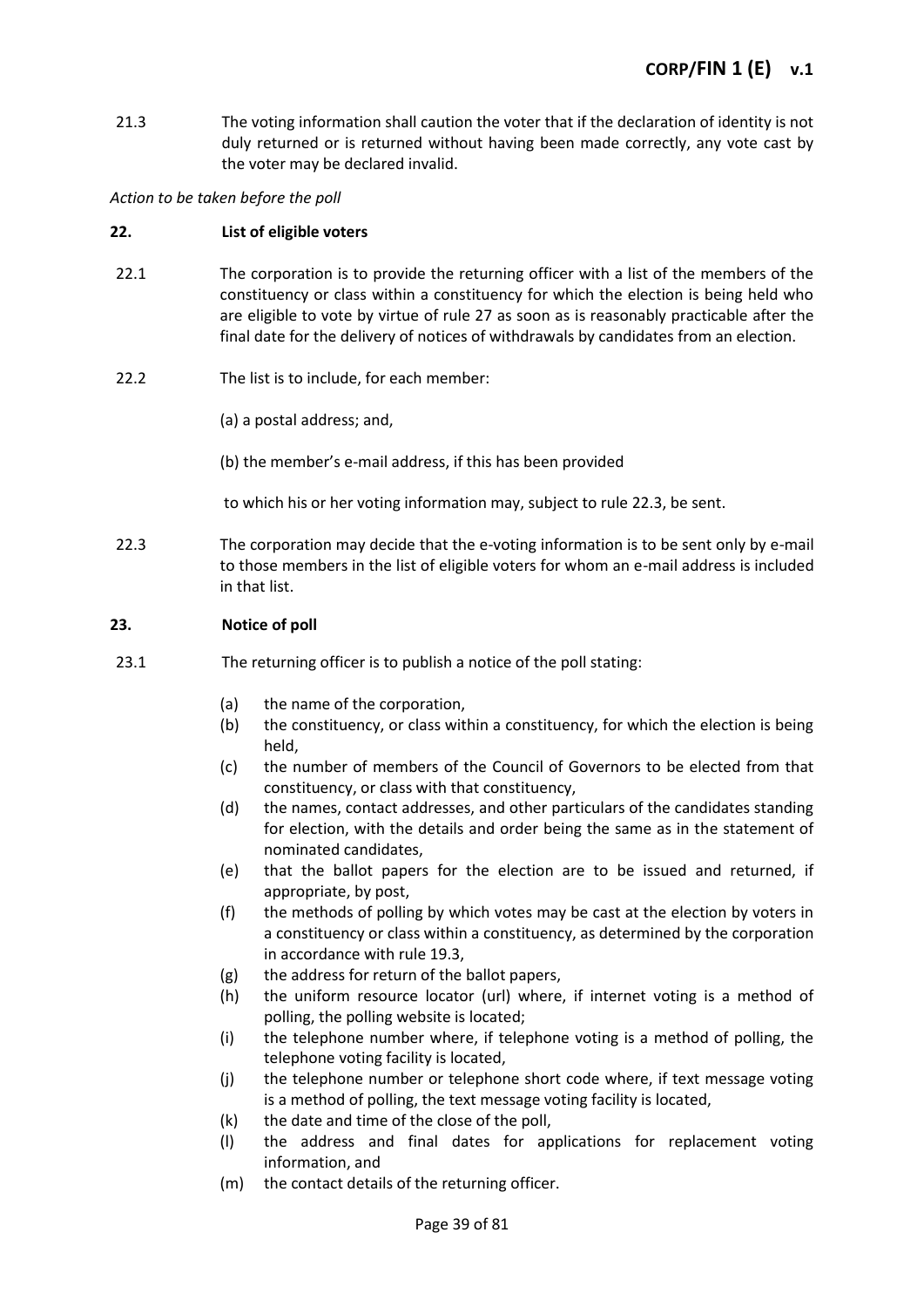21.3 The voting information shall caution the voter that if the declaration of identity is not duly returned or is returned without having been made correctly, any vote cast by the voter may be declared invalid.

*Action to be taken before the poll*

**22. List of eligible voters**

22.1 The corporation is to provide the returning officer with a list of the members of the constituency or class within a constituency for which the election is being held who are eligible to vote by virtue of rule 27 as soon as is reasonably practicable after the final date for the delivery of notices of withdrawals by candidates from an election.

22.2 The list is to include, for each member:

(a) a postal address; and,

(b) the member's e-mail address, if this has been provided

to which his or her voting information may, subject to rule 22.3, be sent.

22.3 The corporation may decide that the e-voting information is to be sent only by e-mail to those members in the list of eligible voters for whom an e-mail address is included in that list.

**23. Notice of poll**

23.1 The returning officer is to publish a notice of the poll stating:

(a) the name of the corporation,
(b) the constituency, or class within a constituency, for which the election is being held,
(c) the number of members of the Council of Governors to be elected from that constituency, or class with that constituency,
(d) the names, contact addresses, and other particulars of the candidates standing for election, with the details and order being the same as in the statement of nominated candidates,
(e) that the ballot papers for the election are to be issued and returned, if appropriate, by post,
(f) the methods of polling by which votes may be cast at the election by voters in a constituency or class within a constituency, as determined by the corporation in accordance with rule 19.3,
(g) the address for return of the ballot papers,
(h) the uniform resource locator (url) where, if internet voting is a method of polling, the polling website is located;
(i) the telephone number where, if telephone voting is a method of polling, the telephone voting facility is located,
(j) the telephone number or telephone short code where, if text message voting is a method of polling, the text message voting facility is located,
(k) the date and time of the close of the poll,
(l) the address and final dates for applications for replacement voting information, and
(m) the contact details of the returning officer.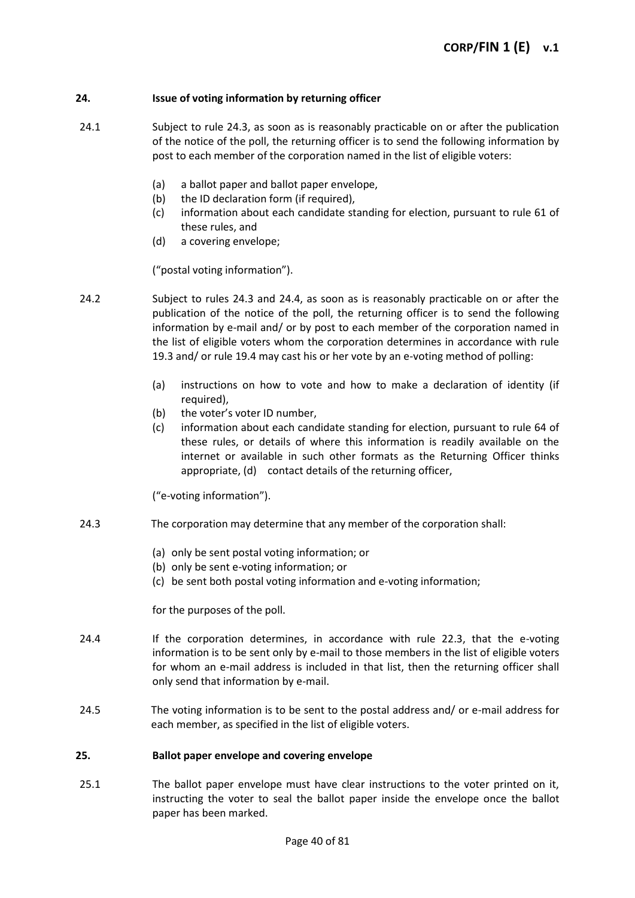## 24. Issue of voting information by returning officer

24.1 Subject to rule 24.3, as soon as is reasonably practicable on or after the publication of the notice of the poll, the returning officer is to send the following information by post to each member of the corporation named in the list of eligible voters:

- (a) a ballot paper and ballot paper envelope,
- (b) the ID declaration form (if required),
- (c) information about each candidate standing for election, pursuant to rule 61 of these rules, and
- (d) a covering envelope;

("postal voting information").

24.2 Subject to rules 24.3 and 24.4, as soon as is reasonably practicable on or after the publication of the notice of the poll, the returning officer is to send the following information by e-mail and/ or by post to each member of the corporation named in the list of eligible voters whom the corporation determines in accordance with rule 19.3 and/ or rule 19.4 may cast his or her vote by an e-voting method of polling:

- (a) instructions on how to vote and how to make a declaration of identity (if required),
- (b) the voter's voter ID number,
- (c) information about each candidate standing for election, pursuant to rule 64 of these rules, or details of where this information is readily available on the internet or available in such other formats as the Returning Officer thinks appropriate, (d) contact details of the returning officer,

("e-voting information").

24.3 The corporation may determine that any member of the corporation shall:

- (a) only be sent postal voting information; or
- (b) only be sent e-voting information; or
- (c) be sent both postal voting information and e-voting information;

for the purposes of the poll.

24.4 If the corporation determines, in accordance with rule 22.3, that the e-voting information is to be sent only by e-mail to those members in the list of eligible voters for whom an e-mail address is included in that list, then the returning officer shall only send that information by e-mail.

24.5 The voting information is to be sent to the postal address and/ or e-mail address for each member, as specified in the list of eligible voters.

## 25. Ballot paper envelope and covering envelope

25.1 The ballot paper envelope must have clear instructions to the voter printed on it, instructing the voter to seal the ballot paper inside the envelope once the ballot paper has been marked.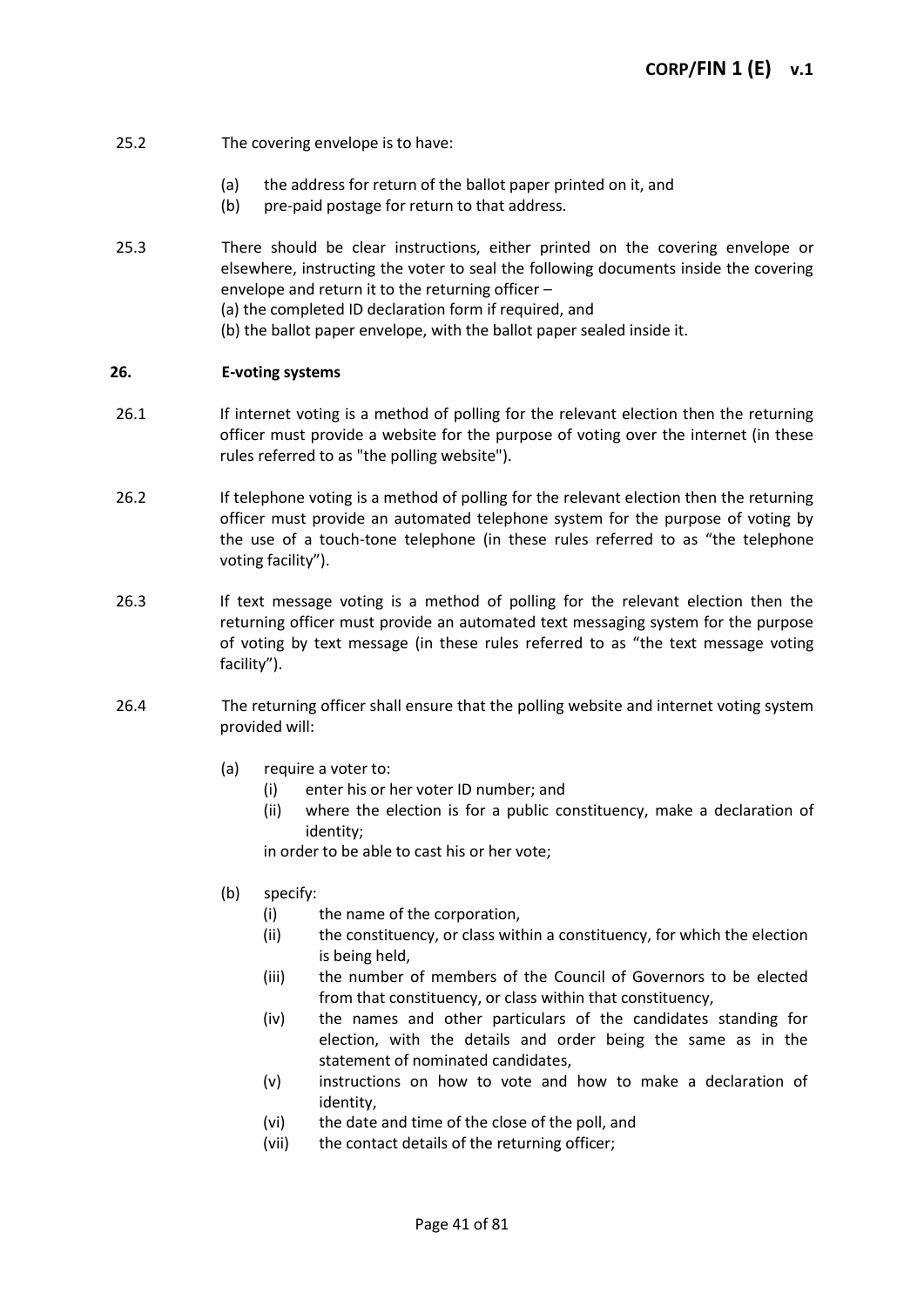25.2 The covering envelope is to have:

- (a) the address for return of the ballot paper printed on it, and
- (b) pre-paid postage for return to that address.

25.3 There should be clear instructions, either printed on the covering envelope or elsewhere, instructing the voter to seal the following documents inside the covering envelope and return it to the returning officer –
(a) the completed ID declaration form if required, and
(b) the ballot paper envelope, with the ballot paper sealed inside it.

### 26. E-voting systems

26.1 If internet voting is a method of polling for the relevant election then the returning officer must provide a website for the purpose of voting over the internet (in these rules referred to as "the polling website").

26.2 If telephone voting is a method of polling for the relevant election then the returning officer must provide an automated telephone system for the purpose of voting by the use of a touch-tone telephone (in these rules referred to as “the telephone voting facility”).

26.3 If text message voting is a method of polling for the relevant election then the returning officer must provide an automated text messaging system for the purpose of voting by text message (in these rules referred to as “the text message voting facility”).

26.4 The returning officer shall ensure that the polling website and internet voting system provided will:

- (a) require a voter to:
  - (i) enter his or her voter ID number; and
  - (ii) where the election is for a public constituency, make a declaration of identity;

  in order to be able to cast his or her vote;

- (b) specify:
  - (i) the name of the corporation,
  - (ii) the constituency, or class within a constituency, for which the election is being held,
  - (iii) the number of members of the Council of Governors to be elected from that constituency, or class within that constituency,
  - (iv) the names and other particulars of the candidates standing for election, with the details and order being the same as in the statement of nominated candidates,
  - (v) instructions on how to vote and how to make a declaration of identity,
  - (vi) the date and time of the close of the poll, and
  - (vii) the contact details of the returning officer;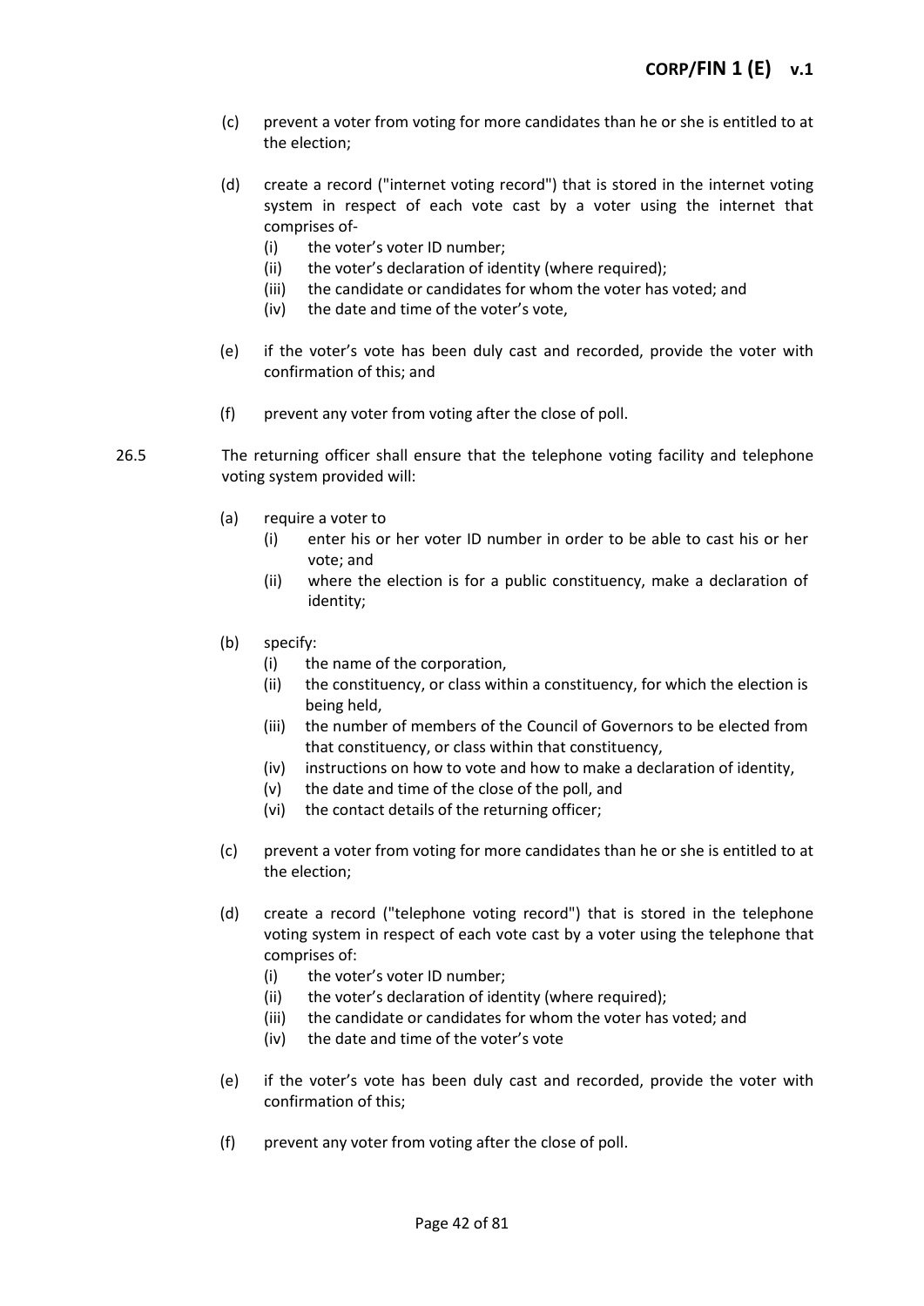(c) prevent a voter from voting for more candidates than he or she is entitled to at the election;

(d) create a record ("internet voting record") that is stored in the internet voting system in respect of each vote cast by a voter using the internet that comprises of-
   - (i) the voter's voter ID number;
   - (ii) the voter's declaration of identity (where required);
   - (iii) the candidate or candidates for whom the voter has voted; and
   - (iv) the date and time of the voter's vote,

(e) if the voter's vote has been duly cast and recorded, provide the voter with confirmation of this; and

(f) prevent any voter from voting after the close of poll.

26.5 The returning officer shall ensure that the telephone voting facility and telephone voting system provided will:

(a) require a voter to
   - (i) enter his or her voter ID number in order to be able to cast his or her vote; and
   - (ii) where the election is for a public constituency, make a declaration of identity;

(b) specify:
   - (i) the name of the corporation,
   - (ii) the constituency, or class within a constituency, for which the election is being held,
   - (iii) the number of members of the Council of Governors to be elected from that constituency, or class within that constituency,
   - (iv) instructions on how to vote and how to make a declaration of identity,
   - (v) the date and time of the close of the poll, and
   - (vi) the contact details of the returning officer;

(c) prevent a voter from voting for more candidates than he or she is entitled to at the election;

(d) create a record ("telephone voting record") that is stored in the telephone voting system in respect of each vote cast by a voter using the telephone that comprises of:
   - (i) the voter's voter ID number;
   - (ii) the voter's declaration of identity (where required);
   - (iii) the candidate or candidates for whom the voter has voted; and
   - (iv) the date and time of the voter's vote

(e) if the voter's vote has been duly cast and recorded, provide the voter with confirmation of this;

(f) prevent any voter from voting after the close of poll.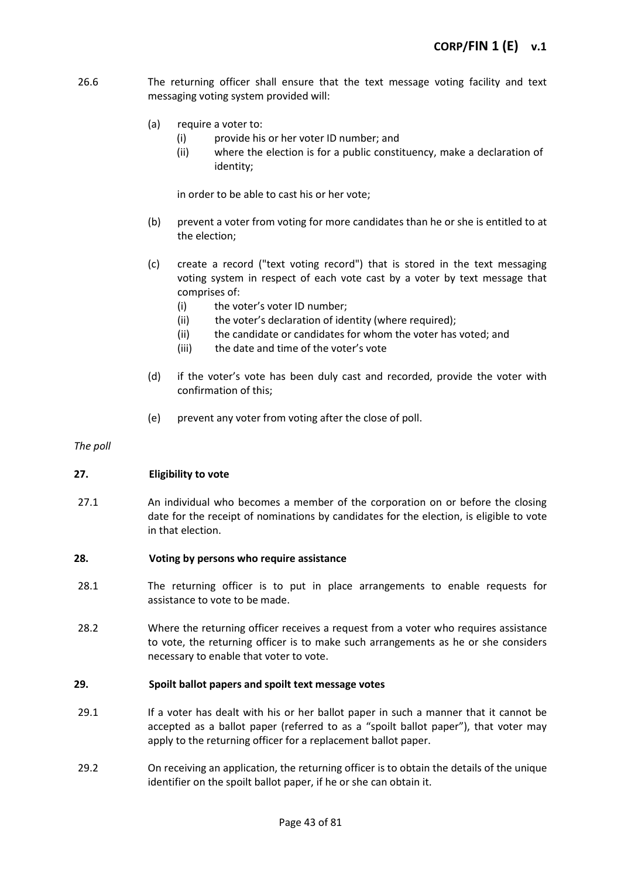26.6 The returning officer shall ensure that the text message voting facility and text messaging voting system provided will:

(a) require a voter to:
  (i) provide his or her voter ID number; and
  (ii) where the election is for a public constituency, make a declaration of identity;

  in order to be able to cast his or her vote;

(b) prevent a voter from voting for more candidates than he or she is entitled to at the election;

(c) create a record ("text voting record") that is stored in the text messaging voting system in respect of each vote cast by a voter by text message that comprises of:
  (i) the voter's voter ID number;
  (ii) the voter's declaration of identity (where required);
  (ii) the candidate or candidates for whom the voter has voted; and
  (iii) the date and time of the voter's vote

(d) if the voter's vote has been duly cast and recorded, provide the voter with confirmation of this;

(e) prevent any voter from voting after the close of poll.

*The poll*

**27. Eligibility to vote**

27.1 An individual who becomes a member of the corporation on or before the closing date for the receipt of nominations by candidates for the election, is eligible to vote in that election.

**28. Voting by persons who require assistance**

28.1 The returning officer is to put in place arrangements to enable requests for assistance to vote to be made.

28.2 Where the returning officer receives a request from a voter who requires assistance to vote, the returning officer is to make such arrangements as he or she considers necessary to enable that voter to vote.

**29. Spoilt ballot papers and spoilt text message votes**

29.1 If a voter has dealt with his or her ballot paper in such a manner that it cannot be accepted as a ballot paper (referred to as a "spoilt ballot paper"), that voter may apply to the returning officer for a replacement ballot paper.

29.2 On receiving an application, the returning officer is to obtain the details of the unique identifier on the spoilt ballot paper, if he or she can obtain it.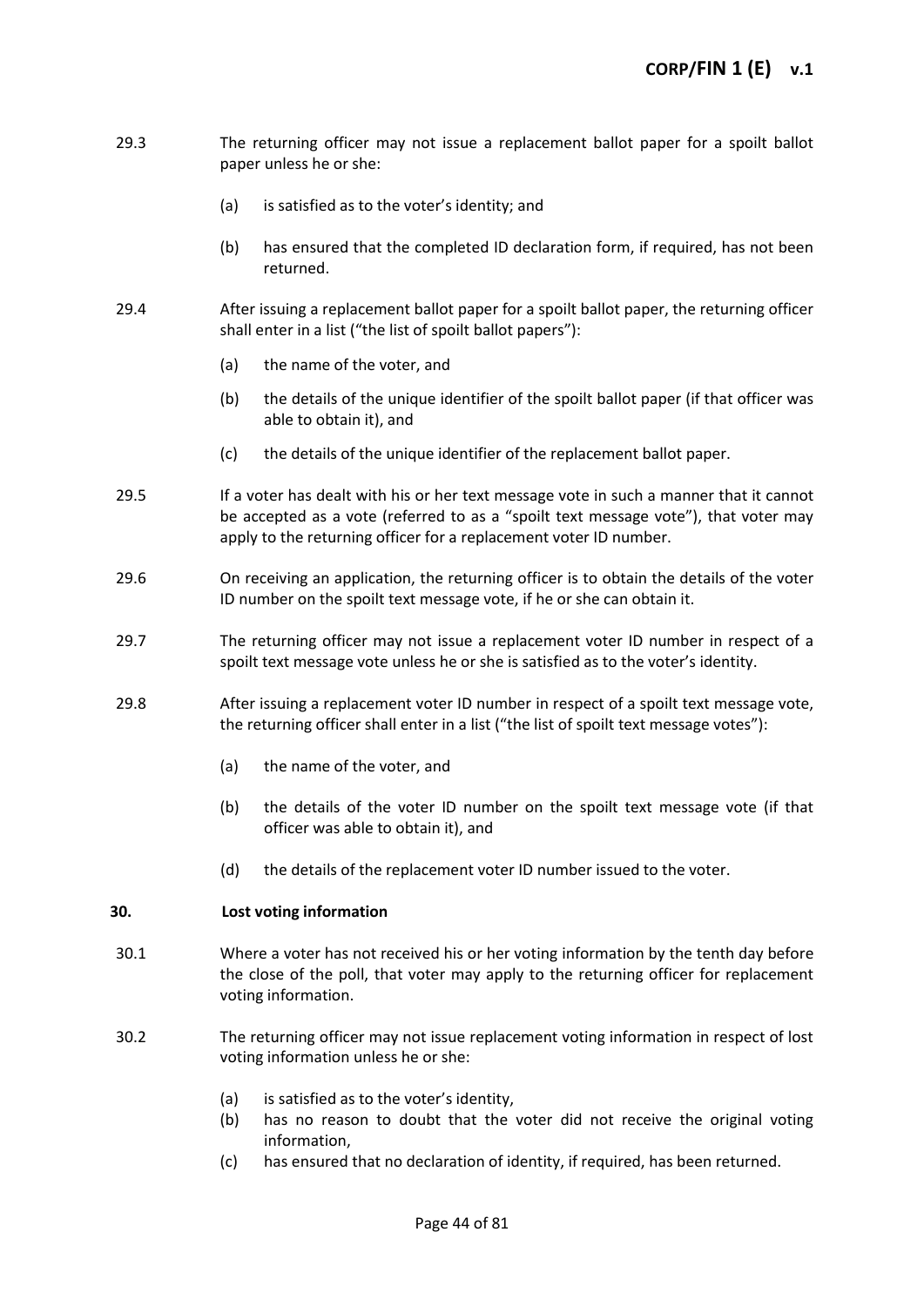29.3 The returning officer may not issue a replacement ballot paper for a spoilt ballot paper unless he or she:

(a) is satisfied as to the voter's identity; and

(b) has ensured that the completed ID declaration form, if required, has not been returned.

29.4 After issuing a replacement ballot paper for a spoilt ballot paper, the returning officer shall enter in a list ("the list of spoilt ballot papers"):

(a) the name of the voter, and

(b) the details of the unique identifier of the spoilt ballot paper (if that officer was able to obtain it), and

(c) the details of the unique identifier of the replacement ballot paper.

29.5 If a voter has dealt with his or her text message vote in such a manner that it cannot be accepted as a vote (referred to as a "spoilt text message vote"), that voter may apply to the returning officer for a replacement voter ID number.

29.6 On receiving an application, the returning officer is to obtain the details of the voter ID number on the spoilt text message vote, if he or she can obtain it.

29.7 The returning officer may not issue a replacement voter ID number in respect of a spoilt text message vote unless he or she is satisfied as to the voter's identity.

29.8 After issuing a replacement voter ID number in respect of a spoilt text message vote, the returning officer shall enter in a list ("the list of spoilt text message votes"):

(a) the name of the voter, and

(b) the details of the voter ID number on the spoilt text message vote (if that officer was able to obtain it), and

(d) the details of the replacement voter ID number issued to the voter.

**30. Lost voting information**

30.1 Where a voter has not received his or her voting information by the tenth day before the close of the poll, that voter may apply to the returning officer for replacement voting information.

30.2 The returning officer may not issue replacement voting information in respect of lost voting information unless he or she:

(a) is satisfied as to the voter's identity,
(b) has no reason to doubt that the voter did not receive the original voting information,
(c) has ensured that no declaration of identity, if required, has been returned.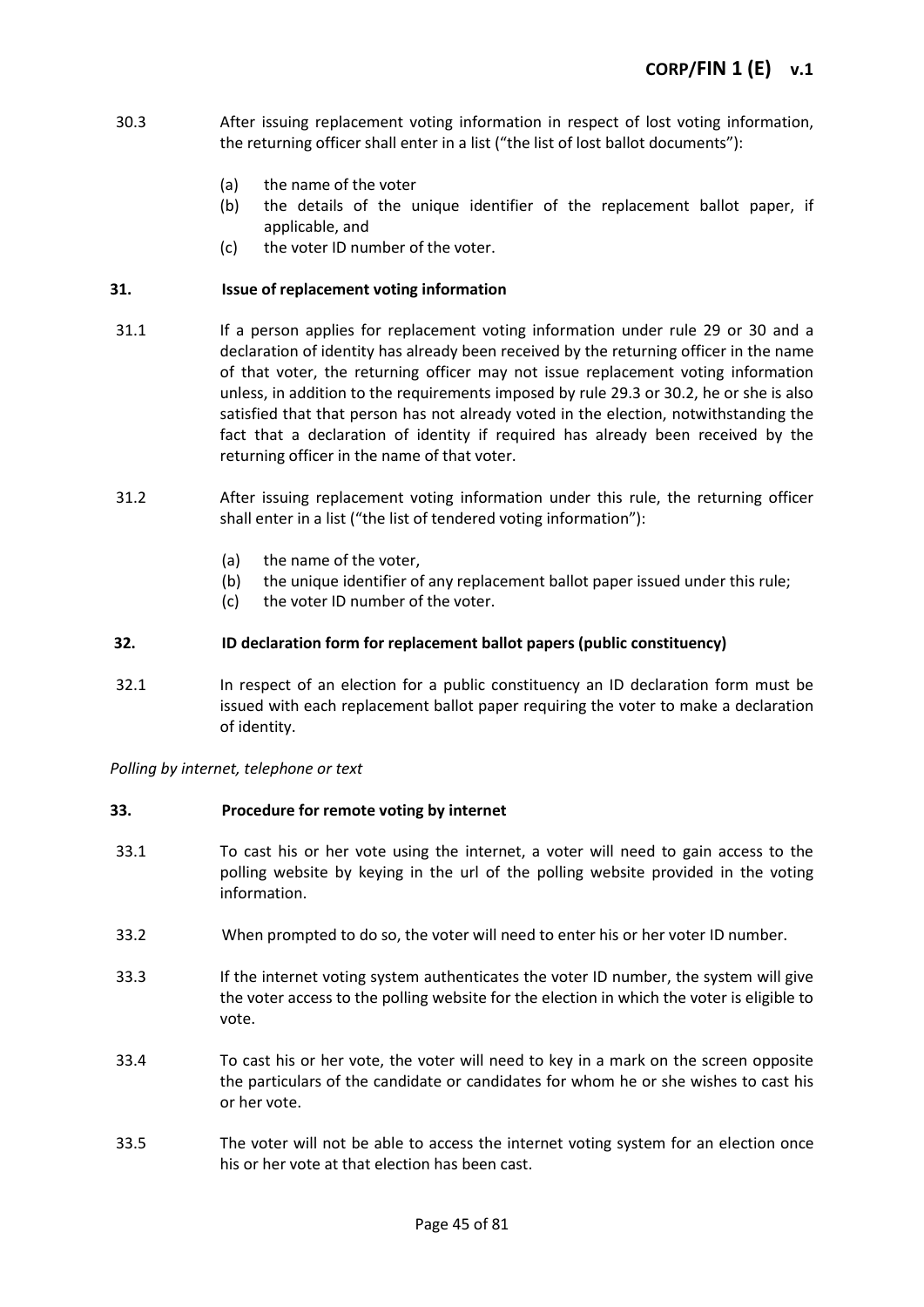30.3 After issuing replacement voting information in respect of lost voting information, the returning officer shall enter in a list ("the list of lost ballot documents"):

(a) the name of the voter
(b) the details of the unique identifier of the replacement ballot paper, if applicable, and
(c) the voter ID number of the voter.

**31. Issue of replacement voting information**

31.1 If a person applies for replacement voting information under rule 29 or 30 and a declaration of identity has already been received by the returning officer in the name of that voter, the returning officer may not issue replacement voting information unless, in addition to the requirements imposed by rule 29.3 or 30.2, he or she is also satisfied that that person has not already voted in the election, notwithstanding the fact that a declaration of identity if required has already been received by the returning officer in the name of that voter.

31.2 After issuing replacement voting information under this rule, the returning officer shall enter in a list ("the list of tendered voting information"):

(a) the name of the voter,
(b) the unique identifier of any replacement ballot paper issued under this rule;
(c) the voter ID number of the voter.

**32. ID declaration form for replacement ballot papers (public constituency)**

32.1 In respect of an election for a public constituency an ID declaration form must be issued with each replacement ballot paper requiring the voter to make a declaration of identity.

*Polling by internet, telephone or text*

**33. Procedure for remote voting by internet**

33.1 To cast his or her vote using the internet, a voter will need to gain access to the polling website by keying in the url of the polling website provided in the voting information.

33.2 When prompted to do so, the voter will need to enter his or her voter ID number.

33.3 If the internet voting system authenticates the voter ID number, the system will give the voter access to the polling website for the election in which the voter is eligible to vote.

33.4 To cast his or her vote, the voter will need to key in a mark on the screen opposite the particulars of the candidate or candidates for whom he or she wishes to cast his or her vote.

33.5 The voter will not be able to access the internet voting system for an election once his or her vote at that election has been cast.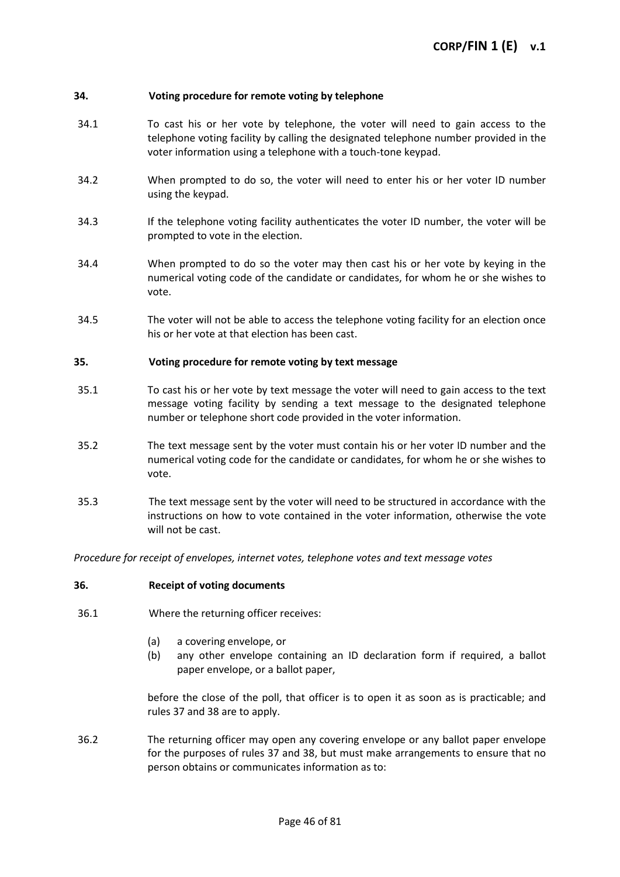### 34. Voting procedure for remote voting by telephone

34.1 To cast his or her vote by telephone, the voter will need to gain access to the telephone voting facility by calling the designated telephone number provided in the voter information using a telephone with a touch-tone keypad.

34.2 When prompted to do so, the voter will need to enter his or her voter ID number using the keypad.

34.3 If the telephone voting facility authenticates the voter ID number, the voter will be prompted to vote in the election.

34.4 When prompted to do so the voter may then cast his or her vote by keying in the numerical voting code of the candidate or candidates, for whom he or she wishes to vote.

34.5 The voter will not be able to access the telephone voting facility for an election once his or her vote at that election has been cast.

### 35. Voting procedure for remote voting by text message

35.1 To cast his or her vote by text message the voter will need to gain access to the text message voting facility by sending a text message to the designated telephone number or telephone short code provided in the voter information.

35.2 The text message sent by the voter must contain his or her voter ID number and the numerical voting code for the candidate or candidates, for whom he or she wishes to vote.

35.3 The text message sent by the voter will need to be structured in accordance with the instructions on how to vote contained in the voter information, otherwise the vote will not be cast.

*Procedure for receipt of envelopes, internet votes, telephone votes and text message votes*

### 36. Receipt of voting documents

36.1 Where the returning officer receives:

(a) a covering envelope, or
(b) any other envelope containing an ID declaration form if required, a ballot paper envelope, or a ballot paper,

before the close of the poll, that officer is to open it as soon as is practicable; and rules 37 and 38 are to apply.

36.2 The returning officer may open any covering envelope or any ballot paper envelope for the purposes of rules 37 and 38, but must make arrangements to ensure that no person obtains or communicates information as to: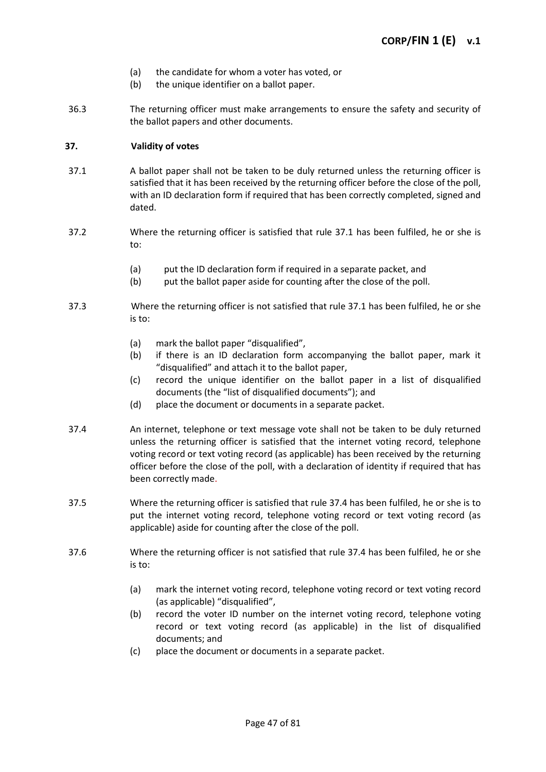(a) the candidate for whom a voter has voted, or
(b) the unique identifier on a ballot paper.

36.3 The returning officer must make arrangements to ensure the safety and security of the ballot papers and other documents.

**37. Validity of votes**

37.1 A ballot paper shall not be taken to be duly returned unless the returning officer is satisfied that it has been received by the returning officer before the close of the poll, with an ID declaration form if required that has been correctly completed, signed and dated.

37.2 Where the returning officer is satisfied that rule 37.1 has been fulfiled, he or she is to:

(a) put the ID declaration form if required in a separate packet, and
(b) put the ballot paper aside for counting after the close of the poll.

37.3 Where the returning officer is not satisfied that rule 37.1 has been fulfiled, he or she is to:

(a) mark the ballot paper "disqualified",
(b) if there is an ID declaration form accompanying the ballot paper, mark it "disqualified" and attach it to the ballot paper,
(c) record the unique identifier on the ballot paper in a list of disqualified documents (the "list of disqualified documents"); and
(d) place the document or documents in a separate packet.

37.4 An internet, telephone or text message vote shall not be taken to be duly returned unless the returning officer is satisfied that the internet voting record, telephone voting record or text voting record (as applicable) has been received by the returning officer before the close of the poll, with a declaration of identity if required that has been correctly made.

37.5 Where the returning officer is satisfied that rule 37.4 has been fulfiled, he or she is to put the internet voting record, telephone voting record or text voting record (as applicable) aside for counting after the close of the poll.

37.6 Where the returning officer is not satisfied that rule 37.4 has been fulfiled, he or she is to:

(a) mark the internet voting record, telephone voting record or text voting record (as applicable) "disqualified",
(b) record the voter ID number on the internet voting record, telephone voting record or text voting record (as applicable) in the list of disqualified documents; and
(c) place the document or documents in a separate packet.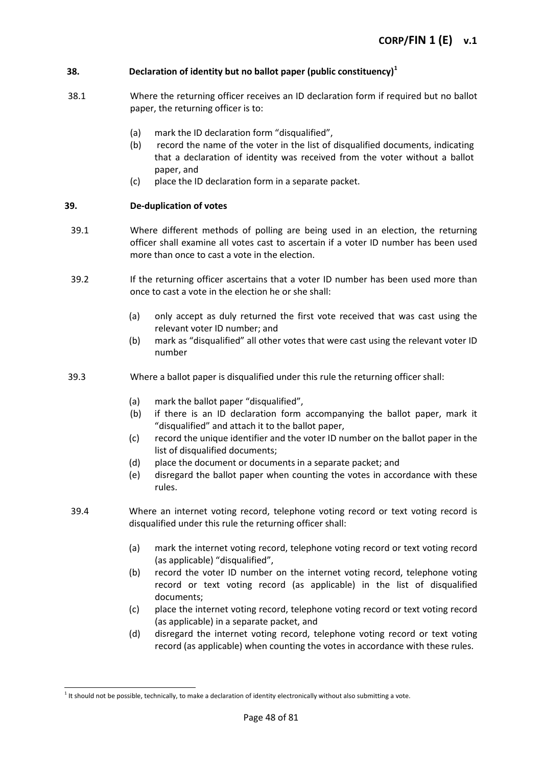## 38. Declaration of identity but no ballot paper (public constituency)[1]

38.1 Where the returning officer receives an ID declaration form if required but no ballot paper, the returning officer is to:

(a) mark the ID declaration form "disqualified",
(b) record the name of the voter in the list of disqualified documents, indicating that a declaration of identity was received from the voter without a ballot paper, and
(c) place the ID declaration form in a separate packet.

## 39. De-duplication of votes

39.1 Where different methods of polling are being used in an election, the returning officer shall examine all votes cast to ascertain if a voter ID number has been used more than once to cast a vote in the election.

39.2 If the returning officer ascertains that a voter ID number has been used more than once to cast a vote in the election he or she shall:

(a) only accept as duly returned the first vote received that was cast using the relevant voter ID number; and
(b) mark as "disqualified" all other votes that were cast using the relevant voter ID number

39.3 Where a ballot paper is disqualified under this rule the returning officer shall:

(a) mark the ballot paper "disqualified",
(b) if there is an ID declaration form accompanying the ballot paper, mark it "disqualified" and attach it to the ballot paper,
(c) record the unique identifier and the voter ID number on the ballot paper in the list of disqualified documents;
(d) place the document or documents in a separate packet; and
(e) disregard the ballot paper when counting the votes in accordance with these rules.

39.4 Where an internet voting record, telephone voting record or text voting record is disqualified under this rule the returning officer shall:

(a) mark the internet voting record, telephone voting record or text voting record (as applicable) "disqualified",
(b) record the voter ID number on the internet voting record, telephone voting record or text voting record (as applicable) in the list of disqualified documents;
(c) place the internet voting record, telephone voting record or text voting record (as applicable) in a separate packet, and
(d) disregard the internet voting record, telephone voting record or text voting record (as applicable) when counting the votes in accordance with these rules.

---

[1] It should not be possible, technically, to make a declaration of identity electronically without also submitting a vote.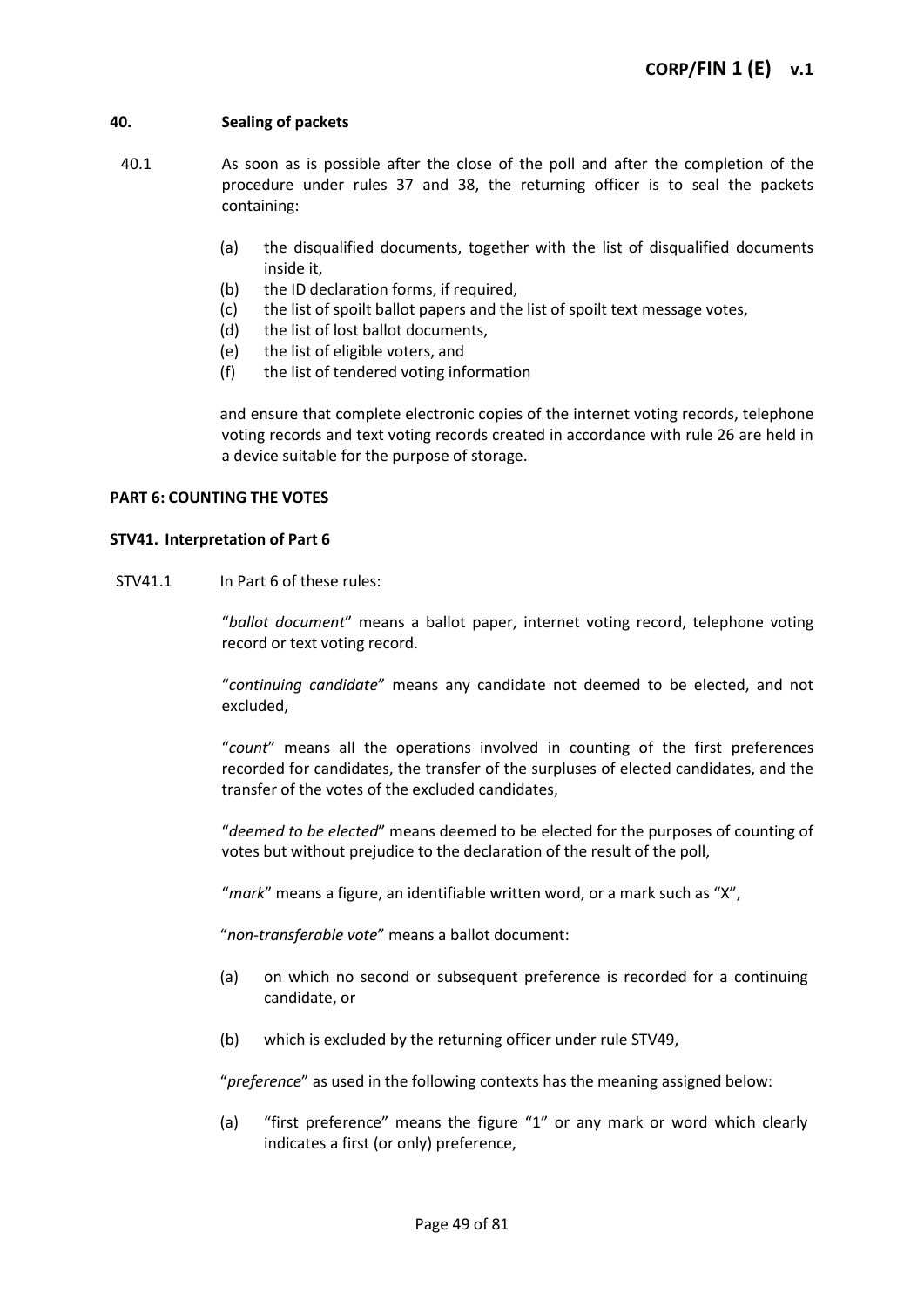### 40. Sealing of packets

40.1 As soon as is possible after the close of the poll and after the completion of the procedure under rules 37 and 38, the returning officer is to seal the packets containing:

(a) the disqualified documents, together with the list of disqualified documents inside it,
(b) the ID declaration forms, if required,
(c) the list of spoilt ballot papers and the list of spoilt text message votes,
(d) the list of lost ballot documents,
(e) the list of eligible voters, and
(f) the list of tendered voting information

and ensure that complete electronic copies of the internet voting records, telephone voting records and text voting records created in accordance with rule 26 are held in a device suitable for the purpose of storage.

## PART 6: COUNTING THE VOTES

### STV41. Interpretation of Part 6

STV41.1 In Part 6 of these rules:

"*ballot document*" means a ballot paper, internet voting record, telephone voting record or text voting record.

"*continuing candidate*" means any candidate not deemed to be elected, and not excluded,

"*count*" means all the operations involved in counting of the first preferences recorded for candidates, the transfer of the surpluses of elected candidates, and the transfer of the votes of the excluded candidates,

"*deemed to be elected*" means deemed to be elected for the purposes of counting of votes but without prejudice to the declaration of the result of the poll,

"*mark*" means a figure, an identifiable written word, or a mark such as "X",

"*non-transferable vote*" means a ballot document:

(a) on which no second or subsequent preference is recorded for a continuing candidate, or

(b) which is excluded by the returning officer under rule STV49,

"*preference*" as used in the following contexts has the meaning assigned below:

(a) "first preference" means the figure "1" or any mark or word which clearly indicates a first (or only) preference,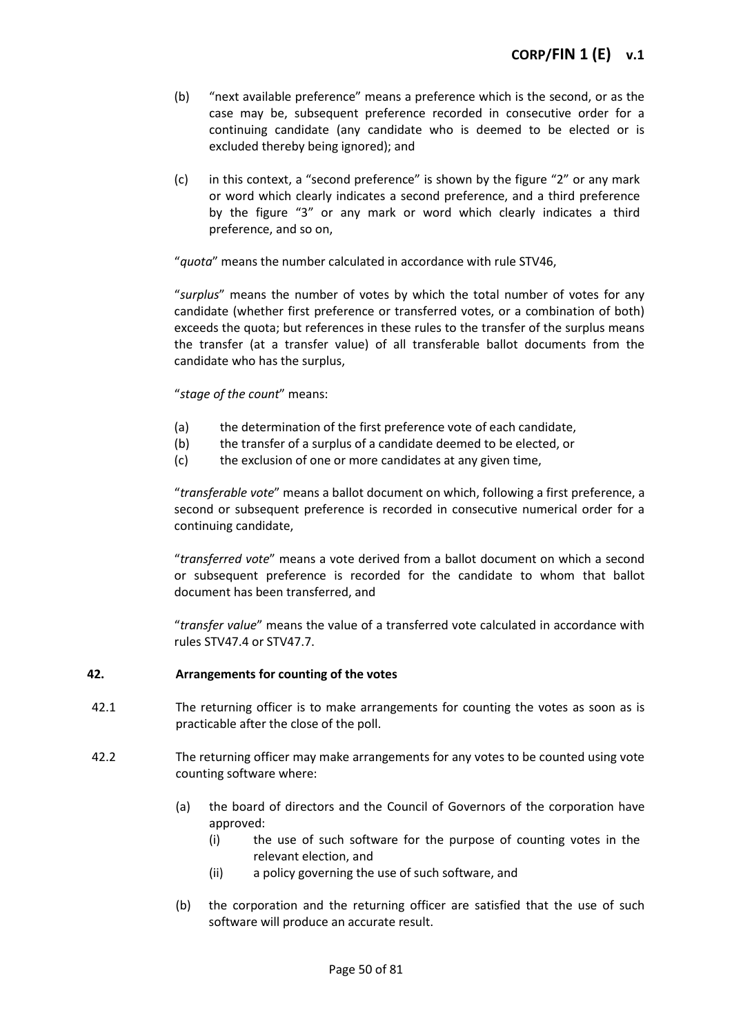(b) "next available preference" means a preference which is the second, or as the case may be, subsequent preference recorded in consecutive order for a continuing candidate (any candidate who is deemed to be elected or is excluded thereby being ignored); and

(c) in this context, a "second preference" is shown by the figure "2" or any mark or word which clearly indicates a second preference, and a third preference by the figure "3" or any mark or word which clearly indicates a third preference, and so on,

"*quota*" means the number calculated in accordance with rule STV46,

"*surplus*" means the number of votes by which the total number of votes for any candidate (whether first preference or transferred votes, or a combination of both) exceeds the quota; but references in these rules to the transfer of the surplus means the transfer (at a transfer value) of all transferable ballot documents from the candidate who has the surplus,

"*stage of the count*" means:

(a) the determination of the first preference vote of each candidate,
(b) the transfer of a surplus of a candidate deemed to be elected, or
(c) the exclusion of one or more candidates at any given time,

"*transferable vote*" means a ballot document on which, following a first preference, a second or subsequent preference is recorded in consecutive numerical order for a continuing candidate,

"*transferred vote*" means a vote derived from a ballot document on which a second or subsequent preference is recorded for the candidate to whom that ballot document has been transferred, and

"*transfer value*" means the value of a transferred vote calculated in accordance with rules STV47.4 or STV47.7.

## 42. Arrangements for counting of the votes

42.1 The returning officer is to make arrangements for counting the votes as soon as is practicable after the close of the poll.

42.2 The returning officer may make arrangements for any votes to be counted using vote counting software where:

(a) the board of directors and the Council of Governors of the corporation have approved:
   (i) the use of such software for the purpose of counting votes in the relevant election, and
   (ii) a policy governing the use of such software, and

(b) the corporation and the returning officer are satisfied that the use of such software will produce an accurate result.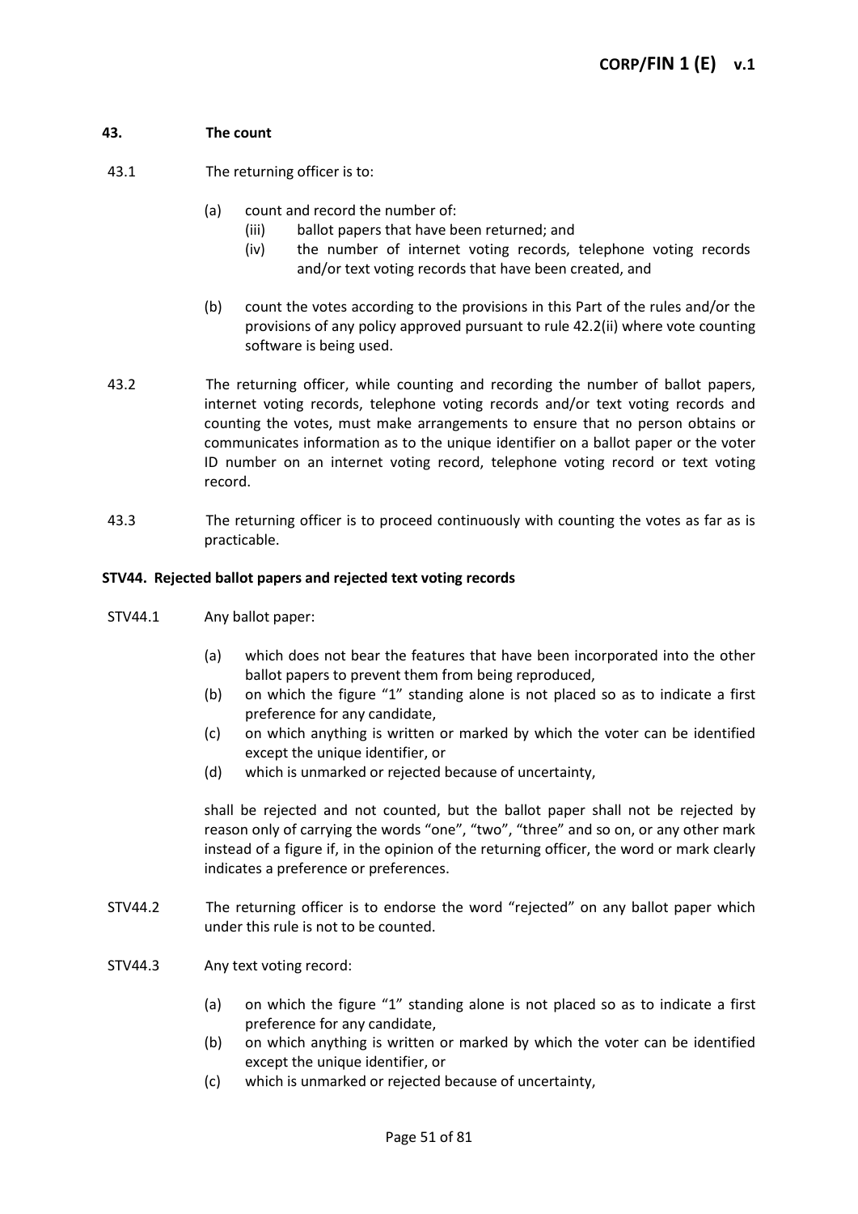## 43. The count

43.1 The returning officer is to:

- (a) count and record the number of:
  - (iii) ballot papers that have been returned; and
  - (iv) the number of internet voting records, telephone voting records and/or text voting records that have been created, and
- (b) count the votes according to the provisions in this Part of the rules and/or the provisions of any policy approved pursuant to rule 42.2(ii) where vote counting software is being used.

43.2 The returning officer, while counting and recording the number of ballot papers, internet voting records, telephone voting records and/or text voting records and counting the votes, must make arrangements to ensure that no person obtains or communicates information as to the unique identifier on a ballot paper or the voter ID number on an internet voting record, telephone voting record or text voting record.

43.3 The returning officer is to proceed continuously with counting the votes as far as is practicable.

### STV44. Rejected ballot papers and rejected text voting records

STV44.1 Any ballot paper:

- (a) which does not bear the features that have been incorporated into the other ballot papers to prevent them from being reproduced,
- (b) on which the figure "1" standing alone is not placed so as to indicate a first preference for any candidate,
- (c) on which anything is written or marked by which the voter can be identified except the unique identifier, or
- (d) which is unmarked or rejected because of uncertainty,

shall be rejected and not counted, but the ballot paper shall not be rejected by reason only of carrying the words "one", "two", "three" and so on, or any other mark instead of a figure if, in the opinion of the returning officer, the word or mark clearly indicates a preference or preferences.

STV44.2 The returning officer is to endorse the word "rejected" on any ballot paper which under this rule is not to be counted.

STV44.3 Any text voting record:

- (a) on which the figure "1" standing alone is not placed so as to indicate a first preference for any candidate,
- (b) on which anything is written or marked by which the voter can be identified except the unique identifier, or
- (c) which is unmarked or rejected because of uncertainty,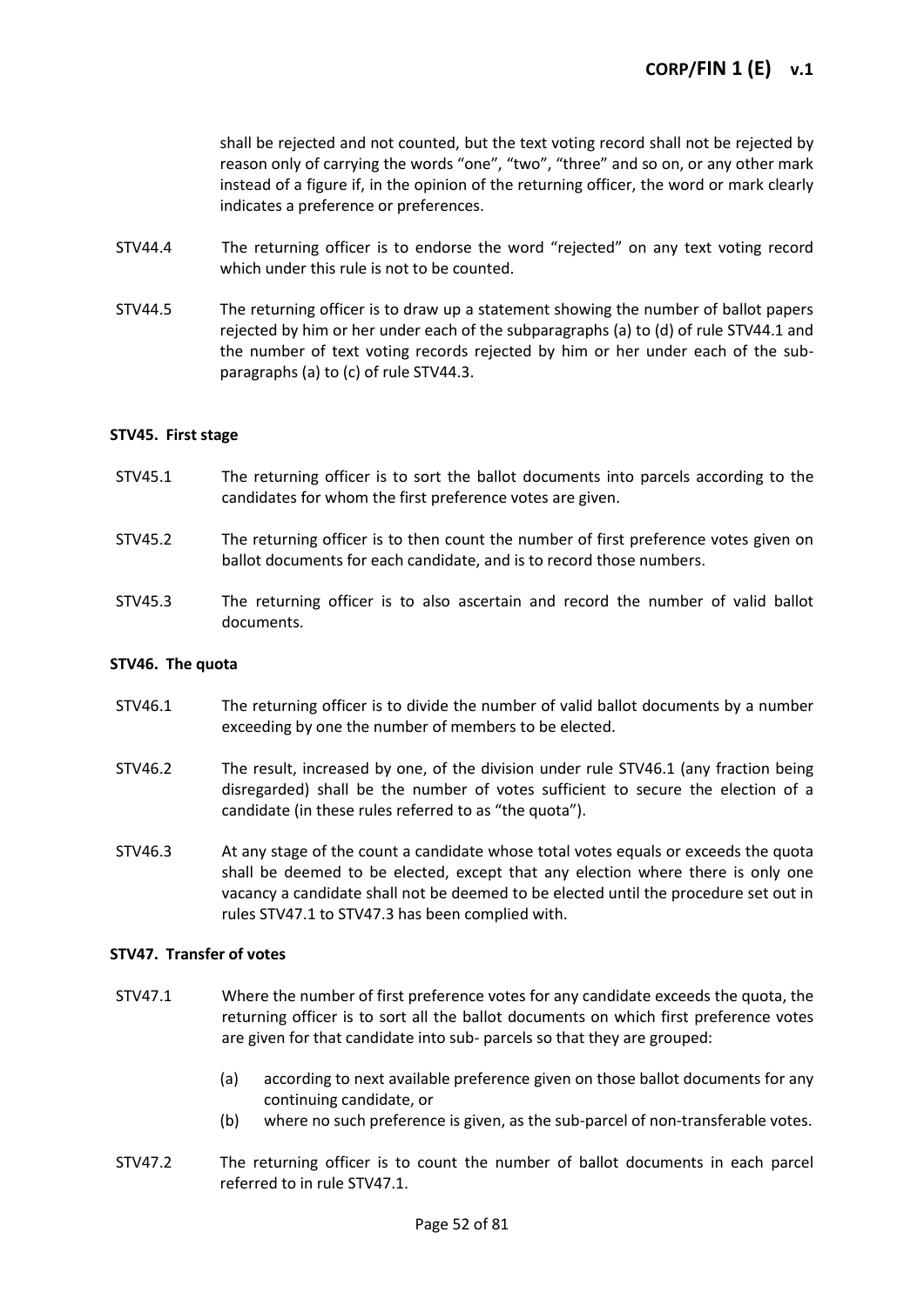shall be rejected and not counted, but the text voting record shall not be rejected by reason only of carrying the words "one", "two", "three" and so on, or any other mark instead of a figure if, in the opinion of the returning officer, the word or mark clearly indicates a preference or preferences.

STV44.4 The returning officer is to endorse the word "rejected" on any text voting record which under this rule is not to be counted.

STV44.5 The returning officer is to draw up a statement showing the number of ballot papers rejected by him or her under each of the subparagraphs (a) to (d) of rule STV44.1 and the number of text voting records rejected by him or her under each of the sub-paragraphs (a) to (c) of rule STV44.3.

**STV45. First stage**

STV45.1 The returning officer is to sort the ballot documents into parcels according to the candidates for whom the first preference votes are given.

STV45.2 The returning officer is to then count the number of first preference votes given on ballot documents for each candidate, and is to record those numbers.

STV45.3 The returning officer is to also ascertain and record the number of valid ballot documents.

**STV46. The quota**

STV46.1 The returning officer is to divide the number of valid ballot documents by a number exceeding by one the number of members to be elected.

STV46.2 The result, increased by one, of the division under rule STV46.1 (any fraction being disregarded) shall be the number of votes sufficient to secure the election of a candidate (in these rules referred to as "the quota").

STV46.3 At any stage of the count a candidate whose total votes equals or exceeds the quota shall be deemed to be elected, except that any election where there is only one vacancy a candidate shall not be deemed to be elected until the procedure set out in rules STV47.1 to STV47.3 has been complied with.

**STV47. Transfer of votes**

STV47.1 Where the number of first preference votes for any candidate exceeds the quota, the returning officer is to sort all the ballot documents on which first preference votes are given for that candidate into sub- parcels so that they are grouped:

(a) according to next available preference given on those ballot documents for any continuing candidate, or
(b) where no such preference is given, as the sub-parcel of non-transferable votes.

STV47.2 The returning officer is to count the number of ballot documents in each parcel referred to in rule STV47.1.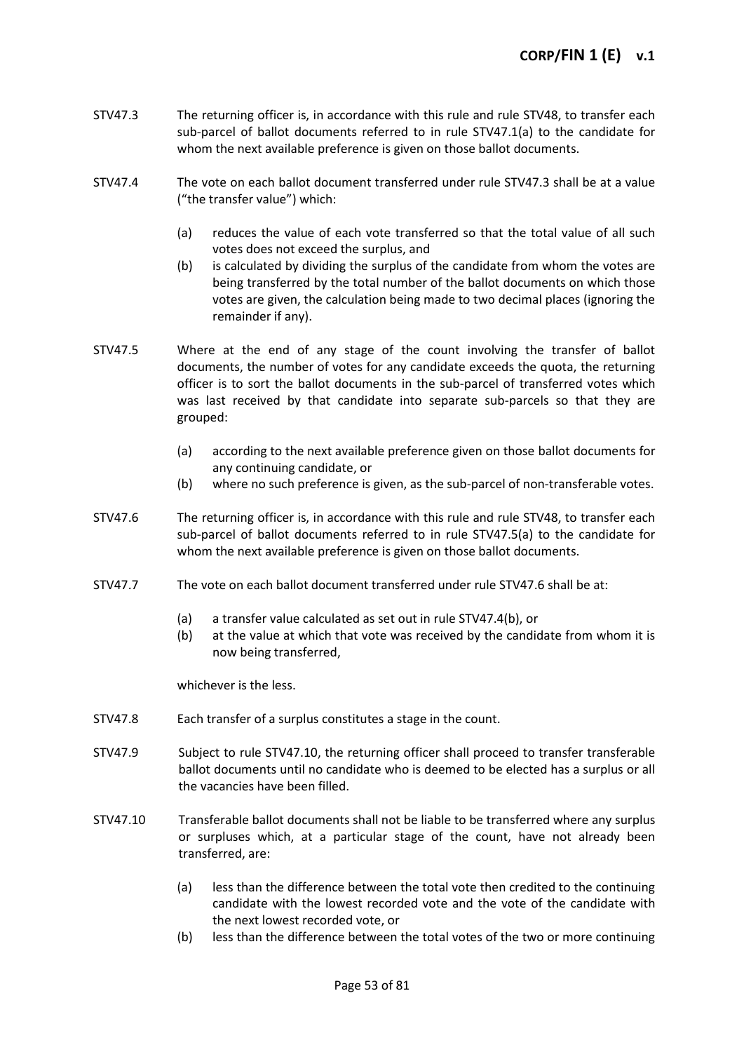STV47.3 The returning officer is, in accordance with this rule and rule STV48, to transfer each sub-parcel of ballot documents referred to in rule STV47.1(a) to the candidate for whom the next available preference is given on those ballot documents.

STV47.4 The vote on each ballot document transferred under rule STV47.3 shall be at a value ("the transfer value") which:

- (a) reduces the value of each vote transferred so that the total value of all such votes does not exceed the surplus, and
- (b) is calculated by dividing the surplus of the candidate from whom the votes are being transferred by the total number of the ballot documents on which those votes are given, the calculation being made to two decimal places (ignoring the remainder if any).

STV47.5 Where at the end of any stage of the count involving the transfer of ballot documents, the number of votes for any candidate exceeds the quota, the returning officer is to sort the ballot documents in the sub-parcel of transferred votes which was last received by that candidate into separate sub-parcels so that they are grouped:

- (a) according to the next available preference given on those ballot documents for any continuing candidate, or
- (b) where no such preference is given, as the sub-parcel of non-transferable votes.

STV47.6 The returning officer is, in accordance with this rule and rule STV48, to transfer each sub-parcel of ballot documents referred to in rule STV47.5(a) to the candidate for whom the next available preference is given on those ballot documents.

STV47.7 The vote on each ballot document transferred under rule STV47.6 shall be at:

- (a) a transfer value calculated as set out in rule STV47.4(b), or
- (b) at the value at which that vote was received by the candidate from whom it is now being transferred,

whichever is the less.

STV47.8 Each transfer of a surplus constitutes a stage in the count.

STV47.9 Subject to rule STV47.10, the returning officer shall proceed to transfer transferable ballot documents until no candidate who is deemed to be elected has a surplus or all the vacancies have been filled.

STV47.10 Transferable ballot documents shall not be liable to be transferred where any surplus or surpluses which, at a particular stage of the count, have not already been transferred, are:

- (a) less than the difference between the total vote then credited to the continuing candidate with the lowest recorded vote and the vote of the candidate with the next lowest recorded vote, or
- (b) less than the difference between the total votes of the two or more continuing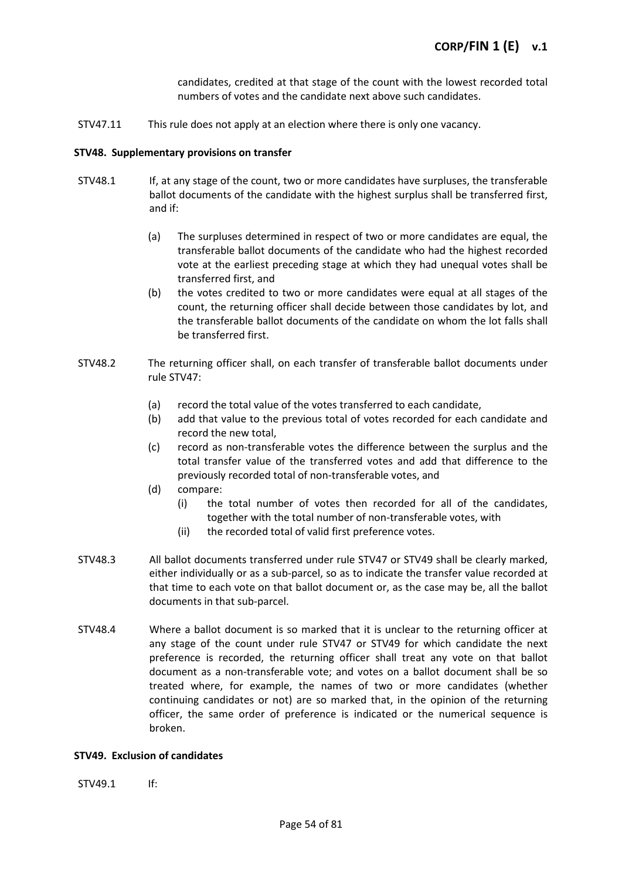candidates, credited at that stage of the count with the lowest recorded total numbers of votes and the candidate next above such candidates.

STV47.11 This rule does not apply at an election where there is only one vacancy.

**STV48. Supplementary provisions on transfer**

STV48.1 If, at any stage of the count, two or more candidates have surpluses, the transferable ballot documents of the candidate with the highest surplus shall be transferred first, and if:

- (a) The surpluses determined in respect of two or more candidates are equal, the transferable ballot documents of the candidate who had the highest recorded vote at the earliest preceding stage at which they had unequal votes shall be transferred first, and
- (b) the votes credited to two or more candidates were equal at all stages of the count, the returning officer shall decide between those candidates by lot, and the transferable ballot documents of the candidate on whom the lot falls shall be transferred first.

STV48.2 The returning officer shall, on each transfer of transferable ballot documents under rule STV47:

- (a) record the total value of the votes transferred to each candidate,
- (b) add that value to the previous total of votes recorded for each candidate and record the new total,
- (c) record as non-transferable votes the difference between the surplus and the total transfer value of the transferred votes and add that difference to the previously recorded total of non-transferable votes, and
- (d) compare:
  - (i) the total number of votes then recorded for all of the candidates, together with the total number of non-transferable votes, with
  - (ii) the recorded total of valid first preference votes.

STV48.3 All ballot documents transferred under rule STV47 or STV49 shall be clearly marked, either individually or as a sub-parcel, so as to indicate the transfer value recorded at that time to each vote on that ballot document or, as the case may be, all the ballot documents in that sub-parcel.

STV48.4 Where a ballot document is so marked that it is unclear to the returning officer at any stage of the count under rule STV47 or STV49 for which candidate the next preference is recorded, the returning officer shall treat any vote on that ballot document as a non-transferable vote; and votes on a ballot document shall be so treated where, for example, the names of two or more candidates (whether continuing candidates or not) are so marked that, in the opinion of the returning officer, the same order of preference is indicated or the numerical sequence is broken.

**STV49. Exclusion of candidates**

STV49.1 If: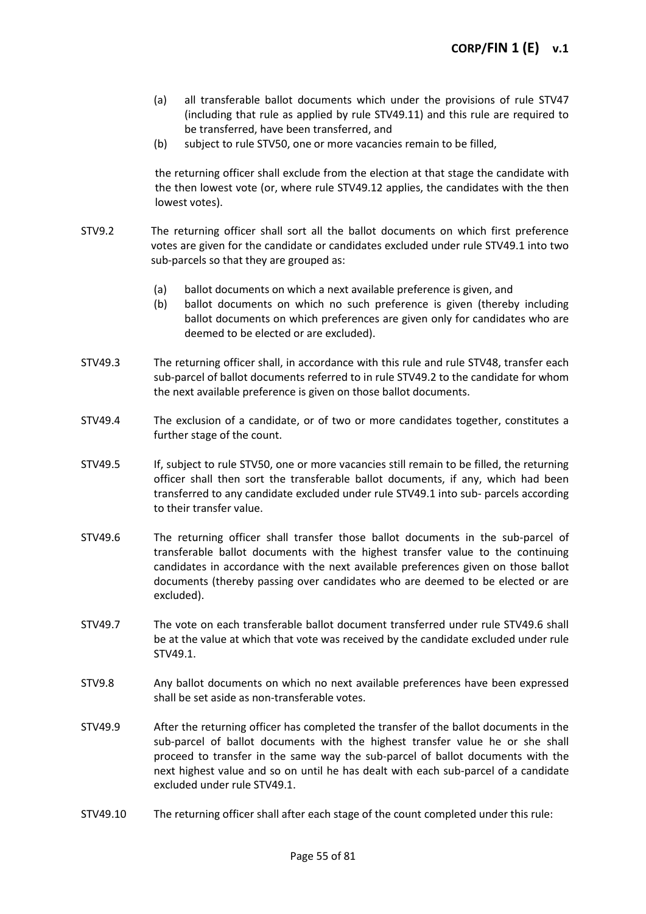(a) all transferable ballot documents which under the provisions of rule STV47 (including that rule as applied by rule STV49.11) and this rule are required to be transferred, have been transferred, and
(b) subject to rule STV50, one or more vacancies remain to be filled,

the returning officer shall exclude from the election at that stage the candidate with the then lowest vote (or, where rule STV49.12 applies, the candidates with the then lowest votes).

STV9.2 The returning officer shall sort all the ballot documents on which first preference votes are given for the candidate or candidates excluded under rule STV49.1 into two sub-parcels so that they are grouped as:

(a) ballot documents on which a next available preference is given, and
(b) ballot documents on which no such preference is given (thereby including ballot documents on which preferences are given only for candidates who are deemed to be elected or are excluded).

STV49.3 The returning officer shall, in accordance with this rule and rule STV48, transfer each sub-parcel of ballot documents referred to in rule STV49.2 to the candidate for whom the next available preference is given on those ballot documents.

STV49.4 The exclusion of a candidate, or of two or more candidates together, constitutes a further stage of the count.

STV49.5 If, subject to rule STV50, one or more vacancies still remain to be filled, the returning officer shall then sort the transferable ballot documents, if any, which had been transferred to any candidate excluded under rule STV49.1 into sub- parcels according to their transfer value.

STV49.6 The returning officer shall transfer those ballot documents in the sub-parcel of transferable ballot documents with the highest transfer value to the continuing candidates in accordance with the next available preferences given on those ballot documents (thereby passing over candidates who are deemed to be elected or are excluded).

STV49.7 The vote on each transferable ballot document transferred under rule STV49.6 shall be at the value at which that vote was received by the candidate excluded under rule STV49.1.

STV9.8 Any ballot documents on which no next available preferences have been expressed shall be set aside as non-transferable votes.

STV49.9 After the returning officer has completed the transfer of the ballot documents in the sub-parcel of ballot documents with the highest transfer value he or she shall proceed to transfer in the same way the sub-parcel of ballot documents with the next highest value and so on until he has dealt with each sub-parcel of a candidate excluded under rule STV49.1.

STV49.10 The returning officer shall after each stage of the count completed under this rule: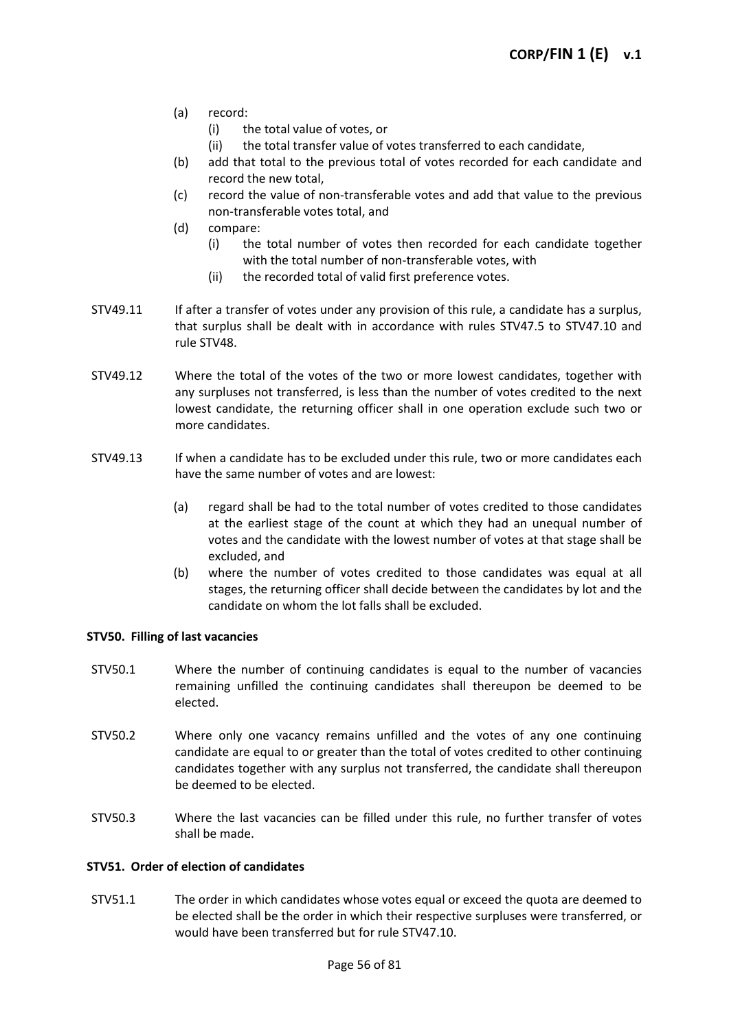(a) record:
   (i) the total value of votes, or
   (ii) the total transfer value of votes transferred to each candidate,

(b) add that total to the previous total of votes recorded for each candidate and record the new total,

(c) record the value of non-transferable votes and add that value to the previous non-transferable votes total, and

(d) compare:
   (i) the total number of votes then recorded for each candidate together with the total number of non-transferable votes, with
   (ii) the recorded total of valid first preference votes.

STV49.11 If after a transfer of votes under any provision of this rule, a candidate has a surplus, that surplus shall be dealt with in accordance with rules STV47.5 to STV47.10 and rule STV48.

STV49.12 Where the total of the votes of the two or more lowest candidates, together with any surpluses not transferred, is less than the number of votes credited to the next lowest candidate, the returning officer shall in one operation exclude such two or more candidates.

STV49.13 If when a candidate has to be excluded under this rule, two or more candidates each have the same number of votes and are lowest:

(a) regard shall be had to the total number of votes credited to those candidates at the earliest stage of the count at which they had an unequal number of votes and the candidate with the lowest number of votes at that stage shall be excluded, and

(b) where the number of votes credited to those candidates was equal at all stages, the returning officer shall decide between the candidates by lot and the candidate on whom the lot falls shall be excluded.

**STV50. Filling of last vacancies**

STV50.1 Where the number of continuing candidates is equal to the number of vacancies remaining unfilled the continuing candidates shall thereupon be deemed to be elected.

STV50.2 Where only one vacancy remains unfilled and the votes of any one continuing candidate are equal to or greater than the total of votes credited to other continuing candidates together with any surplus not transferred, the candidate shall thereupon be deemed to be elected.

STV50.3 Where the last vacancies can be filled under this rule, no further transfer of votes shall be made.

**STV51. Order of election of candidates**

STV51.1 The order in which candidates whose votes equal or exceed the quota are deemed to be elected shall be the order in which their respective surpluses were transferred, or would have been transferred but for rule STV47.10.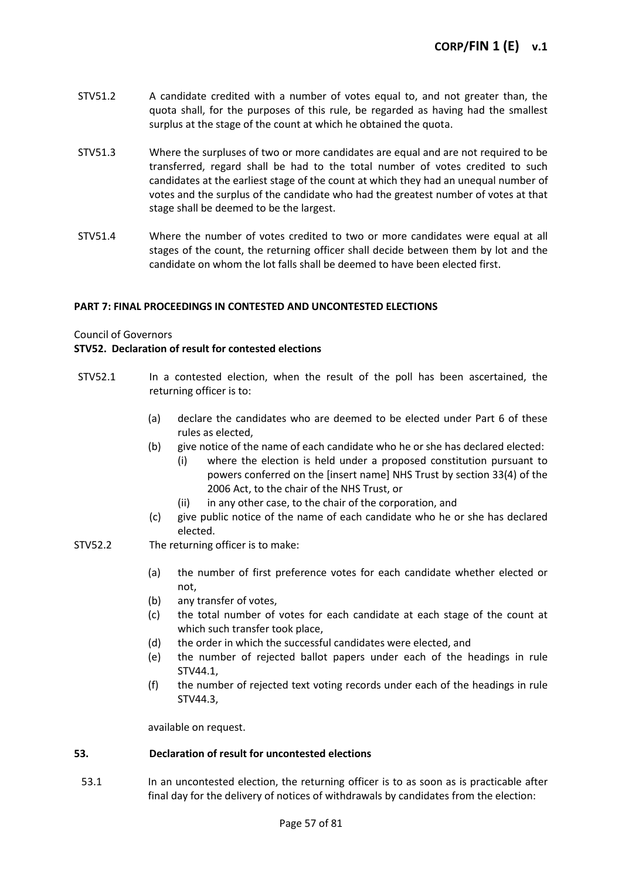STV51.2 A candidate credited with a number of votes equal to, and not greater than, the quota shall, for the purposes of this rule, be regarded as having had the smallest surplus at the stage of the count at which he obtained the quota.

STV51.3 Where the surpluses of two or more candidates are equal and are not required to be transferred, regard shall be had to the total number of votes credited to such candidates at the earliest stage of the count at which they had an unequal number of votes and the surplus of the candidate who had the greatest number of votes at that stage shall be deemed to be the largest.

STV51.4 Where the number of votes credited to two or more candidates were equal at all stages of the count, the returning officer shall decide between them by lot and the candidate on whom the lot falls shall be deemed to have been elected first.

**PART 7: FINAL PROCEEDINGS IN CONTESTED AND UNCONTESTED ELECTIONS**

Council of Governors

**STV52. Declaration of result for contested elections**

STV52.1 In a contested election, when the result of the poll has been ascertained, the returning officer is to:

(a) declare the candidates who are deemed to be elected under Part 6 of these rules as elected,

(b) give notice of the name of each candidate who he or she has declared elected:

(i) where the election is held under a proposed constitution pursuant to powers conferred on the [insert name] NHS Trust by section 33(4) of the 2006 Act, to the chair of the NHS Trust, or

(ii) in any other case, to the chair of the corporation, and

(c) give public notice of the name of each candidate who he or she has declared elected.

STV52.2 The returning officer is to make:

(a) the number of first preference votes for each candidate whether elected or not,

(b) any transfer of votes,

(c) the total number of votes for each candidate at each stage of the count at which such transfer took place,

(d) the order in which the successful candidates were elected, and

(e) the number of rejected ballot papers under each of the headings in rule STV44.1,

(f) the number of rejected text voting records under each of the headings in rule STV44.3,

available on request.

**53. Declaration of result for uncontested elections**

53.1 In an uncontested election, the returning officer is to as soon as is practicable after final day for the delivery of notices of withdrawals by candidates from the election: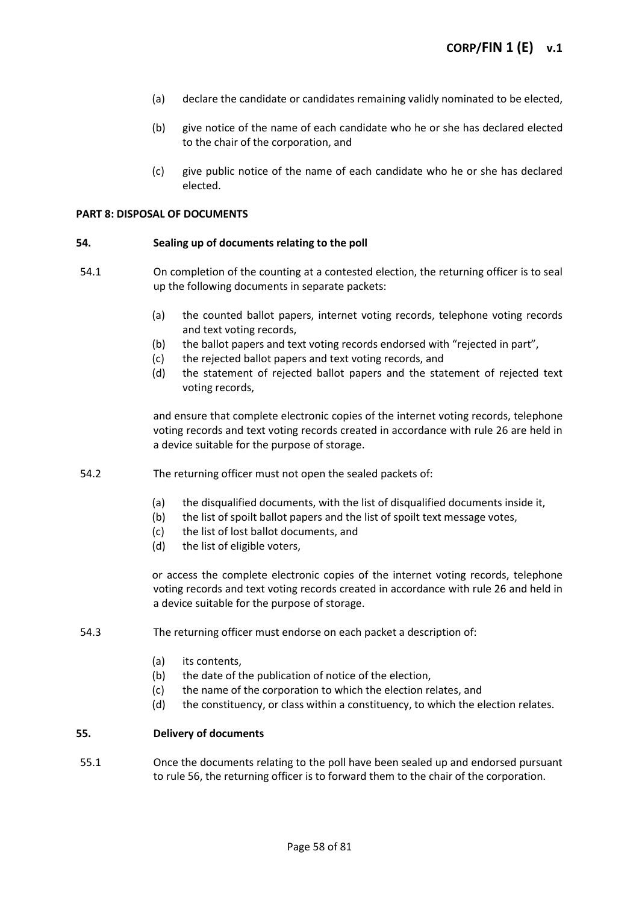(a) declare the candidate or candidates remaining validly nominated to be elected,

(b) give notice of the name of each candidate who he or she has declared elected to the chair of the corporation, and

(c) give public notice of the name of each candidate who he or she has declared elected.

**PART 8: DISPOSAL OF DOCUMENTS**

**54. Sealing up of documents relating to the poll**

54.1 On completion of the counting at a contested election, the returning officer is to seal up the following documents in separate packets:

(a) the counted ballot papers, internet voting records, telephone voting records and text voting records,
(b) the ballot papers and text voting records endorsed with "rejected in part",
(c) the rejected ballot papers and text voting records, and
(d) the statement of rejected ballot papers and the statement of rejected text voting records,

and ensure that complete electronic copies of the internet voting records, telephone voting records and text voting records created in accordance with rule 26 are held in a device suitable for the purpose of storage.

54.2 The returning officer must not open the sealed packets of:

(a) the disqualified documents, with the list of disqualified documents inside it,
(b) the list of spoilt ballot papers and the list of spoilt text message votes,
(c) the list of lost ballot documents, and
(d) the list of eligible voters,

or access the complete electronic copies of the internet voting records, telephone voting records and text voting records created in accordance with rule 26 and held in a device suitable for the purpose of storage.

54.3 The returning officer must endorse on each packet a description of:

(a) its contents,
(b) the date of the publication of notice of the election,
(c) the name of the corporation to which the election relates, and
(d) the constituency, or class within a constituency, to which the election relates.

**55. Delivery of documents**

55.1 Once the documents relating to the poll have been sealed up and endorsed pursuant to rule 56, the returning officer is to forward them to the chair of the corporation.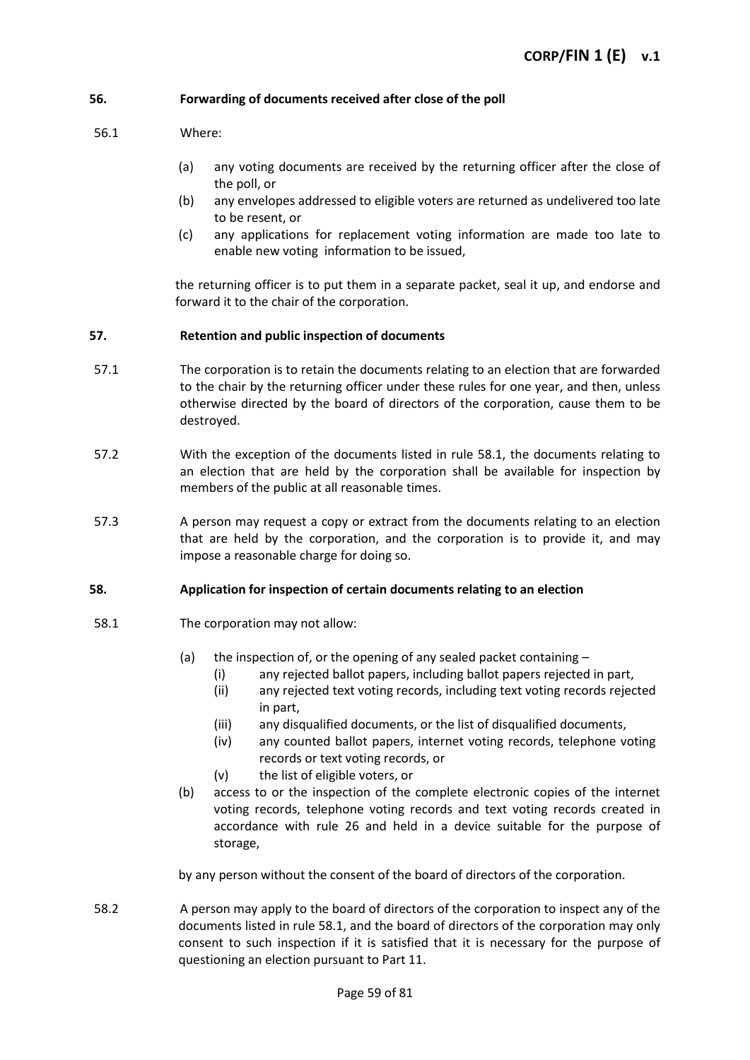### 56. Forwarding of documents received after close of the poll

56.1 Where:

- (a) any voting documents are received by the returning officer after the close of the poll, or
- (b) any envelopes addressed to eligible voters are returned as undelivered too late to be resent, or
- (c) any applications for replacement voting information are made too late to enable new voting information to be issued,

the returning officer is to put them in a separate packet, seal it up, and endorse and forward it to the chair of the corporation.

### 57. Retention and public inspection of documents

57.1 The corporation is to retain the documents relating to an election that are forwarded to the chair by the returning officer under these rules for one year, and then, unless otherwise directed by the board of directors of the corporation, cause them to be destroyed.

57.2 With the exception of the documents listed in rule 58.1, the documents relating to an election that are held by the corporation shall be available for inspection by members of the public at all reasonable times.

57.3 A person may request a copy or extract from the documents relating to an election that are held by the corporation, and the corporation is to provide it, and may impose a reasonable charge for doing so.

### 58. Application for inspection of certain documents relating to an election

58.1 The corporation may not allow:

- (a) the inspection of, or the opening of any sealed packet containing –
  - (i) any rejected ballot papers, including ballot papers rejected in part,
  - (ii) any rejected text voting records, including text voting records rejected in part,
  - (iii) any disqualified documents, or the list of disqualified documents,
  - (iv) any counted ballot papers, internet voting records, telephone voting records or text voting records, or
  - (v) the list of eligible voters, or
- (b) access to or the inspection of the complete electronic copies of the internet voting records, telephone voting records and text voting records created in accordance with rule 26 and held in a device suitable for the purpose of storage,

by any person without the consent of the board of directors of the corporation.

58.2 A person may apply to the board of directors of the corporation to inspect any of the documents listed in rule 58.1, and the board of directors of the corporation may only consent to such inspection if it is satisfied that it is necessary for the purpose of questioning an election pursuant to Part 11.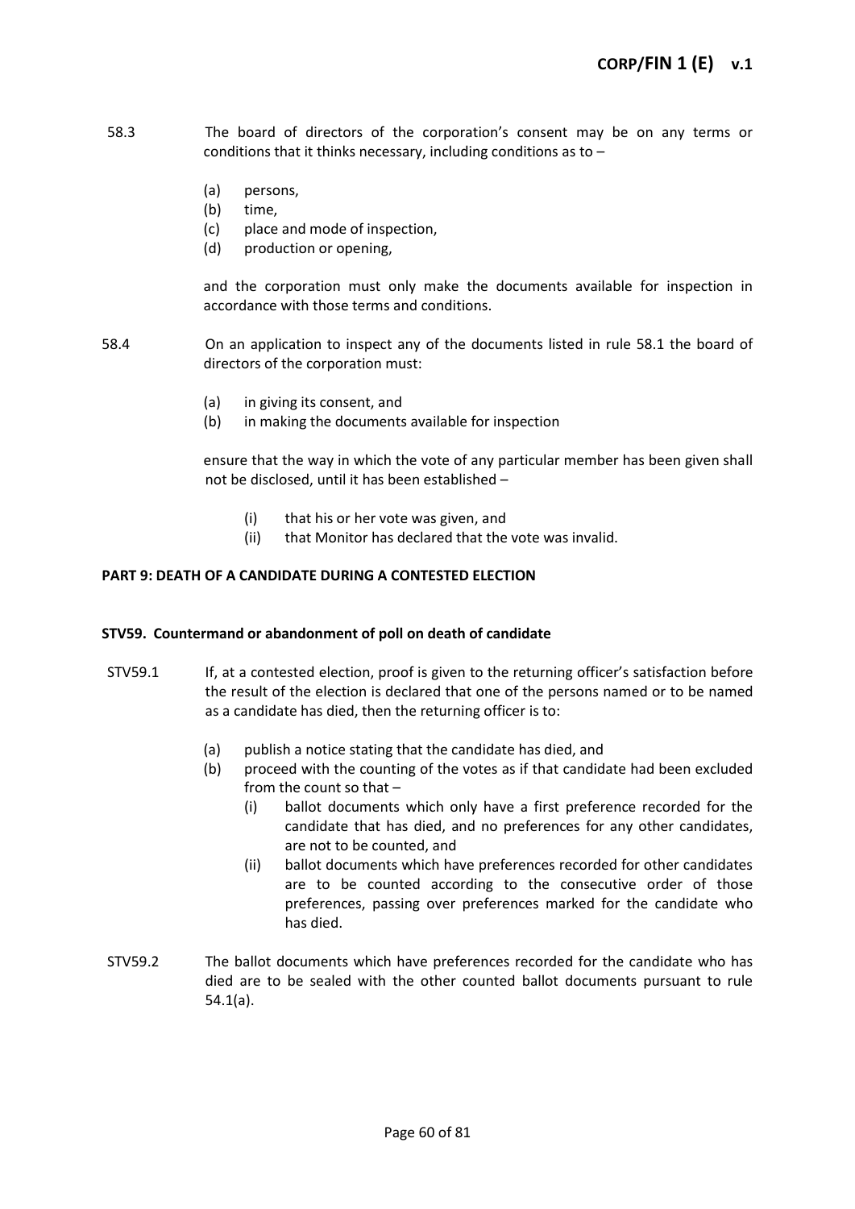58.3 The board of directors of the corporation's consent may be on any terms or conditions that it thinks necessary, including conditions as to –

(a) persons,
(b) time,
(c) place and mode of inspection,
(d) production or opening,

and the corporation must only make the documents available for inspection in accordance with those terms and conditions.

58.4 On an application to inspect any of the documents listed in rule 58.1 the board of directors of the corporation must:

(a) in giving its consent, and
(b) in making the documents available for inspection

ensure that the way in which the vote of any particular member has been given shall not be disclosed, until it has been established –

(i) that his or her vote was given, and
(ii) that Monitor has declared that the vote was invalid.

**PART 9: DEATH OF A CANDIDATE DURING A CONTESTED ELECTION**

**STV59. Countermand or abandonment of poll on death of candidate**

STV59.1 If, at a contested election, proof is given to the returning officer's satisfaction before the result of the election is declared that one of the persons named or to be named as a candidate has died, then the returning officer is to:

(a) publish a notice stating that the candidate has died, and
(b) proceed with the counting of the votes as if that candidate had been excluded from the count so that –
   (i) ballot documents which only have a first preference recorded for the candidate that has died, and no preferences for any other candidates, are not to be counted, and
   (ii) ballot documents which have preferences recorded for other candidates are to be counted according to the consecutive order of those preferences, passing over preferences marked for the candidate who has died.

STV59.2 The ballot documents which have preferences recorded for the candidate who has died are to be sealed with the other counted ballot documents pursuant to rule 54.1(a).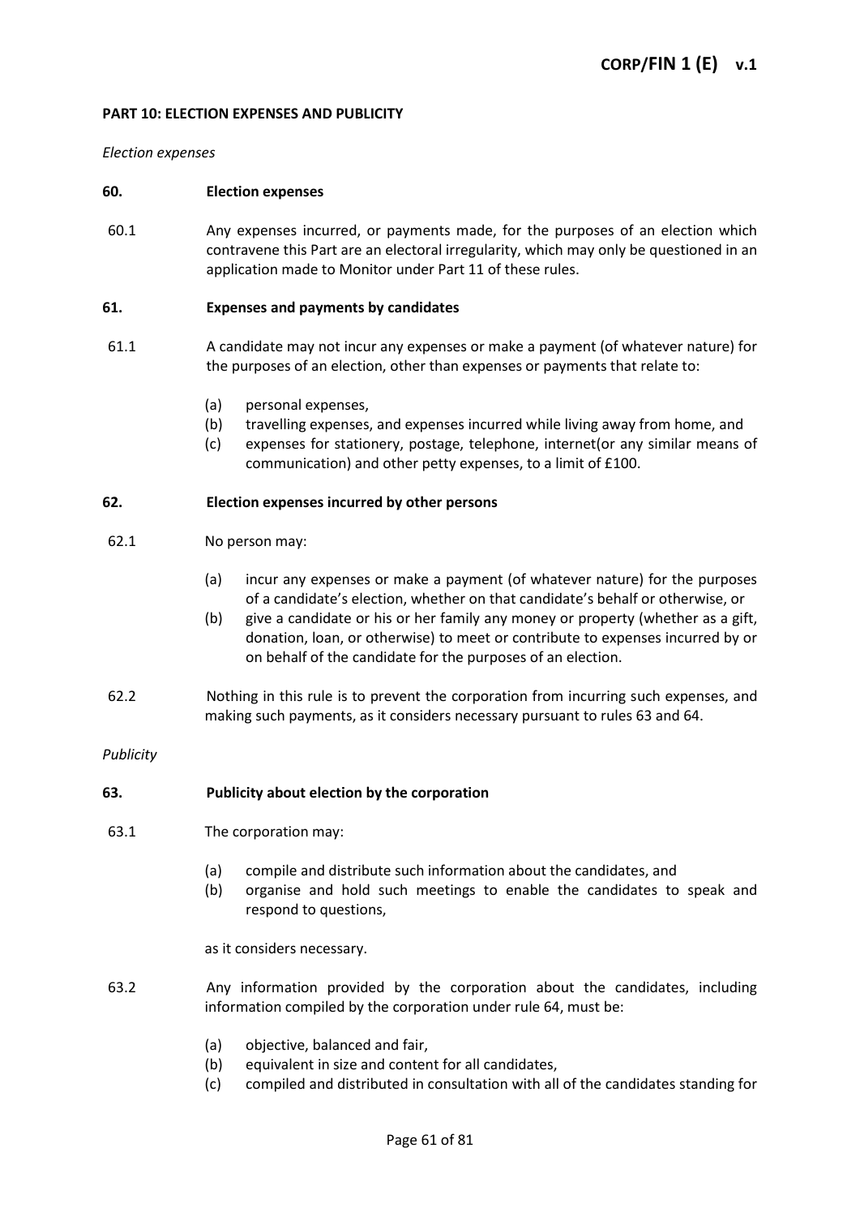## PART 10: ELECTION EXPENSES AND PUBLICITY

*Election expenses*

### 60. Election expenses

60.1 Any expenses incurred, or payments made, for the purposes of an election which contravene this Part are an electoral irregularity, which may only be questioned in an application made to Monitor under Part 11 of these rules.

### 61. Expenses and payments by candidates

61.1 A candidate may not incur any expenses or make a payment (of whatever nature) for the purposes of an election, other than expenses or payments that relate to:

(a) personal expenses,
(b) travelling expenses, and expenses incurred while living away from home, and
(c) expenses for stationery, postage, telephone, internet(or any similar means of communication) and other petty expenses, to a limit of £100.

### 62. Election expenses incurred by other persons

62.1 No person may:

(a) incur any expenses or make a payment (of whatever nature) for the purposes of a candidate's election, whether on that candidate's behalf or otherwise, or
(b) give a candidate or his or her family any money or property (whether as a gift, donation, loan, or otherwise) to meet or contribute to expenses incurred by or on behalf of the candidate for the purposes of an election.

62.2 Nothing in this rule is to prevent the corporation from incurring such expenses, and making such payments, as it considers necessary pursuant to rules 63 and 64.

*Publicity*

### 63. Publicity about election by the corporation

63.1 The corporation may:

(a) compile and distribute such information about the candidates, and
(b) organise and hold such meetings to enable the candidates to speak and respond to questions,

as it considers necessary.

63.2 Any information provided by the corporation about the candidates, including information compiled by the corporation under rule 64, must be:

(a) objective, balanced and fair,
(b) equivalent in size and content for all candidates,
(c) compiled and distributed in consultation with all of the candidates standing for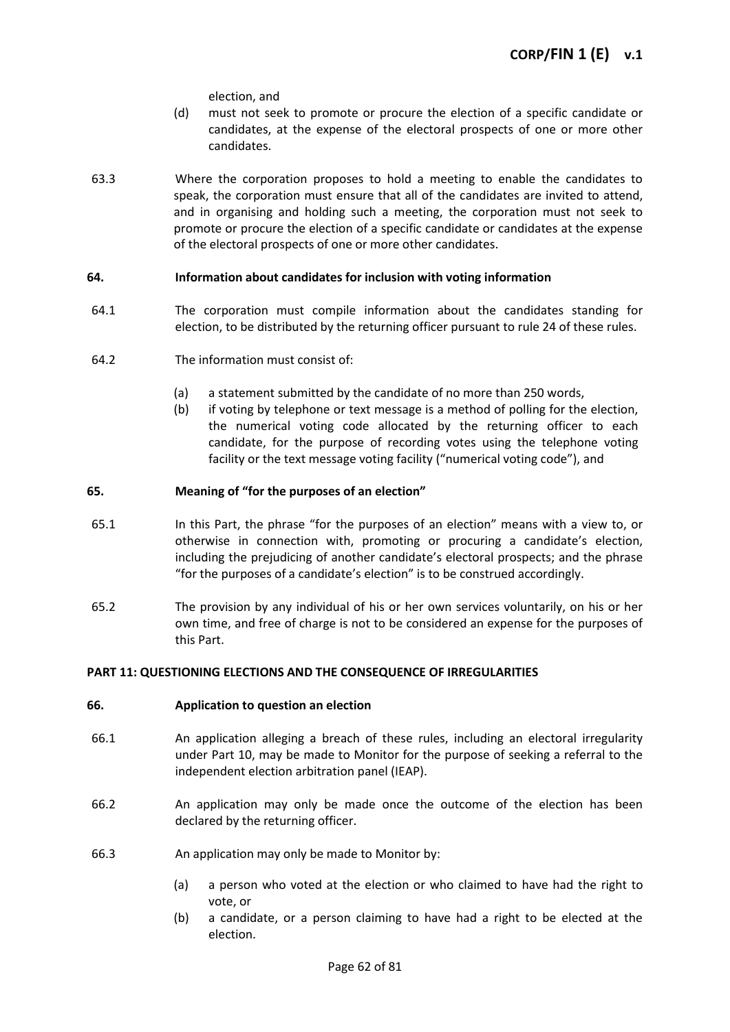election, and

(d) must not seek to promote or procure the election of a specific candidate or candidates, at the expense of the electoral prospects of one or more other candidates.

63.3 Where the corporation proposes to hold a meeting to enable the candidates to speak, the corporation must ensure that all of the candidates are invited to attend, and in organising and holding such a meeting, the corporation must not seek to promote or procure the election of a specific candidate or candidates at the expense of the electoral prospects of one or more other candidates.

**64. Information about candidates for inclusion with voting information**

64.1 The corporation must compile information about the candidates standing for election, to be distributed by the returning officer pursuant to rule 24 of these rules.

64.2 The information must consist of:

(a) a statement submitted by the candidate of no more than 250 words,
(b) if voting by telephone or text message is a method of polling for the election, the numerical voting code allocated by the returning officer to each candidate, for the purpose of recording votes using the telephone voting facility or the text message voting facility ("numerical voting code"), and

**65. Meaning of "for the purposes of an election"**

65.1 In this Part, the phrase "for the purposes of an election" means with a view to, or otherwise in connection with, promoting or procuring a candidate's election, including the prejudicing of another candidate's electoral prospects; and the phrase "for the purposes of a candidate's election" is to be construed accordingly.

65.2 The provision by any individual of his or her own services voluntarily, on his or her own time, and free of charge is not to be considered an expense for the purposes of this Part.

**PART 11: QUESTIONING ELECTIONS AND THE CONSEQUENCE OF IRREGULARITIES**

**66. Application to question an election**

66.1 An application alleging a breach of these rules, including an electoral irregularity under Part 10, may be made to Monitor for the purpose of seeking a referral to the independent election arbitration panel (IEAP).

66.2 An application may only be made once the outcome of the election has been declared by the returning officer.

66.3 An application may only be made to Monitor by:

(a) a person who voted at the election or who claimed to have had the right to vote, or
(b) a candidate, or a person claiming to have had a right to be elected at the election.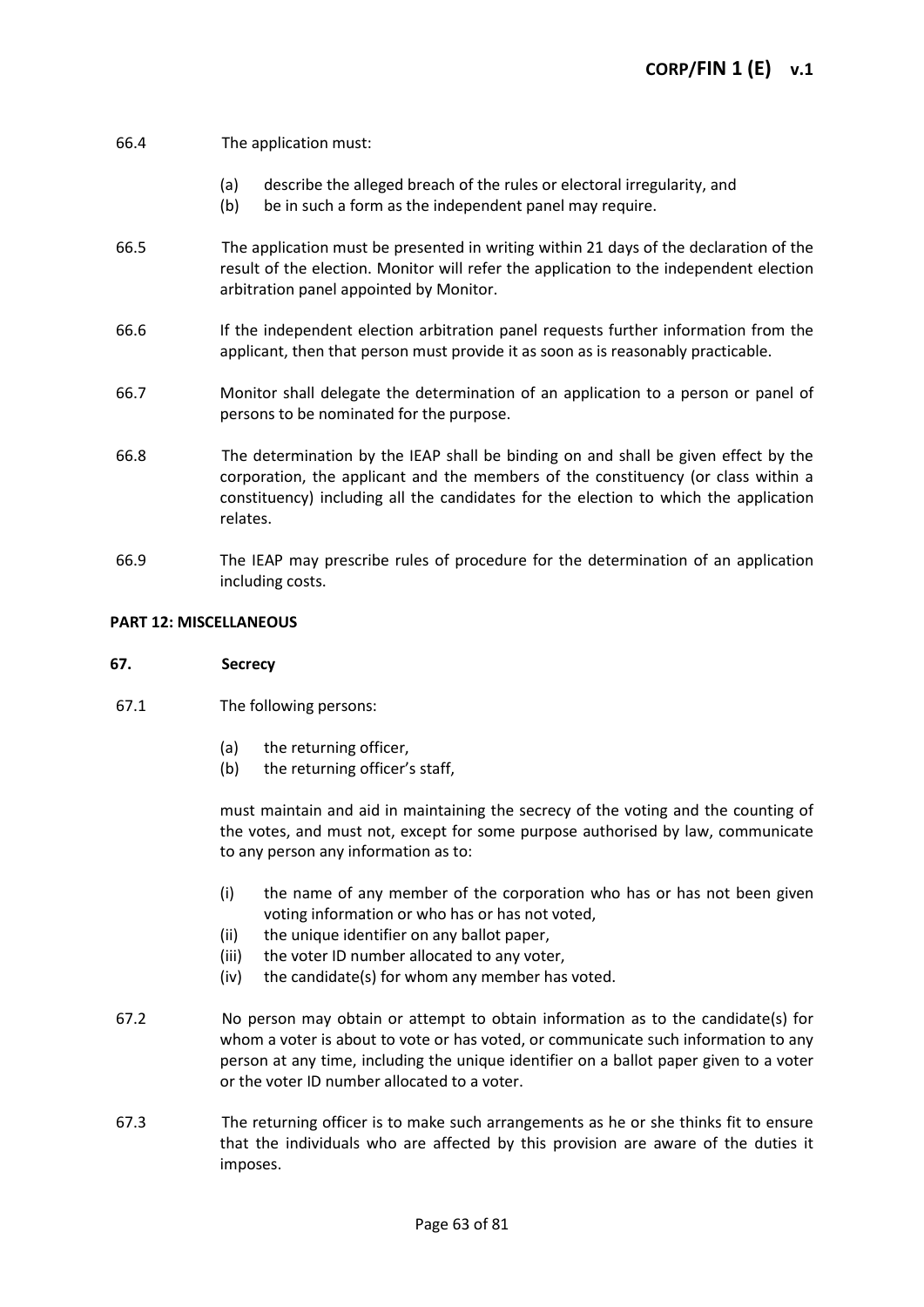66.4 The application must:

(a) describe the alleged breach of the rules or electoral irregularity, and
(b) be in such a form as the independent panel may require.

66.5 The application must be presented in writing within 21 days of the declaration of the result of the election. Monitor will refer the application to the independent election arbitration panel appointed by Monitor.

66.6 If the independent election arbitration panel requests further information from the applicant, then that person must provide it as soon as is reasonably practicable.

66.7 Monitor shall delegate the determination of an application to a person or panel of persons to be nominated for the purpose.

66.8 The determination by the IEAP shall be binding on and shall be given effect by the corporation, the applicant and the members of the constituency (or class within a constituency) including all the candidates for the election to which the application relates.

66.9 The IEAP may prescribe rules of procedure for the determination of an application including costs.

## PART 12: MISCELLANEOUS

### 67. Secrecy

67.1 The following persons:

(a) the returning officer,
(b) the returning officer's staff,

must maintain and aid in maintaining the secrecy of the voting and the counting of the votes, and must not, except for some purpose authorised by law, communicate to any person any information as to:

(i) the name of any member of the corporation who has or has not been given voting information or who has or has not voted,
(ii) the unique identifier on any ballot paper,
(iii) the voter ID number allocated to any voter,
(iv) the candidate(s) for whom any member has voted.

67.2 No person may obtain or attempt to obtain information as to the candidate(s) for whom a voter is about to vote or has voted, or communicate such information to any person at any time, including the unique identifier on a ballot paper given to a voter or the voter ID number allocated to a voter.

67.3 The returning officer is to make such arrangements as he or she thinks fit to ensure that the individuals who are affected by this provision are aware of the duties it imposes.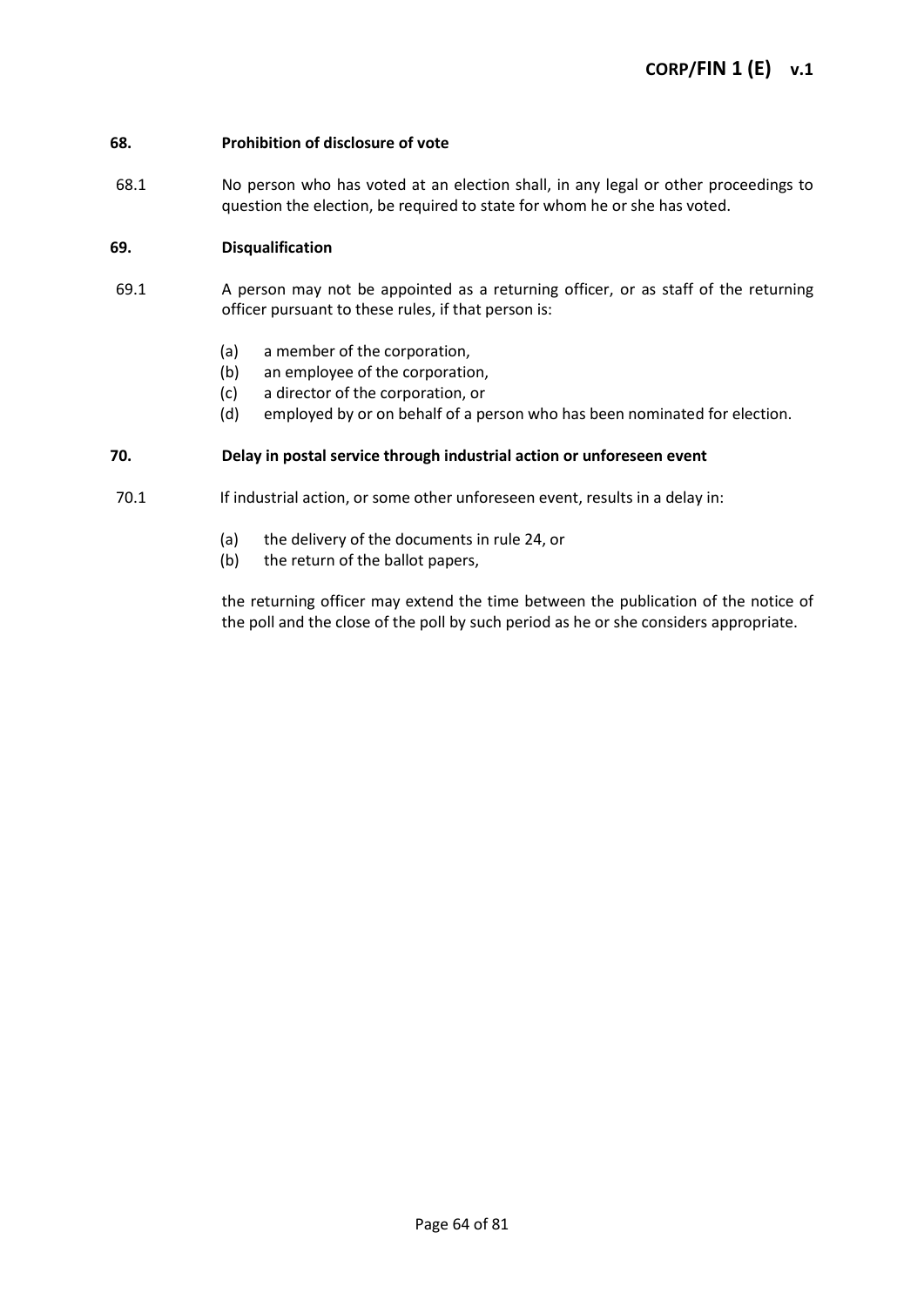### 68. Prohibition of disclosure of vote

68.1 No person who has voted at an election shall, in any legal or other proceedings to question the election, be required to state for whom he or she has voted.

### 69. Disqualification

69.1 A person may not be appointed as a returning officer, or as staff of the returning officer pursuant to these rules, if that person is:

(a) a member of the corporation,
(b) an employee of the corporation,
(c) a director of the corporation, or
(d) employed by or on behalf of a person who has been nominated for election.

### 70. Delay in postal service through industrial action or unforeseen event

70.1 If industrial action, or some other unforeseen event, results in a delay in:

(a) the delivery of the documents in rule 24, or
(b) the return of the ballot papers,

the returning officer may extend the time between the publication of the notice of the poll and the close of the poll by such period as he or she considers appropriate.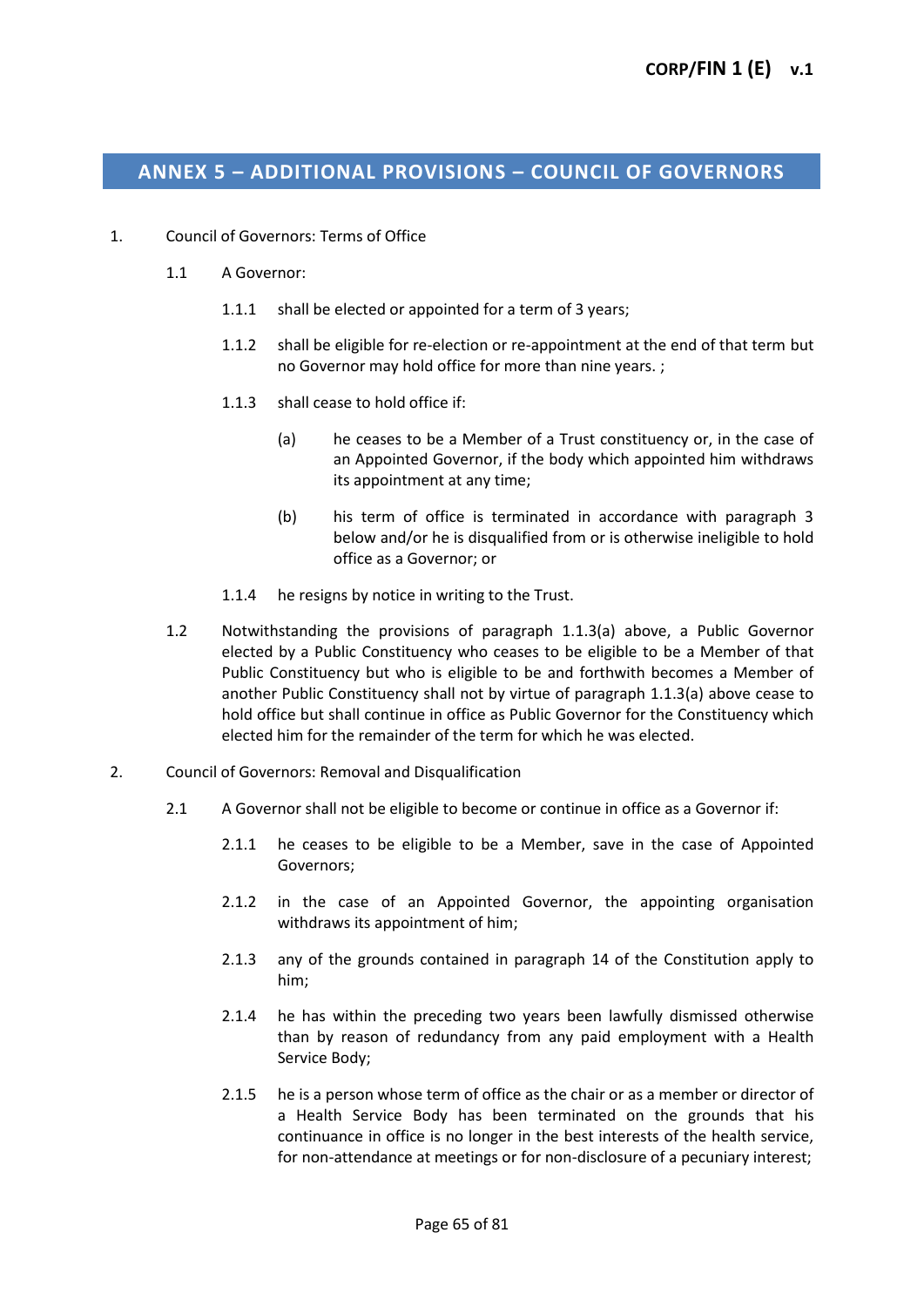## ANNEX 5 – ADDITIONAL PROVISIONS – COUNCIL OF GOVERNORS

1. Council of Governors: Terms of Office

   1.1 A Governor:

      1.1.1 shall be elected or appointed for a term of 3 years;

      1.1.2 shall be eligible for re-election or re-appointment at the end of that term but no Governor may hold office for more than nine years. ;

      1.1.3 shall cease to hold office if:

         (a) he ceases to be a Member of a Trust constituency or, in the case of an Appointed Governor, if the body which appointed him withdraws its appointment at any time;

         (b) his term of office is terminated in accordance with paragraph 3 below and/or he is disqualified from or is otherwise ineligible to hold office as a Governor; or

      1.1.4 he resigns by notice in writing to the Trust.

   1.2 Notwithstanding the provisions of paragraph 1.1.3(a) above, a Public Governor elected by a Public Constituency who ceases to be eligible to be a Member of that Public Constituency but who is eligible to be and forthwith becomes a Member of another Public Constituency shall not by virtue of paragraph 1.1.3(a) above cease to hold office but shall continue in office as Public Governor for the Constituency which elected him for the remainder of the term for which he was elected.

2. Council of Governors: Removal and Disqualification

   2.1 A Governor shall not be eligible to become or continue in office as a Governor if:

      2.1.1 he ceases to be eligible to be a Member, save in the case of Appointed Governors;

      2.1.2 in the case of an Appointed Governor, the appointing organisation withdraws its appointment of him;

      2.1.3 any of the grounds contained in paragraph 14 of the Constitution apply to him;

      2.1.4 he has within the preceding two years been lawfully dismissed otherwise than by reason of redundancy from any paid employment with a Health Service Body;

      2.1.5 he is a person whose term of office as the chair or as a member or director of a Health Service Body has been terminated on the grounds that his continuance in office is no longer in the best interests of the health service, for non-attendance at meetings or for non-disclosure of a pecuniary interest;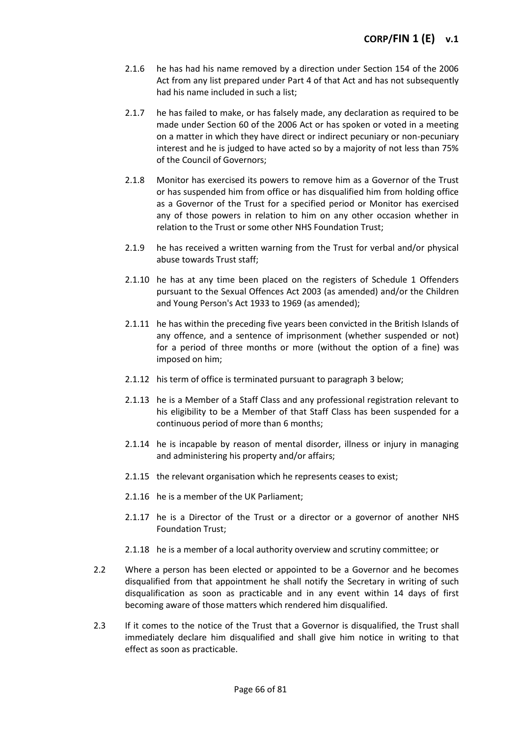2.1.6 he has had his name removed by a direction under Section 154 of the 2006 Act from any list prepared under Part 4 of that Act and has not subsequently had his name included in such a list;

2.1.7 he has failed to make, or has falsely made, any declaration as required to be made under Section 60 of the 2006 Act or has spoken or voted in a meeting on a matter in which they have direct or indirect pecuniary or non-pecuniary interest and he is judged to have acted so by a majority of not less than 75% of the Council of Governors;

2.1.8 Monitor has exercised its powers to remove him as a Governor of the Trust or has suspended him from office or has disqualified him from holding office as a Governor of the Trust for a specified period or Monitor has exercised any of those powers in relation to him on any other occasion whether in relation to the Trust or some other NHS Foundation Trust;

2.1.9 he has received a written warning from the Trust for verbal and/or physical abuse towards Trust staff;

2.1.10 he has at any time been placed on the registers of Schedule 1 Offenders pursuant to the Sexual Offences Act 2003 (as amended) and/or the Children and Young Person's Act 1933 to 1969 (as amended);

2.1.11 he has within the preceding five years been convicted in the British Islands of any offence, and a sentence of imprisonment (whether suspended or not) for a period of three months or more (without the option of a fine) was imposed on him;

2.1.12 his term of office is terminated pursuant to paragraph 3 below;

2.1.13 he is a Member of a Staff Class and any professional registration relevant to his eligibility to be a Member of that Staff Class has been suspended for a continuous period of more than 6 months;

2.1.14 he is incapable by reason of mental disorder, illness or injury in managing and administering his property and/or affairs;

2.1.15 the relevant organisation which he represents ceases to exist;

2.1.16 he is a member of the UK Parliament;

2.1.17 he is a Director of the Trust or a director or a governor of another NHS Foundation Trust;

2.1.18 he is a member of a local authority overview and scrutiny committee; or

2.2 Where a person has been elected or appointed to be a Governor and he becomes disqualified from that appointment he shall notify the Secretary in writing of such disqualification as soon as practicable and in any event within 14 days of first becoming aware of those matters which rendered him disqualified.

2.3 If it comes to the notice of the Trust that a Governor is disqualified, the Trust shall immediately declare him disqualified and shall give him notice in writing to that effect as soon as practicable.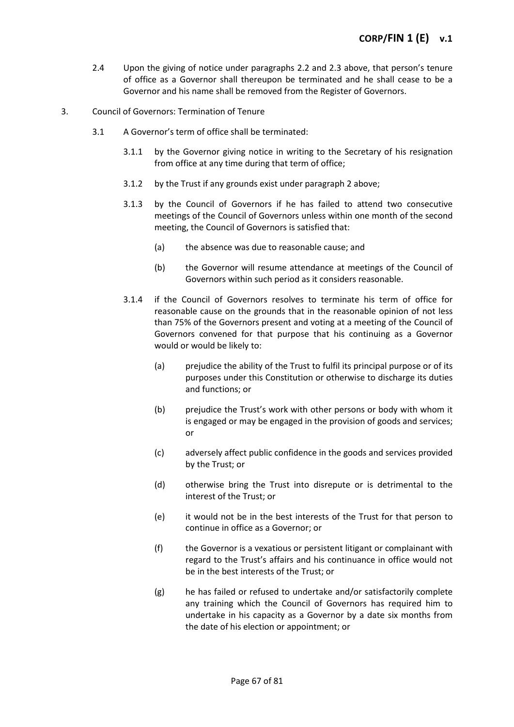2.4 Upon the giving of notice under paragraphs 2.2 and 2.3 above, that person's tenure of office as a Governor shall thereupon be terminated and he shall cease to be a Governor and his name shall be removed from the Register of Governors.

3. Council of Governors: Termination of Tenure

3.1 A Governor's term of office shall be terminated:

3.1.1 by the Governor giving notice in writing to the Secretary of his resignation from office at any time during that term of office;

3.1.2 by the Trust if any grounds exist under paragraph 2 above;

3.1.3 by the Council of Governors if he has failed to attend two consecutive meetings of the Council of Governors unless within one month of the second meeting, the Council of Governors is satisfied that:

(a) the absence was due to reasonable cause; and

(b) the Governor will resume attendance at meetings of the Council of Governors within such period as it considers reasonable.

3.1.4 if the Council of Governors resolves to terminate his term of office for reasonable cause on the grounds that in the reasonable opinion of not less than 75% of the Governors present and voting at a meeting of the Council of Governors convened for that purpose that his continuing as a Governor would or would be likely to:

(a) prejudice the ability of the Trust to fulfil its principal purpose or of its purposes under this Constitution or otherwise to discharge its duties and functions; or

(b) prejudice the Trust's work with other persons or body with whom it is engaged or may be engaged in the provision of goods and services; or

(c) adversely affect public confidence in the goods and services provided by the Trust; or

(d) otherwise bring the Trust into disrepute or is detrimental to the interest of the Trust; or

(e) it would not be in the best interests of the Trust for that person to continue in office as a Governor; or

(f) the Governor is a vexatious or persistent litigant or complainant with regard to the Trust's affairs and his continuance in office would not be in the best interests of the Trust; or

(g) he has failed or refused to undertake and/or satisfactorily complete any training which the Council of Governors has required him to undertake in his capacity as a Governor by a date six months from the date of his election or appointment; or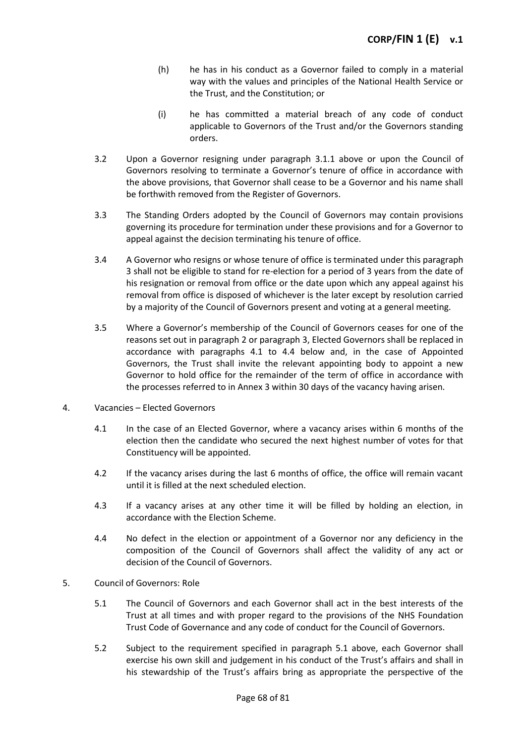(h) he has in his conduct as a Governor failed to comply in a material way with the values and principles of the National Health Service or the Trust, and the Constitution; or

(i) he has committed a material breach of any code of conduct applicable to Governors of the Trust and/or the Governors standing orders.

3.2 Upon a Governor resigning under paragraph 3.1.1 above or upon the Council of Governors resolving to terminate a Governor's tenure of office in accordance with the above provisions, that Governor shall cease to be a Governor and his name shall be forthwith removed from the Register of Governors.

3.3 The Standing Orders adopted by the Council of Governors may contain provisions governing its procedure for termination under these provisions and for a Governor to appeal against the decision terminating his tenure of office.

3.4 A Governor who resigns or whose tenure of office is terminated under this paragraph 3 shall not be eligible to stand for re-election for a period of 3 years from the date of his resignation or removal from office or the date upon which any appeal against his removal from office is disposed of whichever is the later except by resolution carried by a majority of the Council of Governors present and voting at a general meeting.

3.5 Where a Governor's membership of the Council of Governors ceases for one of the reasons set out in paragraph 2 or paragraph 3, Elected Governors shall be replaced in accordance with paragraphs 4.1 to 4.4 below and, in the case of Appointed Governors, the Trust shall invite the relevant appointing body to appoint a new Governor to hold office for the remainder of the term of office in accordance with the processes referred to in Annex 3 within 30 days of the vacancy having arisen.

4. Vacancies – Elected Governors

4.1 In the case of an Elected Governor, where a vacancy arises within 6 months of the election then the candidate who secured the next highest number of votes for that Constituency will be appointed.

4.2 If the vacancy arises during the last 6 months of office, the office will remain vacant until it is filled at the next scheduled election.

4.3 If a vacancy arises at any other time it will be filled by holding an election, in accordance with the Election Scheme.

4.4 No defect in the election or appointment of a Governor nor any deficiency in the composition of the Council of Governors shall affect the validity of any act or decision of the Council of Governors.

5. Council of Governors: Role

5.1 The Council of Governors and each Governor shall act in the best interests of the Trust at all times and with proper regard to the provisions of the NHS Foundation Trust Code of Governance and any code of conduct for the Council of Governors.

5.2 Subject to the requirement specified in paragraph 5.1 above, each Governor shall exercise his own skill and judgement in his conduct of the Trust's affairs and shall in his stewardship of the Trust's affairs bring as appropriate the perspective of the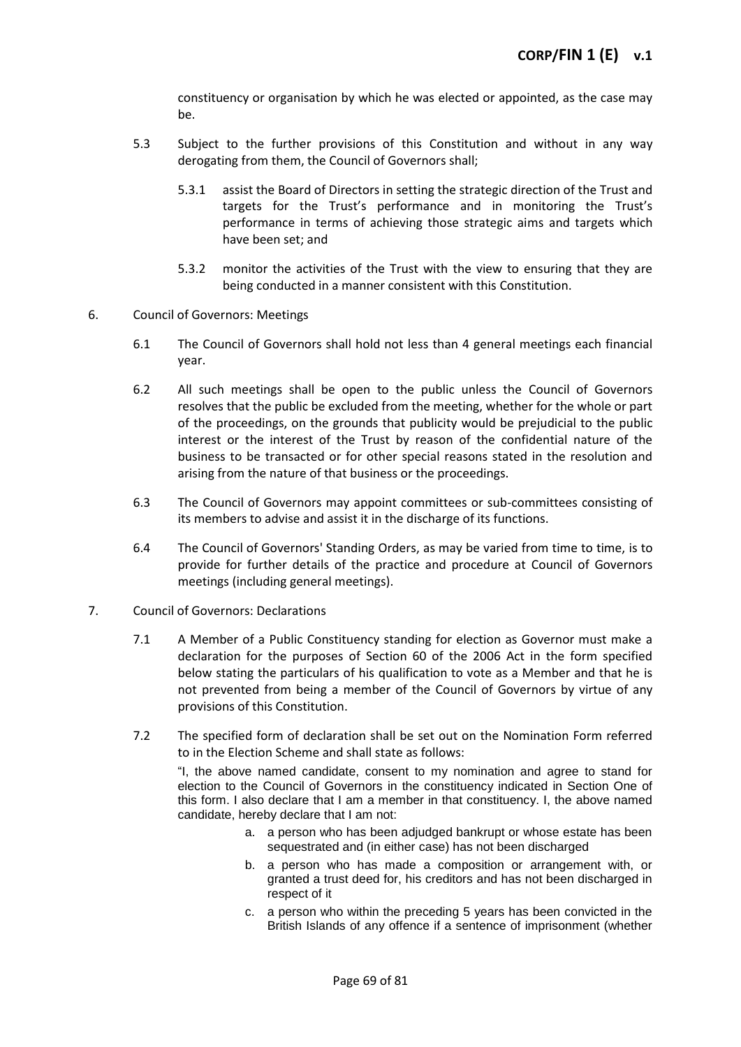constituency or organisation by which he was elected or appointed, as the case may be.

5.3 Subject to the further provisions of this Constitution and without in any way derogating from them, the Council of Governors shall;

5.3.1 assist the Board of Directors in setting the strategic direction of the Trust and targets for the Trust's performance and in monitoring the Trust's performance in terms of achieving those strategic aims and targets which have been set; and

5.3.2 monitor the activities of the Trust with the view to ensuring that they are being conducted in a manner consistent with this Constitution.

6. Council of Governors: Meetings

6.1 The Council of Governors shall hold not less than 4 general meetings each financial year.

6.2 All such meetings shall be open to the public unless the Council of Governors resolves that the public be excluded from the meeting, whether for the whole or part of the proceedings, on the grounds that publicity would be prejudicial to the public interest or the interest of the Trust by reason of the confidential nature of the business to be transacted or for other special reasons stated in the resolution and arising from the nature of that business or the proceedings.

6.3 The Council of Governors may appoint committees or sub-committees consisting of its members to advise and assist it in the discharge of its functions.

6.4 The Council of Governors' Standing Orders, as may be varied from time to time, is to provide for further details of the practice and procedure at Council of Governors meetings (including general meetings).

7. Council of Governors: Declarations

7.1 A Member of a Public Constituency standing for election as Governor must make a declaration for the purposes of Section 60 of the 2006 Act in the form specified below stating the particulars of his qualification to vote as a Member and that he is not prevented from being a member of the Council of Governors by virtue of any provisions of this Constitution.

7.2 The specified form of declaration shall be set out on the Nomination Form referred to in the Election Scheme and shall state as follows:

"I, the above named candidate, consent to my nomination and agree to stand for election to the Council of Governors in the constituency indicated in Section One of this form. I also declare that I am a member in that constituency. I, the above named candidate, hereby declare that I am not:

a. a person who has been adjudged bankrupt or whose estate has been sequestrated and (in either case) has not been discharged

b. a person who has made a composition or arrangement with, or granted a trust deed for, his creditors and has not been discharged in respect of it

c. a person who within the preceding 5 years has been convicted in the British Islands of any offence if a sentence of imprisonment (whether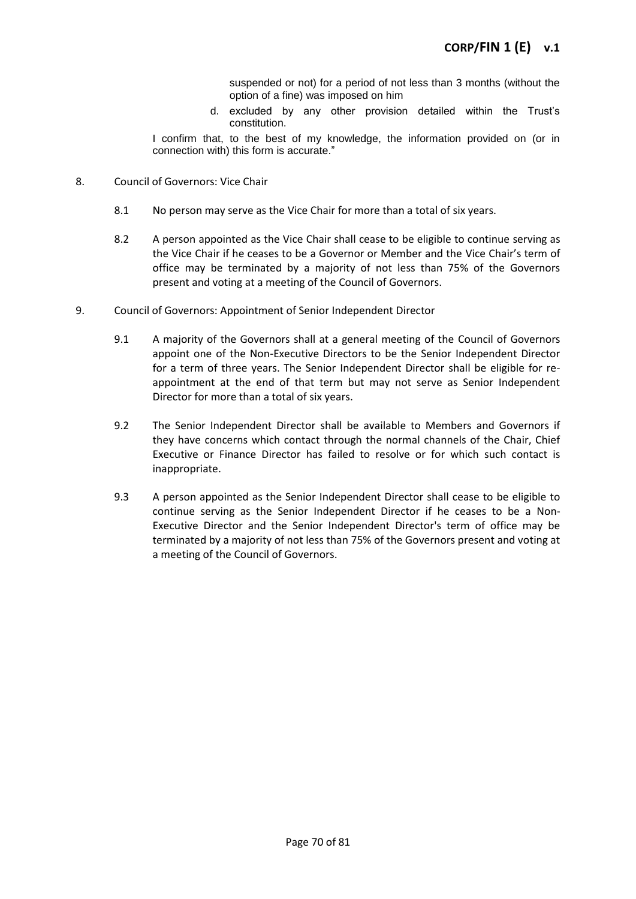suspended or not) for a period of not less than 3 months (without the option of a fine) was imposed on him

d. excluded by any other provision detailed within the Trust's constitution.

I confirm that, to the best of my knowledge, the information provided on (or in connection with) this form is accurate."

8. Council of Governors: Vice Chair

   8.1 No person may serve as the Vice Chair for more than a total of six years.

   8.2 A person appointed as the Vice Chair shall cease to be eligible to continue serving as the Vice Chair if he ceases to be a Governor or Member and the Vice Chair's term of office may be terminated by a majority of not less than 75% of the Governors present and voting at a meeting of the Council of Governors.

9. Council of Governors: Appointment of Senior Independent Director

   9.1 A majority of the Governors shall at a general meeting of the Council of Governors appoint one of the Non-Executive Directors to be the Senior Independent Director for a term of three years. The Senior Independent Director shall be eligible for re-appointment at the end of that term but may not serve as Senior Independent Director for more than a total of six years.

   9.2 The Senior Independent Director shall be available to Members and Governors if they have concerns which contact through the normal channels of the Chair, Chief Executive or Finance Director has failed to resolve or for which such contact is inappropriate.

   9.3 A person appointed as the Senior Independent Director shall cease to be eligible to continue serving as the Senior Independent Director if he ceases to be a Non-Executive Director and the Senior Independent Director's term of office may be terminated by a majority of not less than 75% of the Governors present and voting at a meeting of the Council of Governors.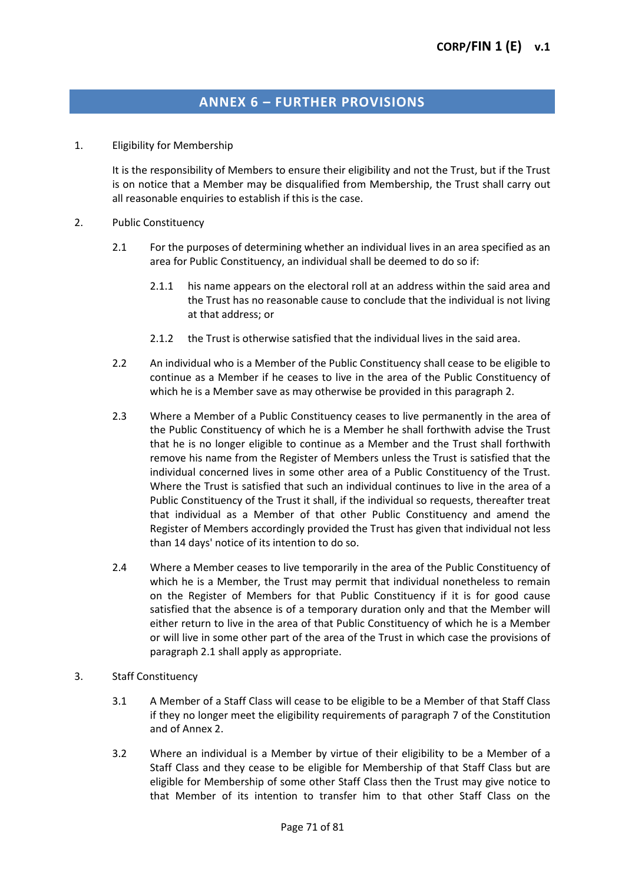## ANNEX 6 – FURTHER PROVISIONS

1. Eligibility for Membership

   It is the responsibility of Members to ensure their eligibility and not the Trust, but if the Trust is on notice that a Member may be disqualified from Membership, the Trust shall carry out all reasonable enquiries to establish if this is the case.

2. Public Constituency

   2.1 For the purposes of determining whether an individual lives in an area specified as an area for Public Constituency, an individual shall be deemed to do so if:

   2.1.1 his name appears on the electoral roll at an address within the said area and the Trust has no reasonable cause to conclude that the individual is not living at that address; or

   2.1.2 the Trust is otherwise satisfied that the individual lives in the said area.

   2.2 An individual who is a Member of the Public Constituency shall cease to be eligible to continue as a Member if he ceases to live in the area of the Public Constituency of which he is a Member save as may otherwise be provided in this paragraph 2.

   2.3 Where a Member of a Public Constituency ceases to live permanently in the area of the Public Constituency of which he is a Member he shall forthwith advise the Trust that he is no longer eligible to continue as a Member and the Trust shall forthwith remove his name from the Register of Members unless the Trust is satisfied that the individual concerned lives in some other area of a Public Constituency of the Trust. Where the Trust is satisfied that such an individual continues to live in the area of a Public Constituency of the Trust it shall, if the individual so requests, thereafter treat that individual as a Member of that other Public Constituency and amend the Register of Members accordingly provided the Trust has given that individual not less than 14 days' notice of its intention to do so.

   2.4 Where a Member ceases to live temporarily in the area of the Public Constituency of which he is a Member, the Trust may permit that individual nonetheless to remain on the Register of Members for that Public Constituency if it is for good cause satisfied that the absence is of a temporary duration only and that the Member will either return to live in the area of that Public Constituency of which he is a Member or will live in some other part of the area of the Trust in which case the provisions of paragraph 2.1 shall apply as appropriate.

3. Staff Constituency

   3.1 A Member of a Staff Class will cease to be eligible to be a Member of that Staff Class if they no longer meet the eligibility requirements of paragraph 7 of the Constitution and of Annex 2.

   3.2 Where an individual is a Member by virtue of their eligibility to be a Member of a Staff Class and they cease to be eligible for Membership of that Staff Class but are eligible for Membership of some other Staff Class then the Trust may give notice to that Member of its intention to transfer him to that other Staff Class on the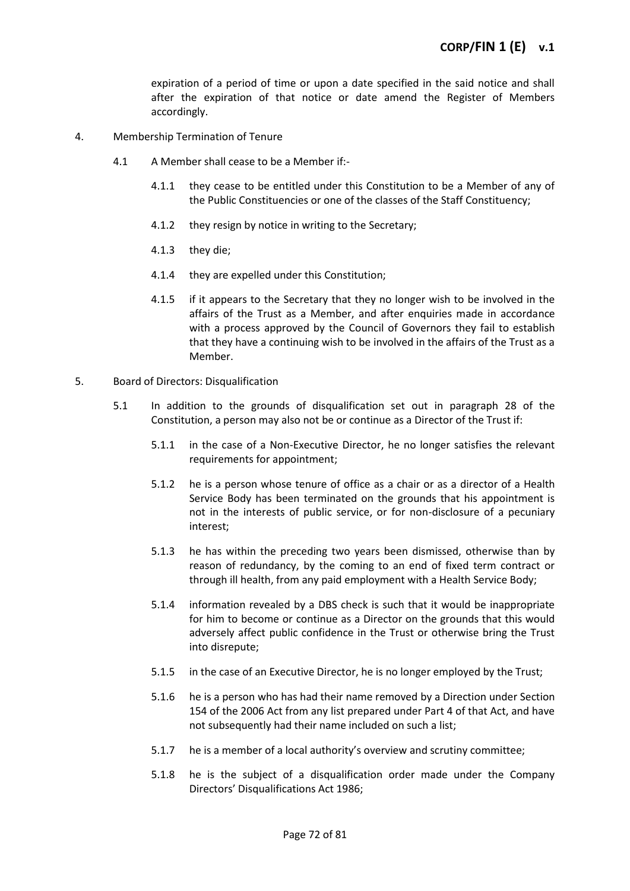expiration of a period of time or upon a date specified in the said notice and shall after the expiration of that notice or date amend the Register of Members accordingly.

4. Membership Termination of Tenure

   4.1 A Member shall cease to be a Member if:-

      4.1.1 they cease to be entitled under this Constitution to be a Member of any of the Public Constituencies or one of the classes of the Staff Constituency;

      4.1.2 they resign by notice in writing to the Secretary;

      4.1.3 they die;

      4.1.4 they are expelled under this Constitution;

      4.1.5 if it appears to the Secretary that they no longer wish to be involved in the affairs of the Trust as a Member, and after enquiries made in accordance with a process approved by the Council of Governors they fail to establish that they have a continuing wish to be involved in the affairs of the Trust as a Member.

5. Board of Directors: Disqualification

   5.1 In addition to the grounds of disqualification set out in paragraph 28 of the Constitution, a person may also not be or continue as a Director of the Trust if:

      5.1.1 in the case of a Non-Executive Director, he no longer satisfies the relevant requirements for appointment;

      5.1.2 he is a person whose tenure of office as a chair or as a director of a Health Service Body has been terminated on the grounds that his appointment is not in the interests of public service, or for non-disclosure of a pecuniary interest;

      5.1.3 he has within the preceding two years been dismissed, otherwise than by reason of redundancy, by the coming to an end of fixed term contract or through ill health, from any paid employment with a Health Service Body;

      5.1.4 information revealed by a DBS check is such that it would be inappropriate for him to become or continue as a Director on the grounds that this would adversely affect public confidence in the Trust or otherwise bring the Trust into disrepute;

      5.1.5 in the case of an Executive Director, he is no longer employed by the Trust;

      5.1.6 he is a person who has had their name removed by a Direction under Section 154 of the 2006 Act from any list prepared under Part 4 of that Act, and have not subsequently had their name included on such a list;

      5.1.7 he is a member of a local authority's overview and scrutiny committee;

      5.1.8 he is the subject of a disqualification order made under the Company Directors' Disqualifications Act 1986;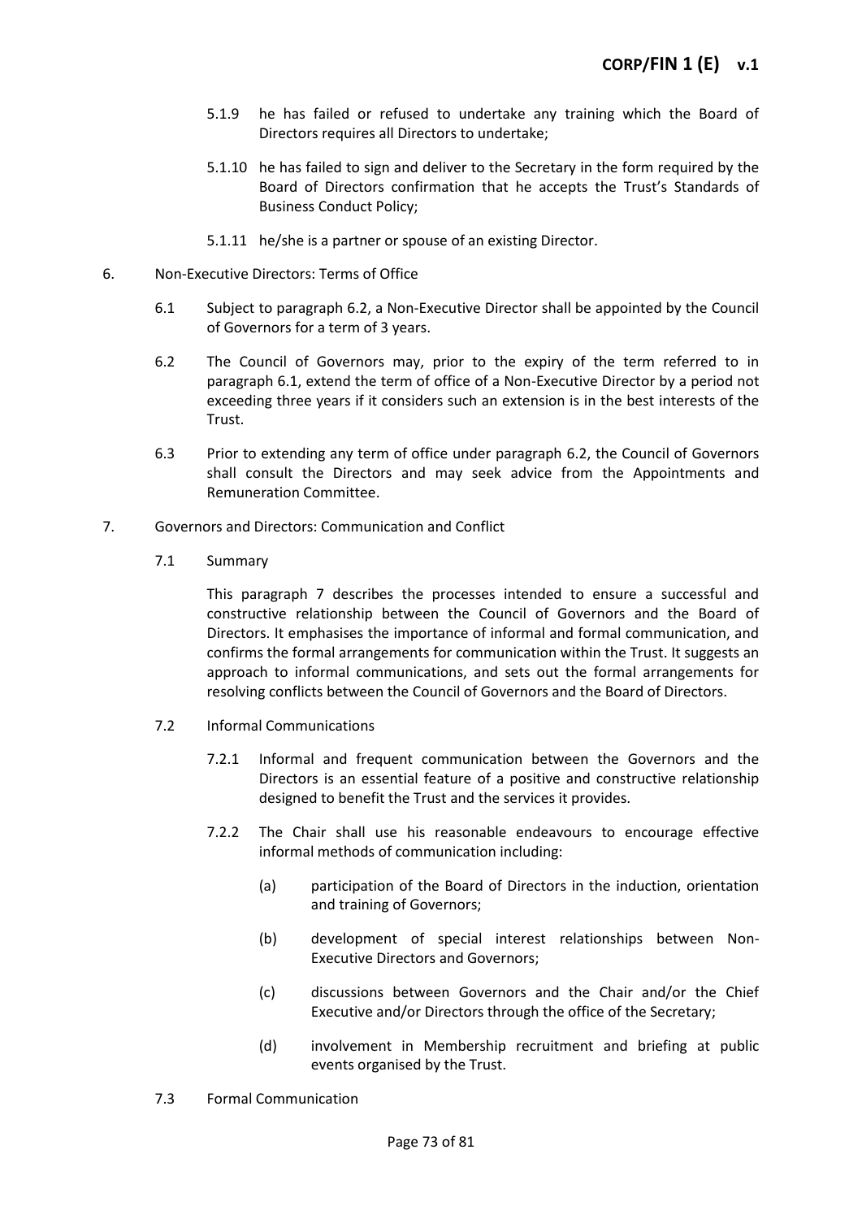5.1.9 he has failed or refused to undertake any training which the Board of Directors requires all Directors to undertake;

5.1.10 he has failed to sign and deliver to the Secretary in the form required by the Board of Directors confirmation that he accepts the Trust's Standards of Business Conduct Policy;

5.1.11 he/she is a partner or spouse of an existing Director.

6. Non-Executive Directors: Terms of Office

6.1 Subject to paragraph 6.2, a Non-Executive Director shall be appointed by the Council of Governors for a term of 3 years.

6.2 The Council of Governors may, prior to the expiry of the term referred to in paragraph 6.1, extend the term of office of a Non-Executive Director by a period not exceeding three years if it considers such an extension is in the best interests of the Trust.

6.3 Prior to extending any term of office under paragraph 6.2, the Council of Governors shall consult the Directors and may seek advice from the Appointments and Remuneration Committee.

7. Governors and Directors: Communication and Conflict

7.1 Summary

This paragraph 7 describes the processes intended to ensure a successful and constructive relationship between the Council of Governors and the Board of Directors. It emphasises the importance of informal and formal communication, and confirms the formal arrangements for communication within the Trust. It suggests an approach to informal communications, and sets out the formal arrangements for resolving conflicts between the Council of Governors and the Board of Directors.

7.2 Informal Communications

7.2.1 Informal and frequent communication between the Governors and the Directors is an essential feature of a positive and constructive relationship designed to benefit the Trust and the services it provides.

7.2.2 The Chair shall use his reasonable endeavours to encourage effective informal methods of communication including:

(a) participation of the Board of Directors in the induction, orientation and training of Governors;

(b) development of special interest relationships between Non-Executive Directors and Governors;

(c) discussions between Governors and the Chair and/or the Chief Executive and/or Directors through the office of the Secretary;

(d) involvement in Membership recruitment and briefing at public events organised by the Trust.

7.3 Formal Communication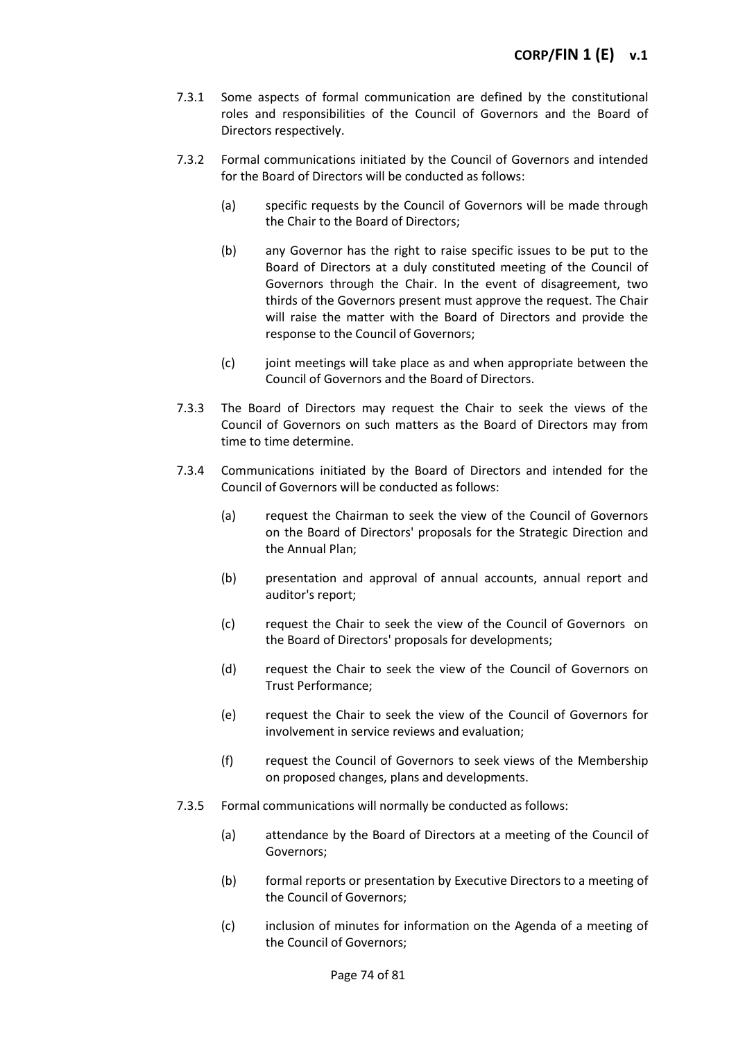7.3.1 Some aspects of formal communication are defined by the constitutional roles and responsibilities of the Council of Governors and the Board of Directors respectively.

7.3.2 Formal communications initiated by the Council of Governors and intended for the Board of Directors will be conducted as follows:

- (a) specific requests by the Council of Governors will be made through the Chair to the Board of Directors;
- (b) any Governor has the right to raise specific issues to be put to the Board of Directors at a duly constituted meeting of the Council of Governors through the Chair. In the event of disagreement, two thirds of the Governors present must approve the request. The Chair will raise the matter with the Board of Directors and provide the response to the Council of Governors;
- (c) joint meetings will take place as and when appropriate between the Council of Governors and the Board of Directors.

7.3.3 The Board of Directors may request the Chair to seek the views of the Council of Governors on such matters as the Board of Directors may from time to time determine.

7.3.4 Communications initiated by the Board of Directors and intended for the Council of Governors will be conducted as follows:

- (a) request the Chairman to seek the view of the Council of Governors on the Board of Directors' proposals for the Strategic Direction and the Annual Plan;
- (b) presentation and approval of annual accounts, annual report and auditor's report;
- (c) request the Chair to seek the view of the Council of Governors on the Board of Directors' proposals for developments;
- (d) request the Chair to seek the view of the Council of Governors on Trust Performance;
- (e) request the Chair to seek the view of the Council of Governors for involvement in service reviews and evaluation;
- (f) request the Council of Governors to seek views of the Membership on proposed changes, plans and developments.

7.3.5 Formal communications will normally be conducted as follows:

- (a) attendance by the Board of Directors at a meeting of the Council of Governors;
- (b) formal reports or presentation by Executive Directors to a meeting of the Council of Governors;
- (c) inclusion of minutes for information on the Agenda of a meeting of the Council of Governors;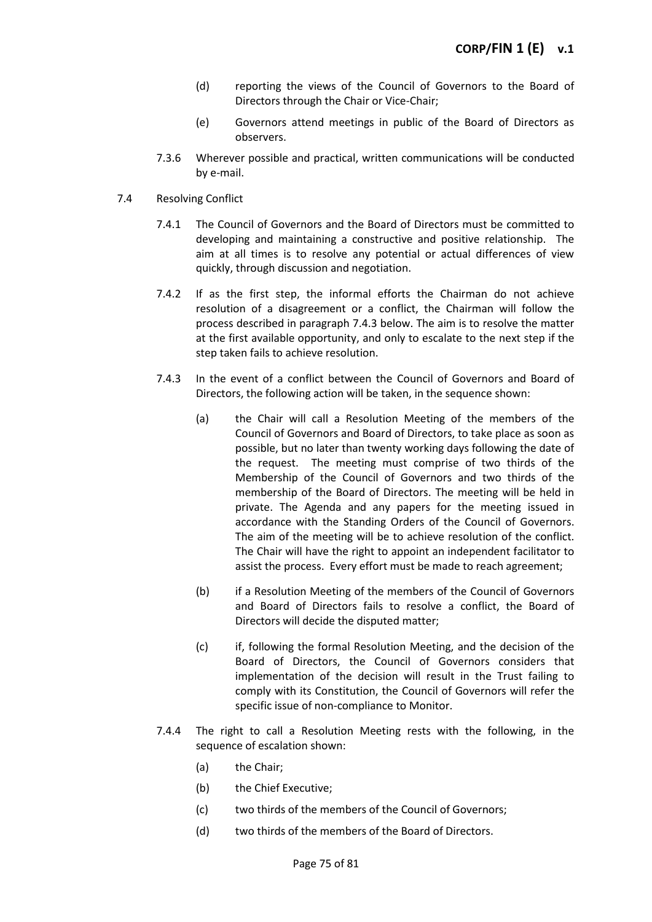(d) reporting the views of the Council of Governors to the Board of Directors through the Chair or Vice-Chair;

(e) Governors attend meetings in public of the Board of Directors as observers.

7.3.6 Wherever possible and practical, written communications will be conducted by e-mail.

7.4 Resolving Conflict

7.4.1 The Council of Governors and the Board of Directors must be committed to developing and maintaining a constructive and positive relationship. The aim at all times is to resolve any potential or actual differences of view quickly, through discussion and negotiation.

7.4.2 If as the first step, the informal efforts the Chairman do not achieve resolution of a disagreement or a conflict, the Chairman will follow the process described in paragraph 7.4.3 below. The aim is to resolve the matter at the first available opportunity, and only to escalate to the next step if the step taken fails to achieve resolution.

7.4.3 In the event of a conflict between the Council of Governors and Board of Directors, the following action will be taken, in the sequence shown:

(a) the Chair will call a Resolution Meeting of the members of the Council of Governors and Board of Directors, to take place as soon as possible, but no later than twenty working days following the date of the request. The meeting must comprise of two thirds of the Membership of the Council of Governors and two thirds of the membership of the Board of Directors. The meeting will be held in private. The Agenda and any papers for the meeting issued in accordance with the Standing Orders of the Council of Governors. The aim of the meeting will be to achieve resolution of the conflict. The Chair will have the right to appoint an independent facilitator to assist the process. Every effort must be made to reach agreement;

(b) if a Resolution Meeting of the members of the Council of Governors and Board of Directors fails to resolve a conflict, the Board of Directors will decide the disputed matter;

(c) if, following the formal Resolution Meeting, and the decision of the Board of Directors, the Council of Governors considers that implementation of the decision will result in the Trust failing to comply with its Constitution, the Council of Governors will refer the specific issue of non-compliance to Monitor.

7.4.4 The right to call a Resolution Meeting rests with the following, in the sequence of escalation shown:

(a) the Chair;

(b) the Chief Executive;

(c) two thirds of the members of the Council of Governors;

(d) two thirds of the members of the Board of Directors.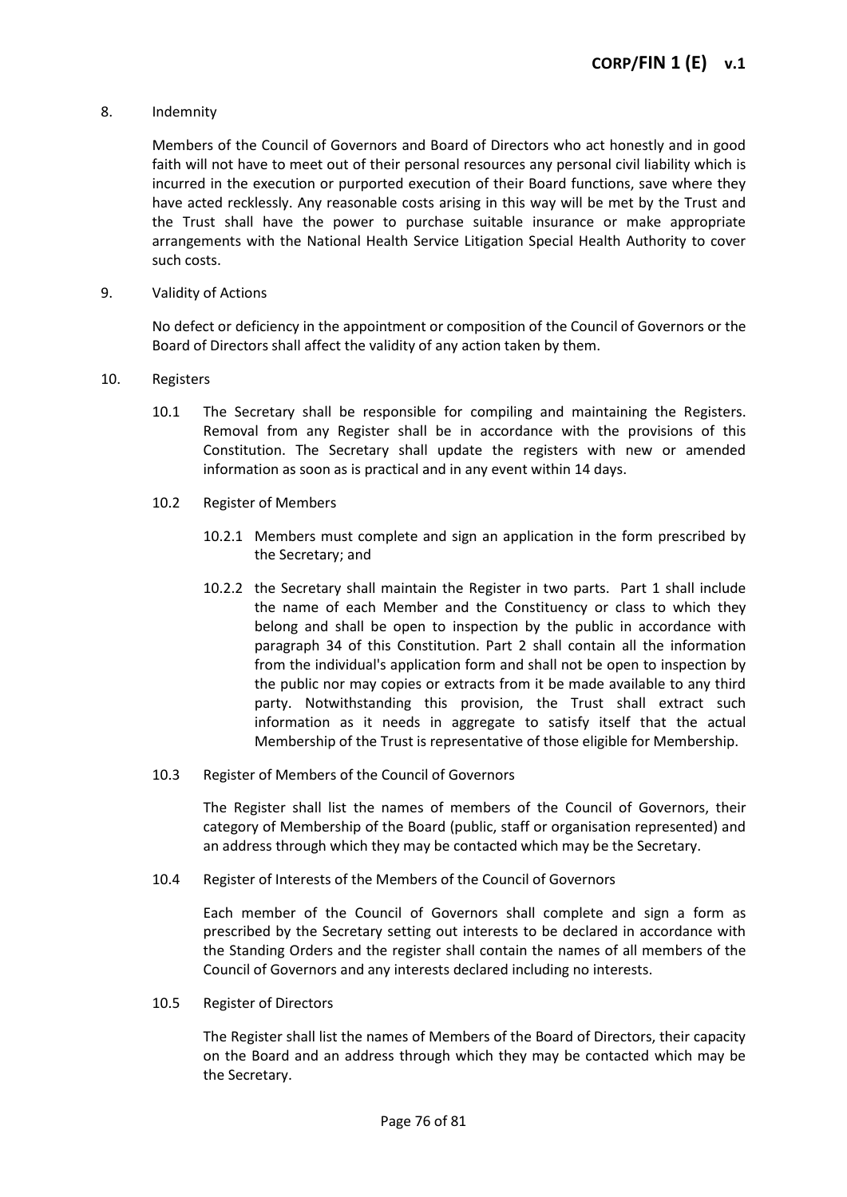## 8. Indemnity

Members of the Council of Governors and Board of Directors who act honestly and in good faith will not have to meet out of their personal resources any personal civil liability which is incurred in the execution or purported execution of their Board functions, save where they have acted recklessly. Any reasonable costs arising in this way will be met by the Trust and the Trust shall have the power to purchase suitable insurance or make appropriate arrangements with the National Health Service Litigation Special Health Authority to cover such costs.

## 9. Validity of Actions

No defect or deficiency in the appointment or composition of the Council of Governors or the Board of Directors shall affect the validity of any action taken by them.

## 10. Registers

10.1 The Secretary shall be responsible for compiling and maintaining the Registers. Removal from any Register shall be in accordance with the provisions of this Constitution. The Secretary shall update the registers with new or amended information as soon as is practical and in any event within 14 days.

10.2 Register of Members

10.2.1 Members must complete and sign an application in the form prescribed by the Secretary; and

10.2.2 the Secretary shall maintain the Register in two parts. Part 1 shall include the name of each Member and the Constituency or class to which they belong and shall be open to inspection by the public in accordance with paragraph 34 of this Constitution. Part 2 shall contain all the information from the individual's application form and shall not be open to inspection by the public nor may copies or extracts from it be made available to any third party. Notwithstanding this provision, the Trust shall extract such information as it needs in aggregate to satisfy itself that the actual Membership of the Trust is representative of those eligible for Membership.

10.3 Register of Members of the Council of Governors

The Register shall list the names of members of the Council of Governors, their category of Membership of the Board (public, staff or organisation represented) and an address through which they may be contacted which may be the Secretary.

10.4 Register of Interests of the Members of the Council of Governors

Each member of the Council of Governors shall complete and sign a form as prescribed by the Secretary setting out interests to be declared in accordance with the Standing Orders and the register shall contain the names of all members of the Council of Governors and any interests declared including no interests.

10.5 Register of Directors

The Register shall list the names of Members of the Board of Directors, their capacity on the Board and an address through which they may be contacted which may be the Secretary.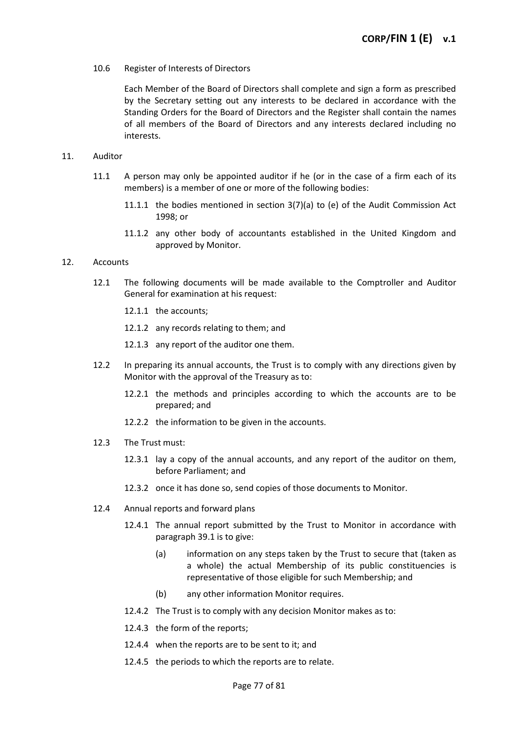10.6 Register of Interests of Directors

Each Member of the Board of Directors shall complete and sign a form as prescribed by the Secretary setting out any interests to be declared in accordance with the Standing Orders for the Board of Directors and the Register shall contain the names of all members of the Board of Directors and any interests declared including no interests.

11. Auditor

11.1 A person may only be appointed auditor if he (or in the case of a firm each of its members) is a member of one or more of the following bodies:

11.1.1 the bodies mentioned in section 3(7)(a) to (e) of the Audit Commission Act 1998; or

11.1.2 any other body of accountants established in the United Kingdom and approved by Monitor.

12. Accounts

12.1 The following documents will be made available to the Comptroller and Auditor General for examination at his request:

12.1.1 the accounts;

12.1.2 any records relating to them; and

12.1.3 any report of the auditor one them.

12.2 In preparing its annual accounts, the Trust is to comply with any directions given by Monitor with the approval of the Treasury as to:

12.2.1 the methods and principles according to which the accounts are to be prepared; and

12.2.2 the information to be given in the accounts.

12.3 The Trust must:

12.3.1 lay a copy of the annual accounts, and any report of the auditor on them, before Parliament; and

12.3.2 once it has done so, send copies of those documents to Monitor.

12.4 Annual reports and forward plans

12.4.1 The annual report submitted by the Trust to Monitor in accordance with paragraph 39.1 is to give:

(a) information on any steps taken by the Trust to secure that (taken as a whole) the actual Membership of its public constituencies is representative of those eligible for such Membership; and

(b) any other information Monitor requires.

12.4.2 The Trust is to comply with any decision Monitor makes as to:

12.4.3 the form of the reports;

12.4.4 when the reports are to be sent to it; and

12.4.5 the periods to which the reports are to relate.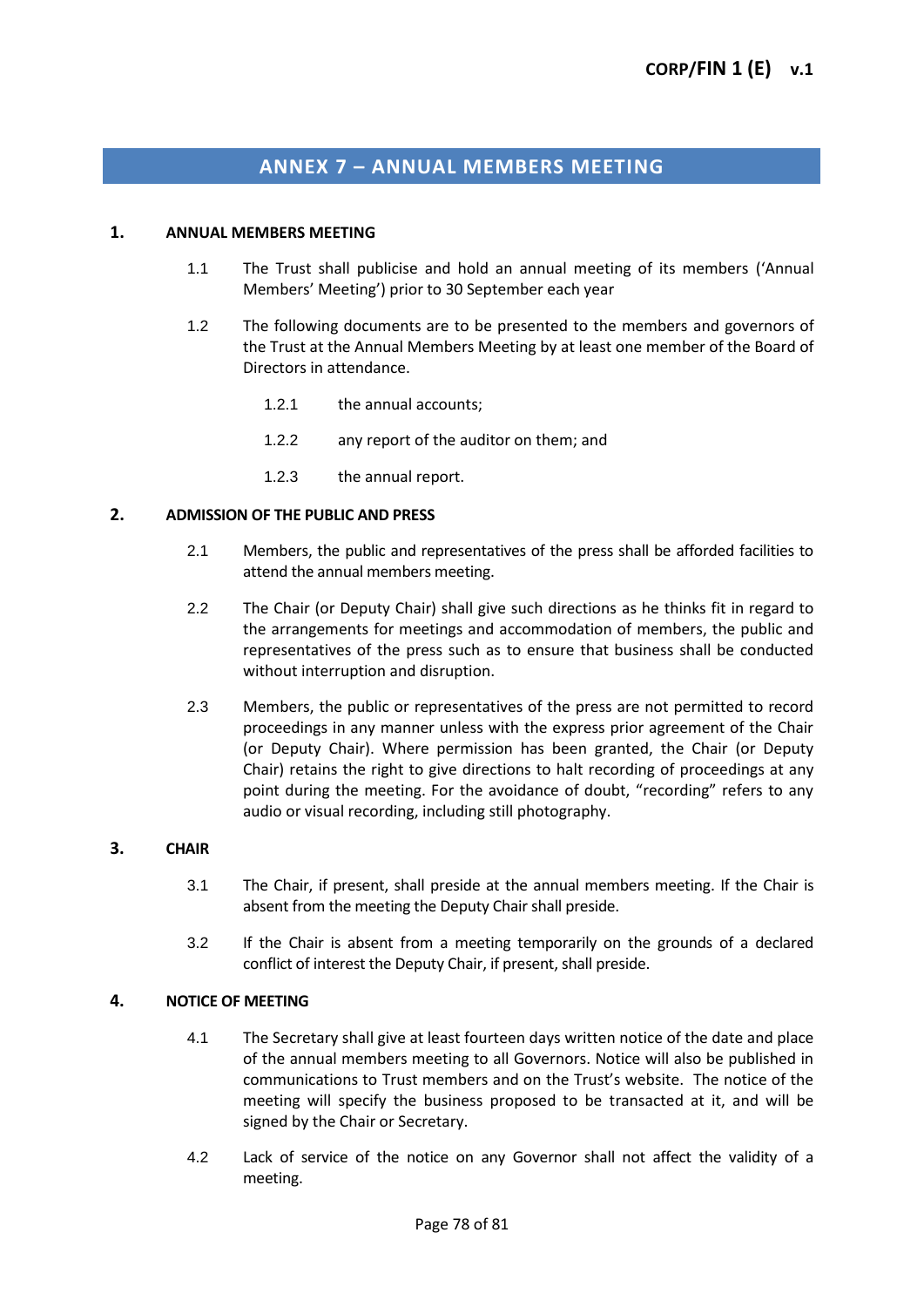## ANNEX 7 – ANNUAL MEMBERS MEETING

### 1. ANNUAL MEMBERS MEETING

1.1 The Trust shall publicise and hold an annual meeting of its members ('Annual Members' Meeting') prior to 30 September each year

1.2 The following documents are to be presented to the members and governors of the Trust at the Annual Members Meeting by at least one member of the Board of Directors in attendance.

1.2.1 the annual accounts;

1.2.2 any report of the auditor on them; and

1.2.3 the annual report.

### 2. ADMISSION OF THE PUBLIC AND PRESS

2.1 Members, the public and representatives of the press shall be afforded facilities to attend the annual members meeting.

2.2 The Chair (or Deputy Chair) shall give such directions as he thinks fit in regard to the arrangements for meetings and accommodation of members, the public and representatives of the press such as to ensure that business shall be conducted without interruption and disruption.

2.3 Members, the public or representatives of the press are not permitted to record proceedings in any manner unless with the express prior agreement of the Chair (or Deputy Chair). Where permission has been granted, the Chair (or Deputy Chair) retains the right to give directions to halt recording of proceedings at any point during the meeting. For the avoidance of doubt, "recording" refers to any audio or visual recording, including still photography.

### 3. CHAIR

3.1 The Chair, if present, shall preside at the annual members meeting. If the Chair is absent from the meeting the Deputy Chair shall preside.

3.2 If the Chair is absent from a meeting temporarily on the grounds of a declared conflict of interest the Deputy Chair, if present, shall preside.

### 4. NOTICE OF MEETING

4.1 The Secretary shall give at least fourteen days written notice of the date and place of the annual members meeting to all Governors. Notice will also be published in communications to Trust members and on the Trust's website. The notice of the meeting will specify the business proposed to be transacted at it, and will be signed by the Chair or Secretary.

4.2 Lack of service of the notice on any Governor shall not affect the validity of a meeting.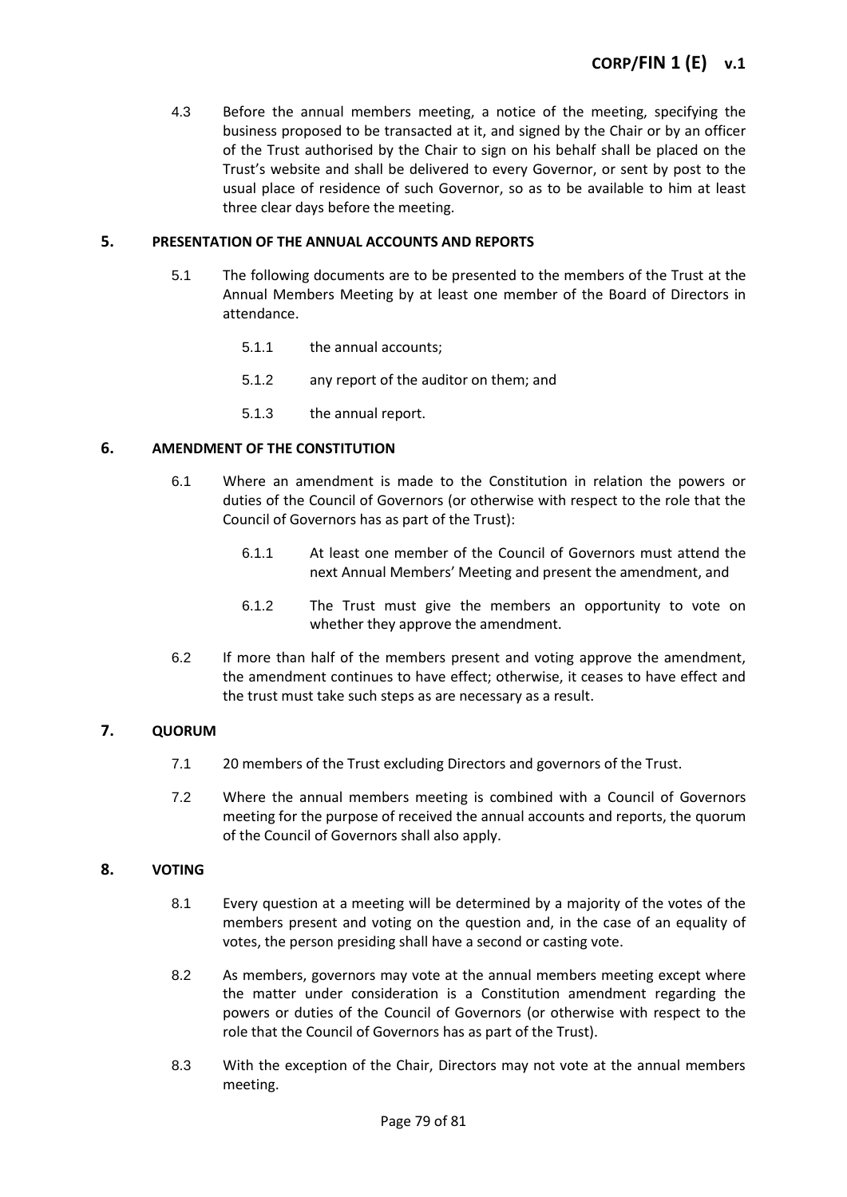4.3 Before the annual members meeting, a notice of the meeting, specifying the business proposed to be transacted at it, and signed by the Chair or by an officer of the Trust authorised by the Chair to sign on his behalf shall be placed on the Trust's website and shall be delivered to every Governor, or sent by post to the usual place of residence of such Governor, so as to be available to him at least three clear days before the meeting.

## 5. PRESENTATION OF THE ANNUAL ACCOUNTS AND REPORTS

5.1 The following documents are to be presented to the members of the Trust at the Annual Members Meeting by at least one member of the Board of Directors in attendance.

5.1.1 the annual accounts;

5.1.2 any report of the auditor on them; and

5.1.3 the annual report.

## 6. AMENDMENT OF THE CONSTITUTION

6.1 Where an amendment is made to the Constitution in relation the powers or duties of the Council of Governors (or otherwise with respect to the role that the Council of Governors has as part of the Trust):

6.1.1 At least one member of the Council of Governors must attend the next Annual Members' Meeting and present the amendment, and

6.1.2 The Trust must give the members an opportunity to vote on whether they approve the amendment.

6.2 If more than half of the members present and voting approve the amendment, the amendment continues to have effect; otherwise, it ceases to have effect and the trust must take such steps as are necessary as a result.

## 7. QUORUM

7.1 20 members of the Trust excluding Directors and governors of the Trust.

7.2 Where the annual members meeting is combined with a Council of Governors meeting for the purpose of received the annual accounts and reports, the quorum of the Council of Governors shall also apply.

## 8. VOTING

8.1 Every question at a meeting will be determined by a majority of the votes of the members present and voting on the question and, in the case of an equality of votes, the person presiding shall have a second or casting vote.

8.2 As members, governors may vote at the annual members meeting except where the matter under consideration is a Constitution amendment regarding the powers or duties of the Council of Governors (or otherwise with respect to the role that the Council of Governors has as part of the Trust).

8.3 With the exception of the Chair, Directors may not vote at the annual members meeting.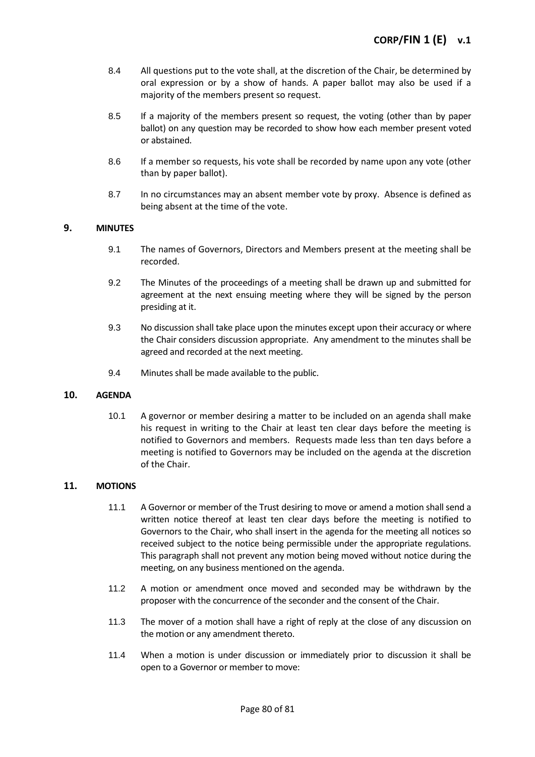8.4 All questions put to the vote shall, at the discretion of the Chair, be determined by oral expression or by a show of hands. A paper ballot may also be used if a majority of the members present so request.

8.5 If a majority of the members present so request, the voting (other than by paper ballot) on any question may be recorded to show how each member present voted or abstained.

8.6 If a member so requests, his vote shall be recorded by name upon any vote (other than by paper ballot).

8.7 In no circumstances may an absent member vote by proxy. Absence is defined as being absent at the time of the vote.

## 9. MINUTES

9.1 The names of Governors, Directors and Members present at the meeting shall be recorded.

9.2 The Minutes of the proceedings of a meeting shall be drawn up and submitted for agreement at the next ensuing meeting where they will be signed by the person presiding at it.

9.3 No discussion shall take place upon the minutes except upon their accuracy or where the Chair considers discussion appropriate. Any amendment to the minutes shall be agreed and recorded at the next meeting.

9.4 Minutes shall be made available to the public.

## 10. AGENDA

10.1 A governor or member desiring a matter to be included on an agenda shall make his request in writing to the Chair at least ten clear days before the meeting is notified to Governors and members. Requests made less than ten days before a meeting is notified to Governors may be included on the agenda at the discretion of the Chair.

## 11. MOTIONS

11.1 A Governor or member of the Trust desiring to move or amend a motion shall send a written notice thereof at least ten clear days before the meeting is notified to Governors to the Chair, who shall insert in the agenda for the meeting all notices so received subject to the notice being permissible under the appropriate regulations. This paragraph shall not prevent any motion being moved without notice during the meeting, on any business mentioned on the agenda.

11.2 A motion or amendment once moved and seconded may be withdrawn by the proposer with the concurrence of the seconder and the consent of the Chair.

11.3 The mover of a motion shall have a right of reply at the close of any discussion on the motion or any amendment thereto.

11.4 When a motion is under discussion or immediately prior to discussion it shall be open to a Governor or member to move: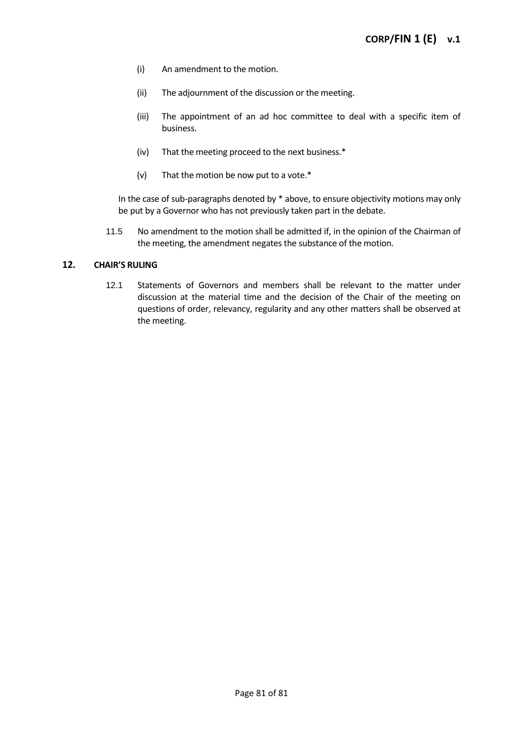(i) An amendment to the motion.

(ii) The adjournment of the discussion or the meeting.

(iii) The appointment of an ad hoc committee to deal with a specific item of business.

(iv) That the meeting proceed to the next business.*

(v) That the motion be now put to a vote.*

In the case of sub-paragraphs denoted by * above, to ensure objectivity motions may only be put by a Governor who has not previously taken part in the debate.

11.5 No amendment to the motion shall be admitted if, in the opinion of the Chairman of the meeting, the amendment negates the substance of the motion.

## 12. CHAIR'S RULING

12.1 Statements of Governors and members shall be relevant to the matter under discussion at the material time and the decision of the Chair of the meeting on questions of order, relevancy, regularity and any other matters shall be observed at the meeting.